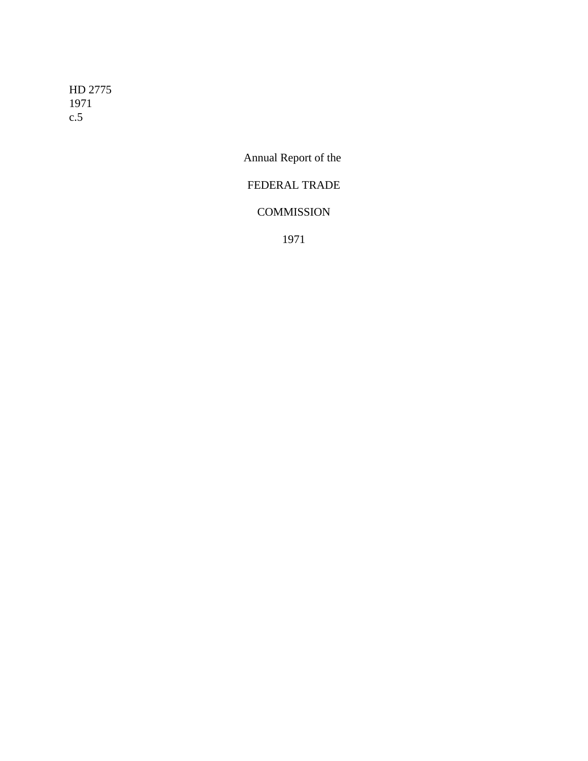HD 2775
1971
c.5

# Annual Report of the

# FEDERAL TRADE

# COMMISSION

# 1971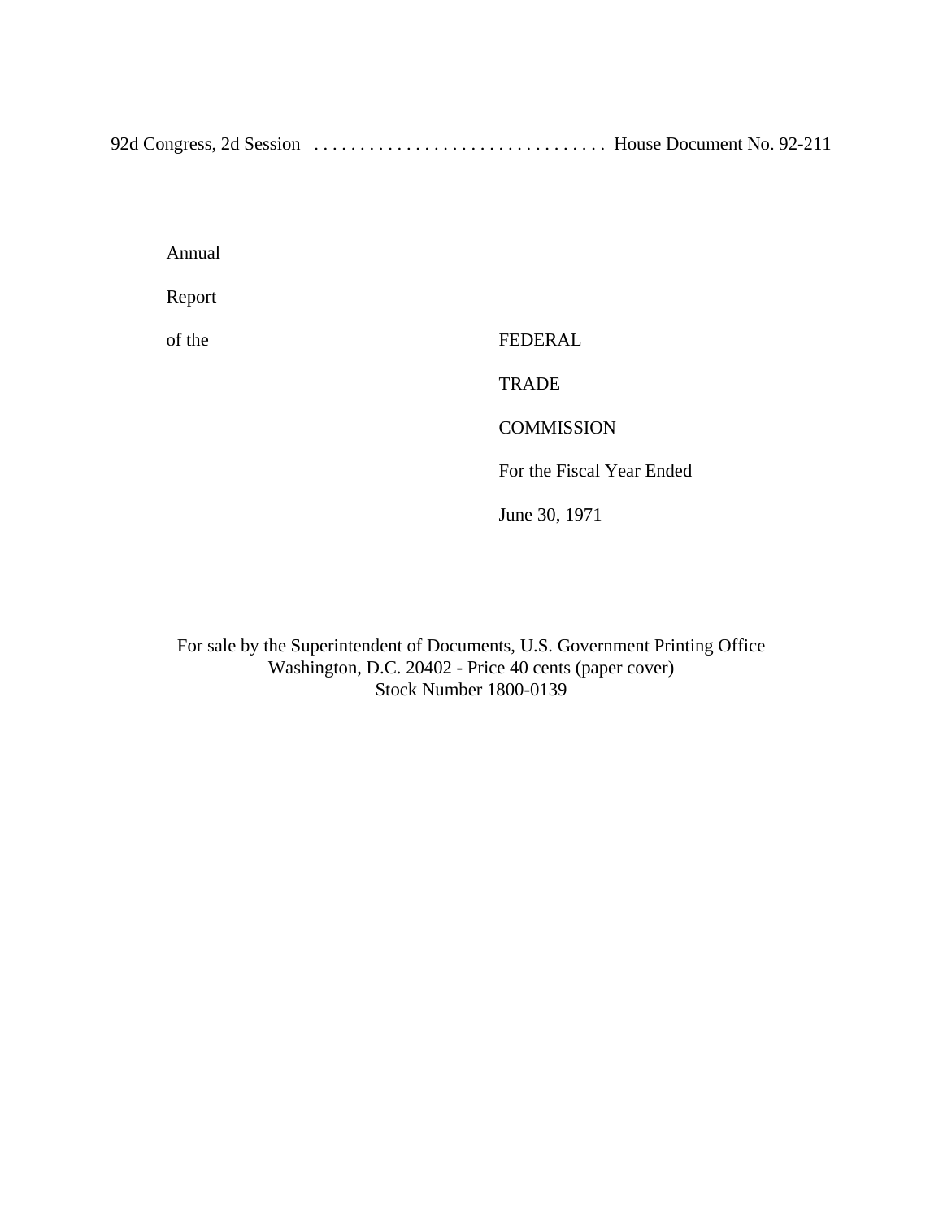92d Congress, 2d Session . . . . . . . . . . . . . . . . . . . . . . . . . . . . . . . . House Document No. 92-211

# Annual Report of the FEDERAL TRADE COMMISSION

For the Fiscal Year Ended June 30, 1971

For sale by the Superintendent of Documents, U.S. Government Printing Office
Washington, D.C. 20402 - Price 40 cents (paper cover)
Stock Number 1800-0139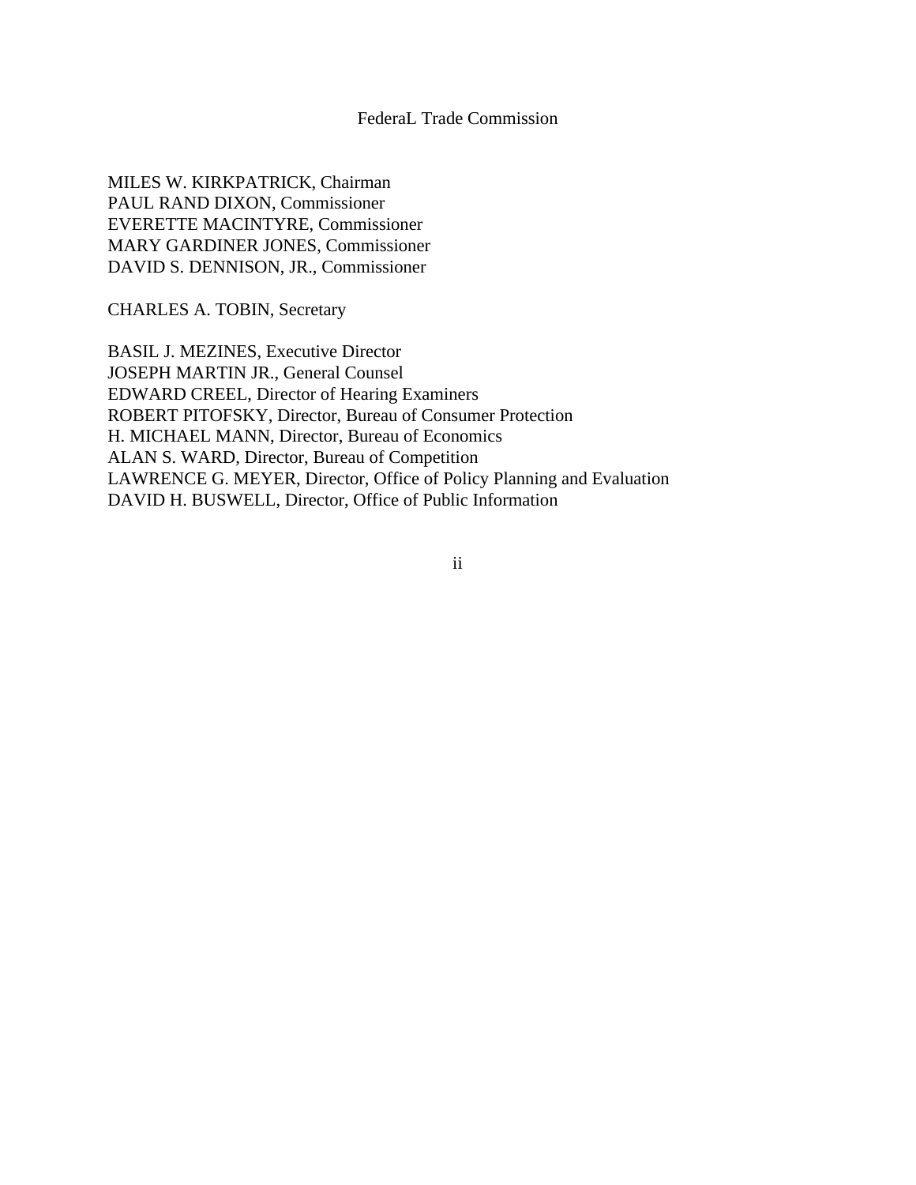FederaL Trade Commission

MILES W. KIRKPATRICK, Chairman
PAUL RAND DIXON, Commissioner
EVERETTE MACINTYRE, Commissioner
MARY GARDINER JONES, Commissioner
DAVID S. DENNISON, JR., Commissioner

CHARLES A. TOBIN, Secretary

BASIL J. MEZINES, Executive Director
JOSEPH MARTIN JR., General Counsel
EDWARD CREEL, Director of Hearing Examiners
ROBERT PITOFSKY, Director, Bureau of Consumer Protection
H. MICHAEL MANN, Director, Bureau of Economics
ALAN S. WARD, Director, Bureau of Competition
LAWRENCE G. MEYER, Director, Office of Policy Planning and Evaluation
DAVID H. BUSWELL, Director, Office of Public Information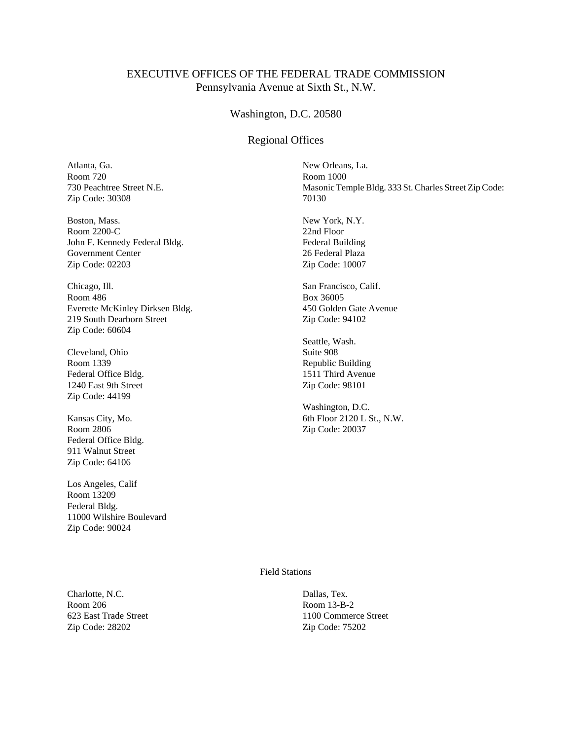# EXECUTIVE OFFICES OF THE FEDERAL TRADE COMMISSION

Pennsylvania Avenue at Sixth St., N.W.

Washington, D.C. 20580

## Regional Offices

Atlanta, Ga.
Room 720
730 Peachtree Street N.E.
Zip Code: 30308

Boston, Mass.
Room 2200-C
John F. Kennedy Federal Bldg.
Government Center
Zip Code: 02203

Chicago, Ill.
Room 486
Everette McKinley Dirksen Bldg.
219 South Dearborn Street
Zip Code: 60604

Cleveland, Ohio
Room 1339
Federal Office Bldg.
1240 East 9th Street
Zip Code: 44199

Kansas City, Mo.
Room 2806
Federal Office Bldg.
911 Walnut Street
Zip Code: 64106

Los Angeles, Calif
Room 13209
Federal Bldg.
11000 Wilshire Boulevard
Zip Code: 90024

New Orleans, La.
Room 1000
Masonic Temple Bldg. 333 St. Charles Street Zip Code: 70130

New York, N.Y.
22nd Floor
Federal Building
26 Federal Plaza
Zip Code: 10007

San Francisco, Calif.
Box 36005
450 Golden Gate Avenue
Zip Code: 94102

Seattle, Wash.
Suite 908
Republic Building
1511 Third Avenue
Zip Code: 98101

Washington, D.C.
6th Floor 2120 L St., N.W.
Zip Code: 20037

## Field Stations

Charlotte, N.C.
Room 206
623 East Trade Street
Zip Code: 28202

Dallas, Tex.
Room 13-B-2
1100 Commerce Street
Zip Code: 75202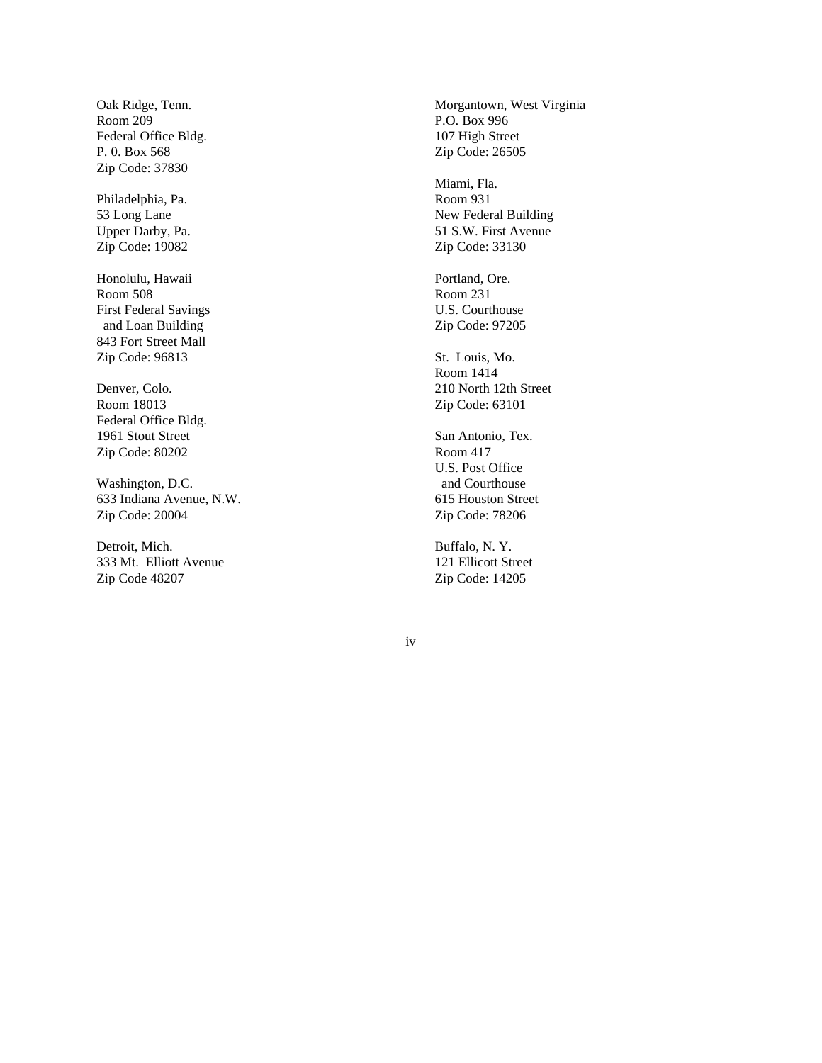Oak Ridge, Tenn.
Room 209
Federal Office Bldg.
P. 0. Box 568
Zip Code: 37830

Philadelphia, Pa.
53 Long Lane
Upper Darby, Pa.
Zip Code: 19082

Honolulu, Hawaii
Room 508
First Federal Savings
and Loan Building
843 Fort Street Mall
Zip Code: 96813

Denver, Colo.
Room 18013
Federal Office Bldg.
1961 Stout Street
Zip Code: 80202

Washington, D.C.
633 Indiana Avenue, N.W.
Zip Code: 20004

Detroit, Mich.
333 Mt. Elliott Avenue
Zip Code 48207

Morgantown, West Virginia
P.O. Box 996
107 High Street
Zip Code: 26505

Miami, Fla.
Room 931
New Federal Building
51 S.W. First Avenue
Zip Code: 33130

Portland, Ore.
Room 231
U.S. Courthouse
Zip Code: 97205

St. Louis, Mo.
Room 1414
210 North 12th Street
Zip Code: 63101

San Antonio, Tex.
Room 417
U.S. Post Office
and Courthouse
615 Houston Street
Zip Code: 78206

Buffalo, N. Y.
121 Ellicott Street
Zip Code: 14205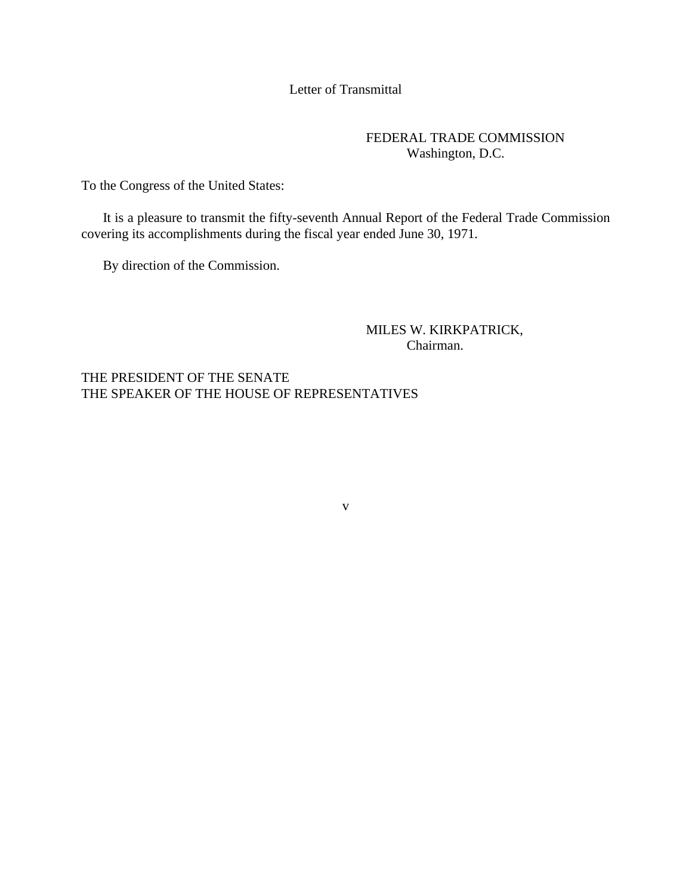# Letter of Transmittal

FEDERAL TRADE COMMISSION
Washington, D.C.

To the Congress of the United States:

It is a pleasure to transmit the fifty-seventh Annual Report of the Federal Trade Commission covering its accomplishments during the fiscal year ended June 30, 1971.

By direction of the Commission.

MILES W. KIRKPATRICK,
Chairman.

THE PRESIDENT OF THE SENATE
THE SPEAKER OF THE HOUSE OF REPRESENTATIVES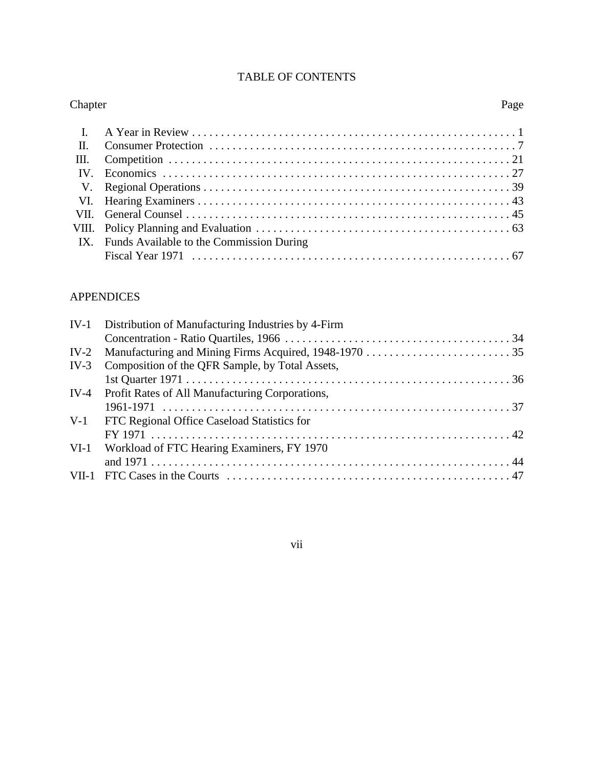# TABLE OF CONTENTS

| Chapter | | Page |
|---|---|---|
| I. | A Year in Review | 1 |
| II. | Consumer Protection | 7 |
| III. | Competition | 21 |
| IV. | Economics | 27 |
| V. | Regional Operations | 39 |
| VI. | Hearing Examiners | 43 |
| VII. | General Counsel | 45 |
| VIII. | Policy Planning and Evaluation | 63 |
| IX. | Funds Available to the Commission During Fiscal Year 1971 | 67 |

## APPENDICES

| | | |
|---|---|---|
| IV-1 | Distribution of Manufacturing Industries by 4-Firm Concentration - Ratio Quartiles, 1966 | 34 |
| IV-2 | Manufacturing and Mining Firms Acquired, 1948-1970 | 35 |
| IV-3 | Composition of the QFR Sample, by Total Assets, 1st Quarter 1971 | 36 |
| IV-4 | Profit Rates of All Manufacturing Corporations, 1961-1971 | 37 |
| V-1 | FTC Regional Office Caseload Statistics for FY 1971 | 42 |
| VI-1 | Workload of FTC Hearing Examiners, FY 1970 and 1971 | 44 |
| VII-1 | FTC Cases in the Courts | 47 |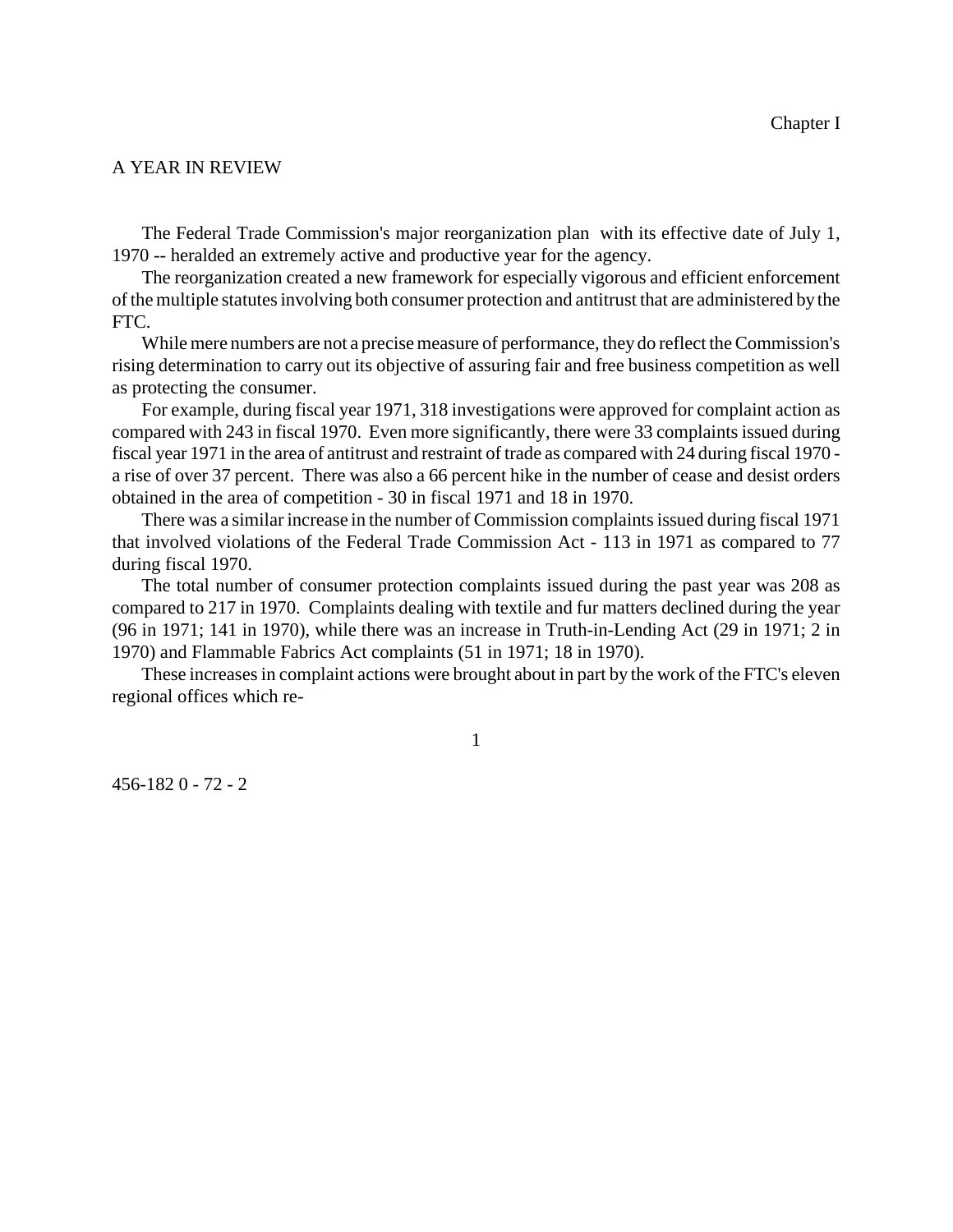Chapter I

# A YEAR IN REVIEW

The Federal Trade Commission's major reorganization plan  with its effective date of July 1, 1970 -- heralded an extremely active and productive year for the agency.

The reorganization created a new framework for especially vigorous and efficient enforcement of the multiple statutes involving both consumer protection and antitrust that are administered by the FTC.

While mere numbers are not a precise measure of performance, they do reflect the Commission's rising determination to carry out its objective of assuring fair and free business competition as well as protecting the consumer.

For example, during fiscal year 1971, 318 investigations were approved for complaint action as compared with 243 in fiscal 1970. Even more significantly, there were 33 complaints issued during fiscal year 1971 in the area of antitrust and restraint of trade as compared with 24 during fiscal 1970 - a rise of over 37 percent. There was also a 66 percent hike in the number of cease and desist orders obtained in the area of competition - 30 in fiscal 1971 and 18 in 1970.

There was a similar increase in the number of Commission complaints issued during fiscal 1971 that involved violations of the Federal Trade Commission Act - 113 in 1971 as compared to 77 during fiscal 1970.

The total number of consumer protection complaints issued during the past year was 208 as compared to 217 in 1970. Complaints dealing with textile and fur matters declined during the year (96 in 1971; 141 in 1970), while there was an increase in Truth-in-Lending Act (29 in 1971; 2 in 1970) and Flammable Fabrics Act complaints (51 in 1971; 18 in 1970).

These increases in complaint actions were brought about in part by the work of the FTC's eleven regional offices which re-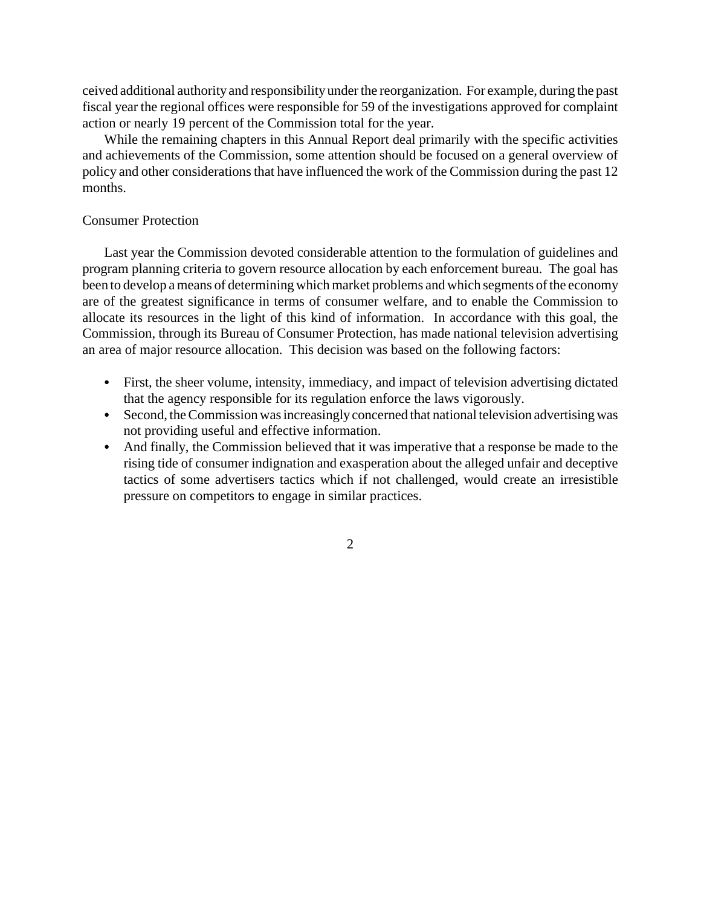ceived additional authority and responsibility under the reorganization. For example, during the past fiscal year the regional offices were responsible for 59 of the investigations approved for complaint action or nearly 19 percent of the Commission total for the year.

While the remaining chapters in this Annual Report deal primarily with the specific activities and achievements of the Commission, some attention should be focused on a general overview of policy and other considerations that have influenced the work of the Commission during the past 12 months.

## Consumer Protection

Last year the Commission devoted considerable attention to the formulation of guidelines and program planning criteria to govern resource allocation by each enforcement bureau. The goal has been to develop a means of determining which market problems and which segments of the economy are of the greatest significance in terms of consumer welfare, and to enable the Commission to allocate its resources in the light of this kind of information. In accordance with this goal, the Commission, through its Bureau of Consumer Protection, has made national television advertising an area of major resource allocation. This decision was based on the following factors:

- First, the sheer volume, intensity, immediacy, and impact of television advertising dictated that the agency responsible for its regulation enforce the laws vigorously.
- Second, the Commission was increasingly concerned that national television advertising was not providing useful and effective information.
- And finally, the Commission believed that it was imperative that a response be made to the rising tide of consumer indignation and exasperation about the alleged unfair and deceptive tactics of some advertisers tactics which if not challenged, would create an irresistible pressure on competitors to engage in similar practices.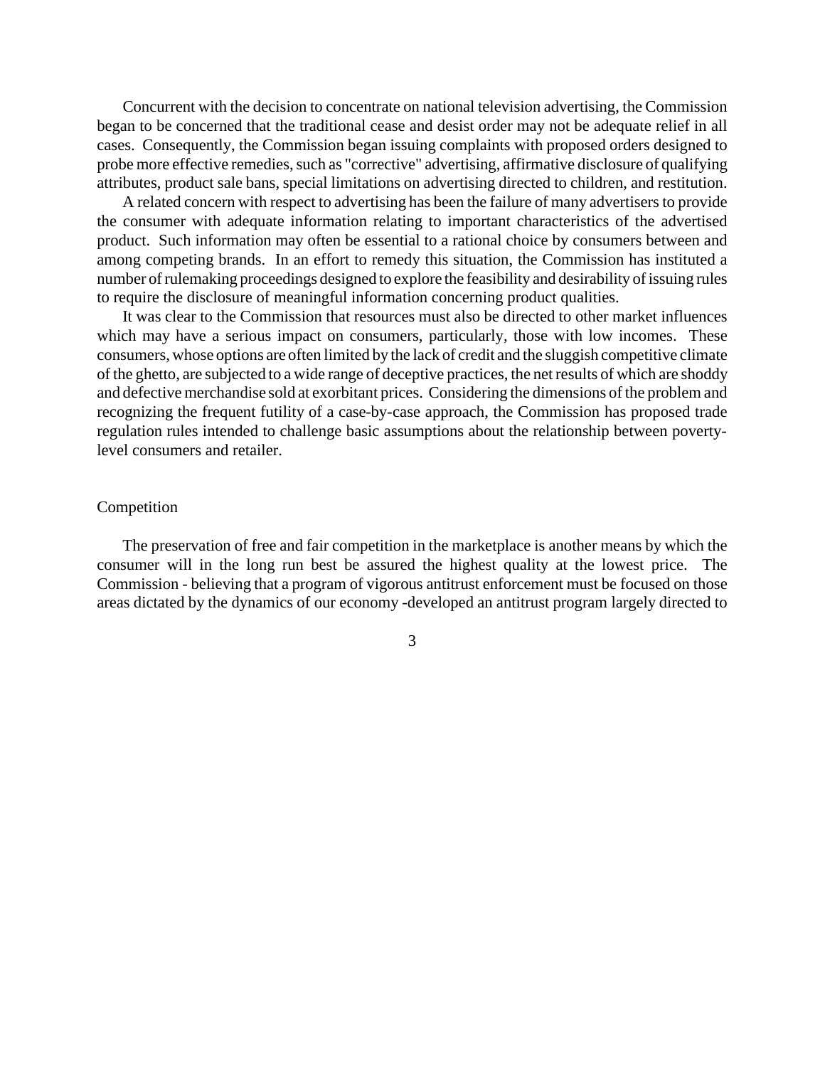Concurrent with the decision to concentrate on national television advertising, the Commission began to be concerned that the traditional cease and desist order may not be adequate relief in all cases. Consequently, the Commission began issuing complaints with proposed orders designed to probe more effective remedies, such as "corrective" advertising, affirmative disclosure of qualifying attributes, product sale bans, special limitations on advertising directed to children, and restitution.

A related concern with respect to advertising has been the failure of many advertisers to provide the consumer with adequate information relating to important characteristics of the advertised product. Such information may often be essential to a rational choice by consumers between and among competing brands. In an effort to remedy this situation, the Commission has instituted a number of rulemaking proceedings designed to explore the feasibility and desirability of issuing rules to require the disclosure of meaningful information concerning product qualities.

It was clear to the Commission that resources must also be directed to other market influences which may have a serious impact on consumers, particularly, those with low incomes. These consumers, whose options are often limited by the lack of credit and the sluggish competitive climate of the ghetto, are subjected to a wide range of deceptive practices, the net results of which are shoddy and defective merchandise sold at exorbitant prices. Considering the dimensions of the problem and recognizing the frequent futility of a case-by-case approach, the Commission has proposed trade regulation rules intended to challenge basic assumptions about the relationship between poverty-level consumers and retailer.

## Competition

The preservation of free and fair competition in the marketplace is another means by which the consumer will in the long run best be assured the highest quality at the lowest price. The Commission - believing that a program of vigorous antitrust enforcement must be focused on those areas dictated by the dynamics of our economy -developed an antitrust program largely directed to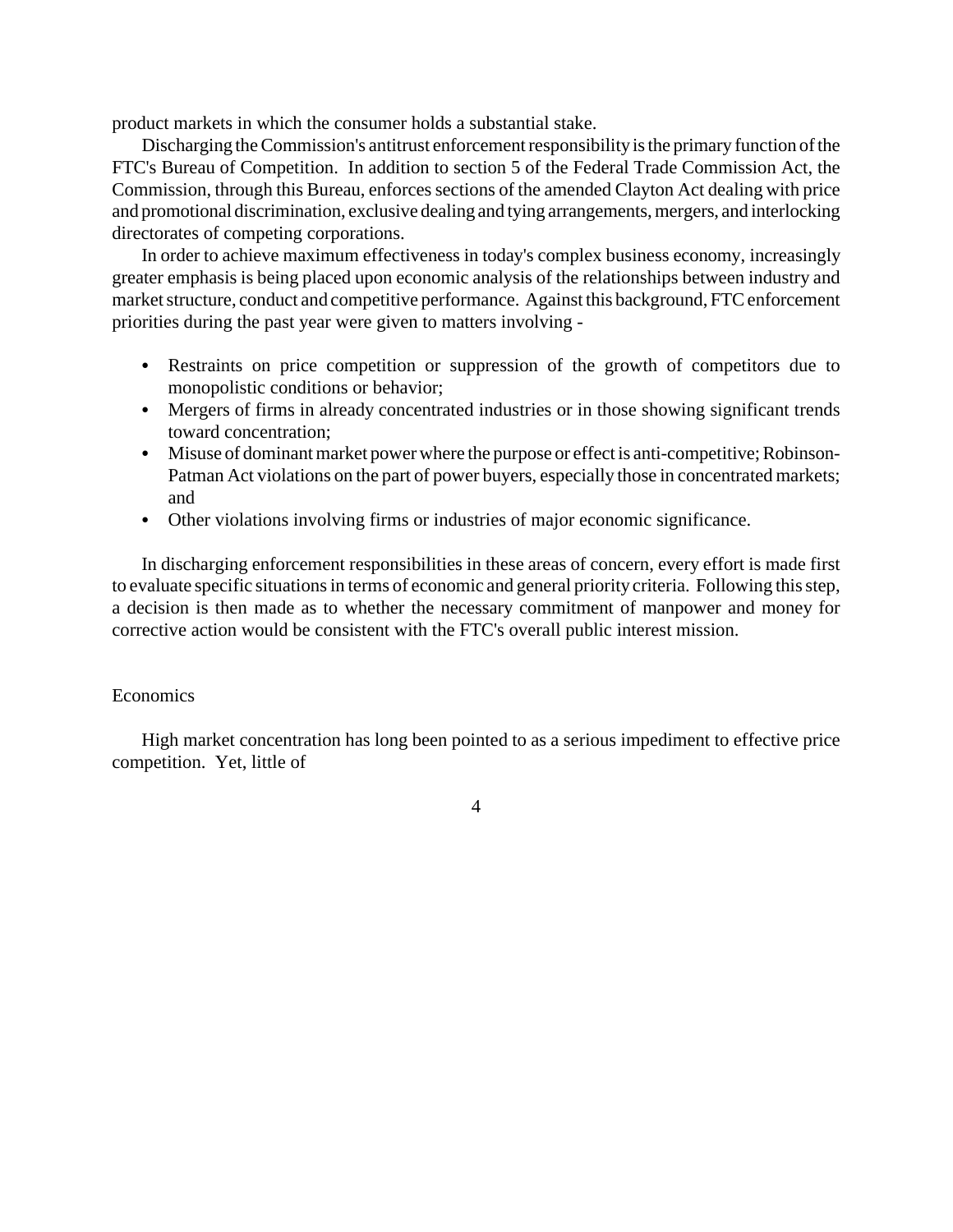product markets in which the consumer holds a substantial stake.

Discharging the Commission's antitrust enforcement responsibility is the primary function of the FTC's Bureau of Competition. In addition to section 5 of the Federal Trade Commission Act, the Commission, through this Bureau, enforces sections of the amended Clayton Act dealing with price and promotional discrimination, exclusive dealing and tying arrangements, mergers, and interlocking directorates of competing corporations.

In order to achieve maximum effectiveness in today's complex business economy, increasingly greater emphasis is being placed upon economic analysis of the relationships between industry and market structure, conduct and competitive performance. Against this background, FTC enforcement priorities during the past year were given to matters involving -

- Restraints on price competition or suppression of the growth of competitors due to monopolistic conditions or behavior;
- Mergers of firms in already concentrated industries or in those showing significant trends toward concentration;
- Misuse of dominant market power where the purpose or effect is anti-competitive; Robinson-Patman Act violations on the part of power buyers, especially those in concentrated markets; and
- Other violations involving firms or industries of major economic significance.

In discharging enforcement responsibilities in these areas of concern, every effort is made first to evaluate specific situations in terms of economic and general priority criteria. Following this step, a decision is then made as to whether the necessary commitment of manpower and money for corrective action would be consistent with the FTC's overall public interest mission.

## Economics

High market concentration has long been pointed to as a serious impediment to effective price competition. Yet, little of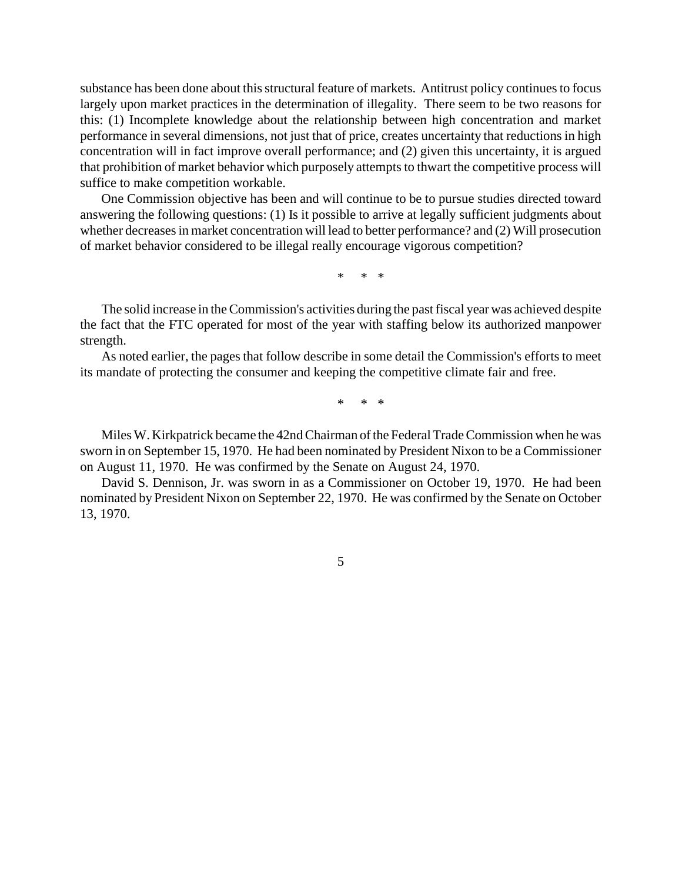substance has been done about this structural feature of markets. Antitrust policy continues to focus largely upon market practices in the determination of illegality. There seem to be two reasons for this: (1) Incomplete knowledge about the relationship between high concentration and market performance in several dimensions, not just that of price, creates uncertainty that reductions in high concentration will in fact improve overall performance; and (2) given this uncertainty, it is argued that prohibition of market behavior which purposely attempts to thwart the competitive process will suffice to make competition workable.

One Commission objective has been and will continue to be to pursue studies directed toward answering the following questions: (1) Is it possible to arrive at legally sufficient judgments about whether decreases in market concentration will lead to better performance? and (2) Will prosecution of market behavior considered to be illegal really encourage vigorous competition?

\* \* \*

The solid increase in the Commission's activities during the past fiscal year was achieved despite the fact that the FTC operated for most of the year with staffing below its authorized manpower strength.

As noted earlier, the pages that follow describe in some detail the Commission's efforts to meet its mandate of protecting the consumer and keeping the competitive climate fair and free.

\* \* \*

Miles W. Kirkpatrick became the 42nd Chairman of the Federal Trade Commission when he was sworn in on September 15, 1970. He had been nominated by President Nixon to be a Commissioner on August 11, 1970. He was confirmed by the Senate on August 24, 1970.

David S. Dennison, Jr. was sworn in as a Commissioner on October 19, 1970. He had been nominated by President Nixon on September 22, 1970. He was confirmed by the Senate on October 13, 1970.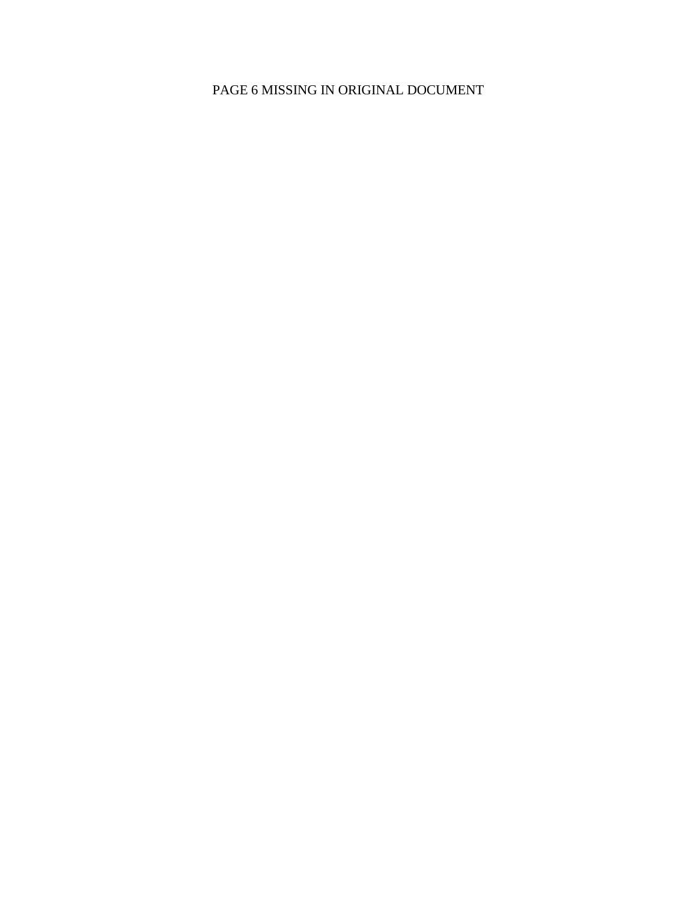PAGE 6 MISSING IN ORIGINAL DOCUMENT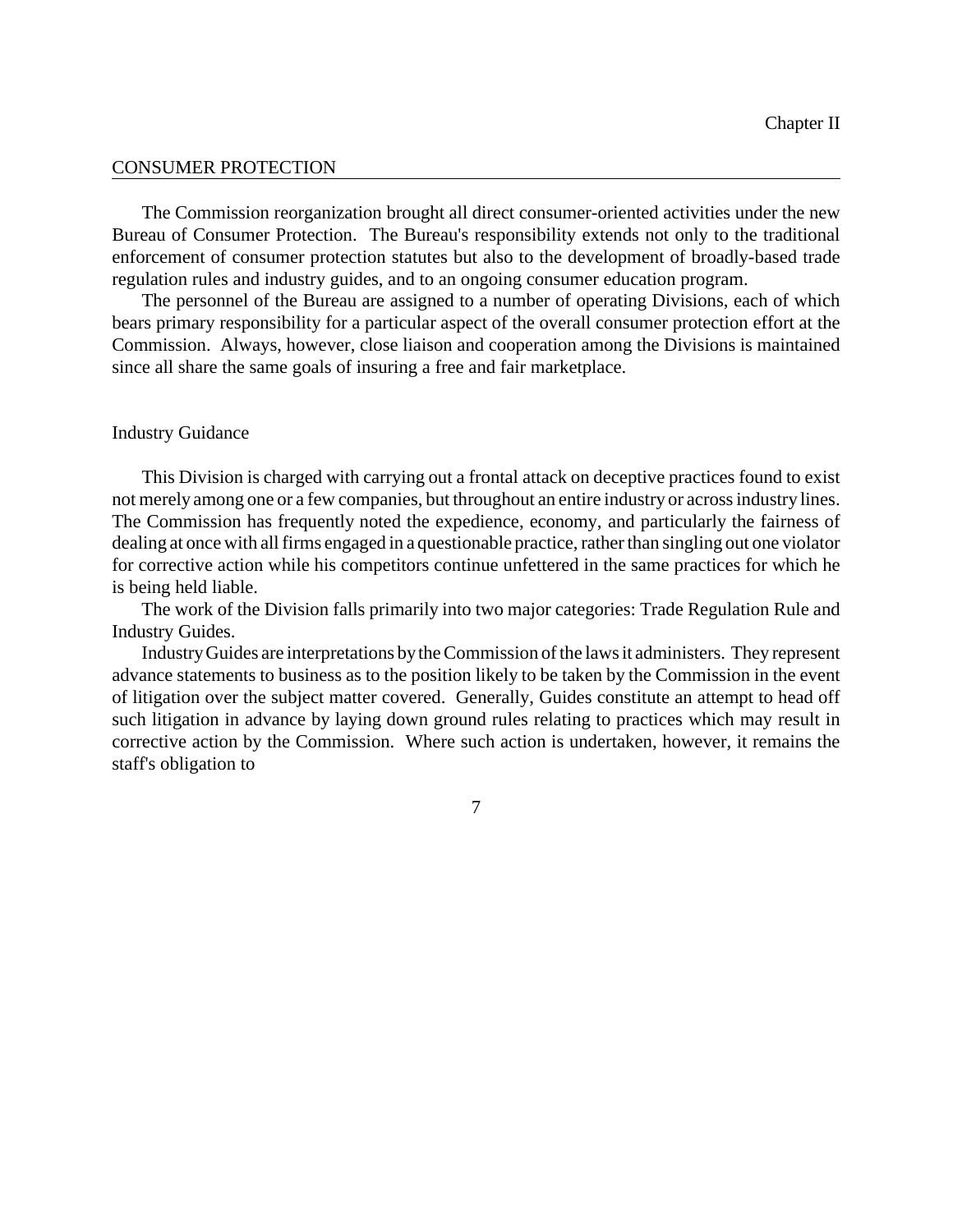Chapter II

## CONSUMER PROTECTION

The Commission reorganization brought all direct consumer-oriented activities under the new Bureau of Consumer Protection. The Bureau's responsibility extends not only to the traditional enforcement of consumer protection statutes but also to the development of broadly-based trade regulation rules and industry guides, and to an ongoing consumer education program.

The personnel of the Bureau are assigned to a number of operating Divisions, each of which bears primary responsibility for a particular aspect of the overall consumer protection effort at the Commission. Always, however, close liaison and cooperation among the Divisions is maintained since all share the same goals of insuring a free and fair marketplace.

### Industry Guidance

This Division is charged with carrying out a frontal attack on deceptive practices found to exist not merely among one or a few companies, but throughout an entire industry or across industry lines. The Commission has frequently noted the expedience, economy, and particularly the fairness of dealing at once with all firms engaged in a questionable practice, rather than singling out one violator for corrective action while his competitors continue unfettered in the same practices for which he is being held liable.

The work of the Division falls primarily into two major categories: Trade Regulation Rule and Industry Guides.

Industry Guides are interpretations by the Commission of the laws it administers. They represent advance statements to business as to the position likely to be taken by the Commission in the event of litigation over the subject matter covered. Generally, Guides constitute an attempt to head off such litigation in advance by laying down ground rules relating to practices which may result in corrective action by the Commission. Where such action is undertaken, however, it remains the staff's obligation to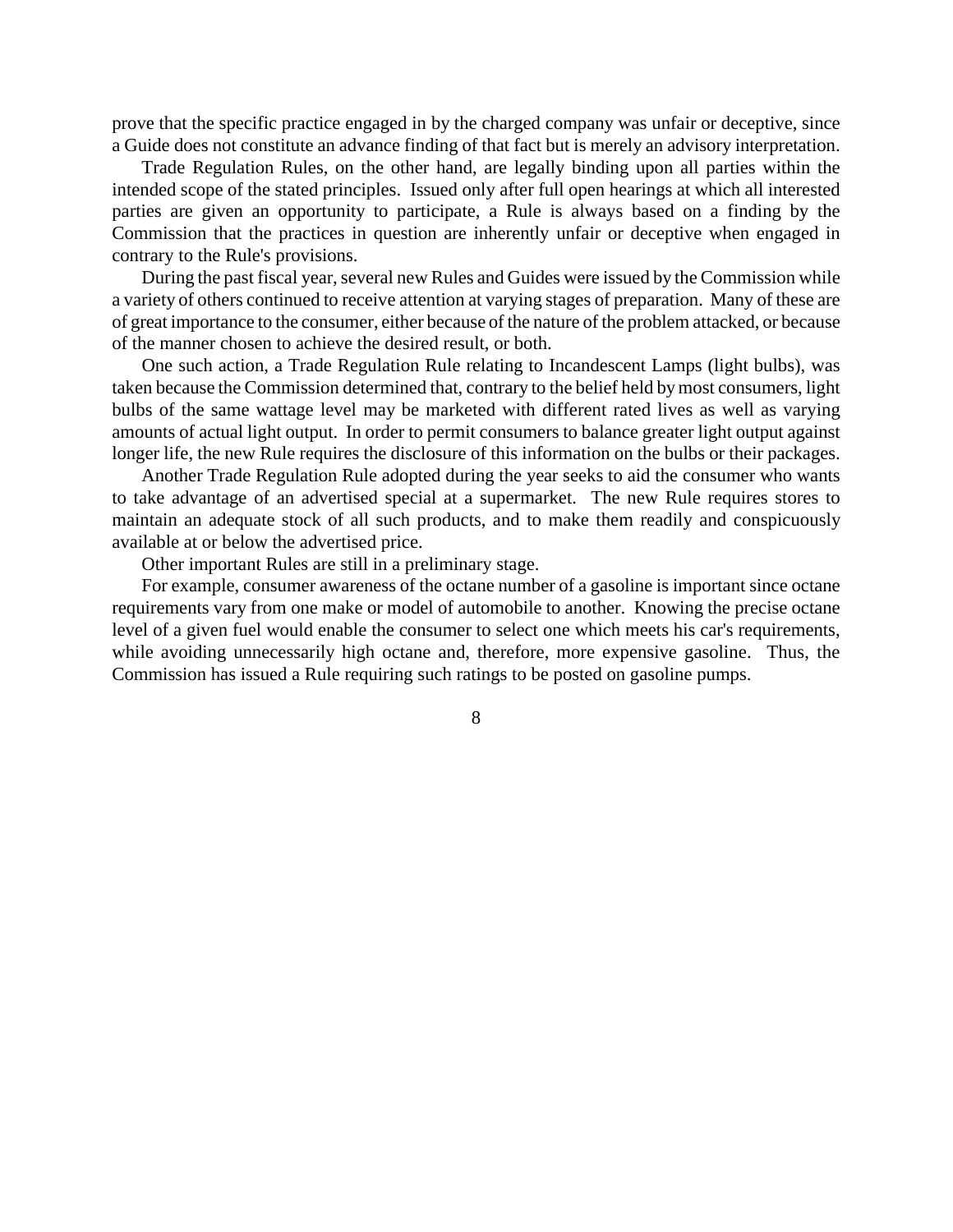prove that the specific practice engaged in by the charged company was unfair or deceptive, since a Guide does not constitute an advance finding of that fact but is merely an advisory interpretation.

Trade Regulation Rules, on the other hand, are legally binding upon all parties within the intended scope of the stated principles. Issued only after full open hearings at which all interested parties are given an opportunity to participate, a Rule is always based on a finding by the Commission that the practices in question are inherently unfair or deceptive when engaged in contrary to the Rule's provisions.

During the past fiscal year, several new Rules and Guides were issued by the Commission while a variety of others continued to receive attention at varying stages of preparation. Many of these are of great importance to the consumer, either because of the nature of the problem attacked, or because of the manner chosen to achieve the desired result, or both.

One such action, a Trade Regulation Rule relating to Incandescent Lamps (light bulbs), was taken because the Commission determined that, contrary to the belief held by most consumers, light bulbs of the same wattage level may be marketed with different rated lives as well as varying amounts of actual light output. In order to permit consumers to balance greater light output against longer life, the new Rule requires the disclosure of this information on the bulbs or their packages.

Another Trade Regulation Rule adopted during the year seeks to aid the consumer who wants to take advantage of an advertised special at a supermarket. The new Rule requires stores to maintain an adequate stock of all such products, and to make them readily and conspicuously available at or below the advertised price.

Other important Rules are still in a preliminary stage.

For example, consumer awareness of the octane number of a gasoline is important since octane requirements vary from one make or model of automobile to another. Knowing the precise octane level of a given fuel would enable the consumer to select one which meets his car's requirements, while avoiding unnecessarily high octane and, therefore, more expensive gasoline. Thus, the Commission has issued a Rule requiring such ratings to be posted on gasoline pumps.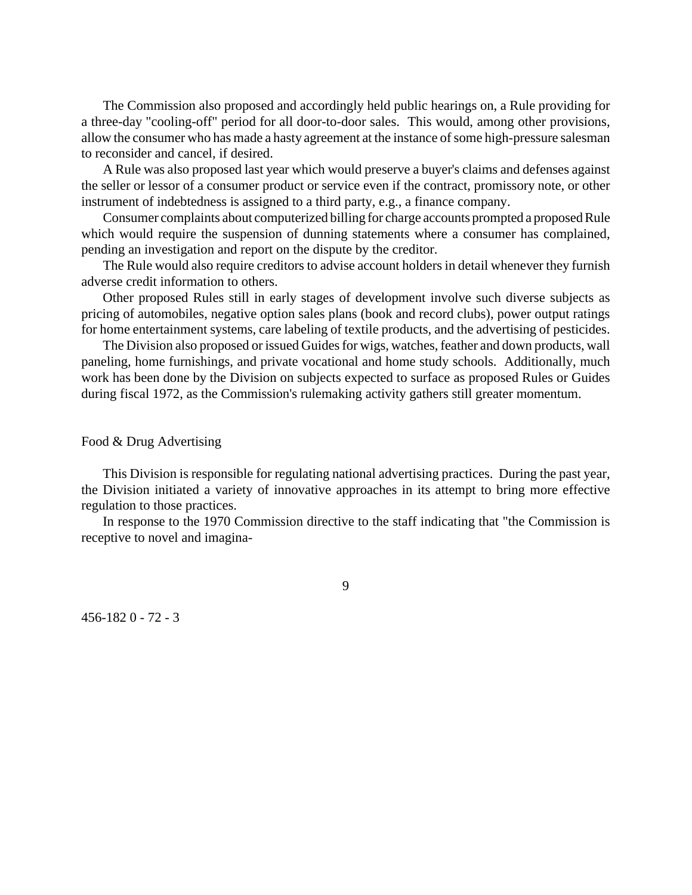The Commission also proposed and accordingly held public hearings on, a Rule providing for a three-day "cooling-off" period for all door-to-door sales. This would, among other provisions, allow the consumer who has made a hasty agreement at the instance of some high-pressure salesman to reconsider and cancel, if desired.

A Rule was also proposed last year which would preserve a buyer's claims and defenses against the seller or lessor of a consumer product or service even if the contract, promissory note, or other instrument of indebtedness is assigned to a third party, e.g., a finance company.

Consumer complaints about computerized billing for charge accounts prompted a proposed Rule which would require the suspension of dunning statements where a consumer has complained, pending an investigation and report on the dispute by the creditor.

The Rule would also require creditors to advise account holders in detail whenever they furnish adverse credit information to others.

Other proposed Rules still in early stages of development involve such diverse subjects as pricing of automobiles, negative option sales plans (book and record clubs), power output ratings for home entertainment systems, care labeling of textile products, and the advertising of pesticides.

The Division also proposed or issued Guides for wigs, watches, feather and down products, wall paneling, home furnishings, and private vocational and home study schools. Additionally, much work has been done by the Division on subjects expected to surface as proposed Rules or Guides during fiscal 1972, as the Commission's rulemaking activity gathers still greater momentum.

## Food & Drug Advertising

This Division is responsible for regulating national advertising practices. During the past year, the Division initiated a variety of innovative approaches in its attempt to bring more effective regulation to those practices.

In response to the 1970 Commission directive to the staff indicating that "the Commission is receptive to novel and imagina-

456-182 0 - 72 - 3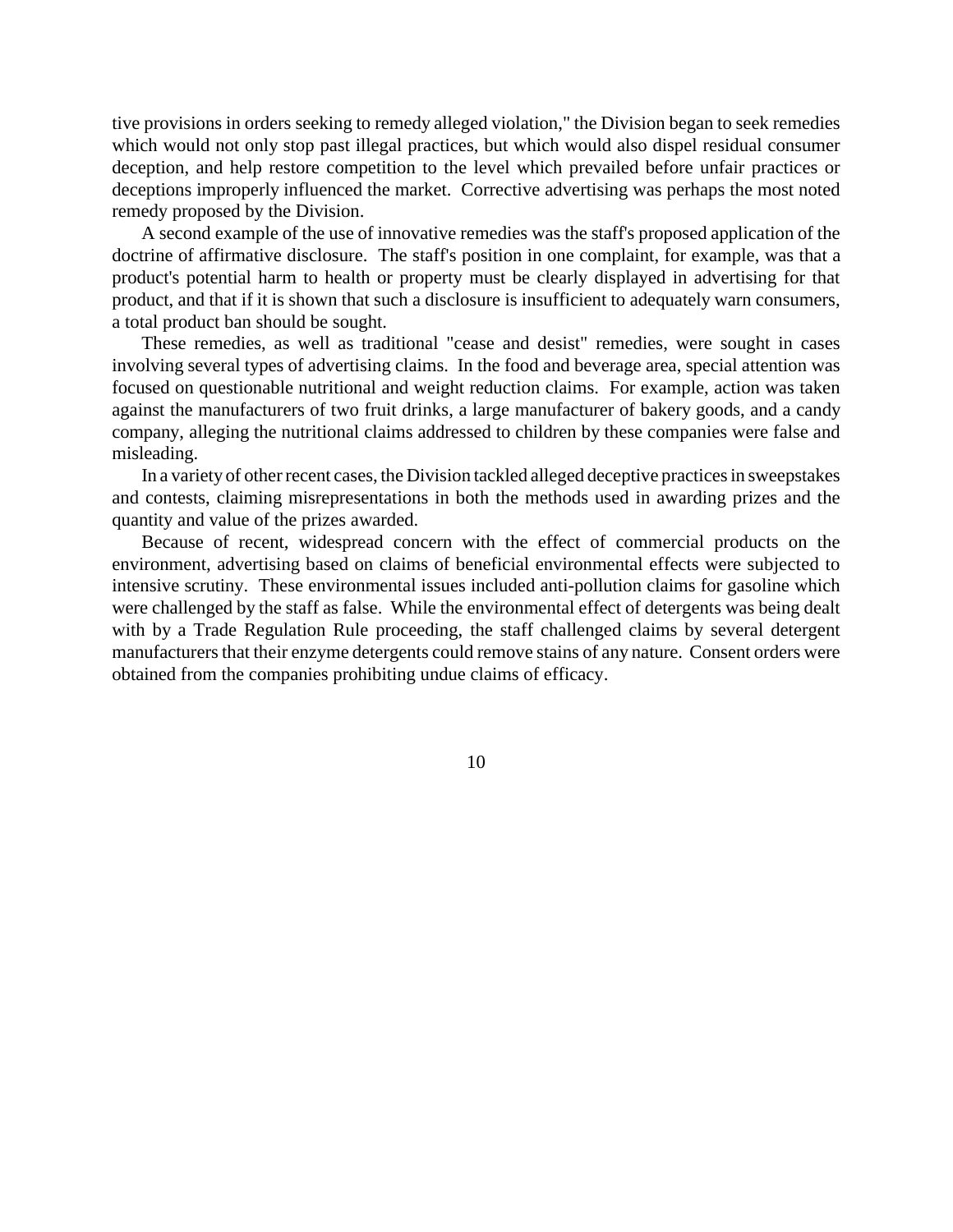tive provisions in orders seeking to remedy alleged violation," the Division began to seek remedies which would not only stop past illegal practices, but which would also dispel residual consumer deception, and help restore competition to the level which prevailed before unfair practices or deceptions improperly influenced the market. Corrective advertising was perhaps the most noted remedy proposed by the Division.

A second example of the use of innovative remedies was the staff's proposed application of the doctrine of affirmative disclosure. The staff's position in one complaint, for example, was that a product's potential harm to health or property must be clearly displayed in advertising for that product, and that if it is shown that such a disclosure is insufficient to adequately warn consumers, a total product ban should be sought.

These remedies, as well as traditional "cease and desist" remedies, were sought in cases involving several types of advertising claims. In the food and beverage area, special attention was focused on questionable nutritional and weight reduction claims. For example, action was taken against the manufacturers of two fruit drinks, a large manufacturer of bakery goods, and a candy company, alleging the nutritional claims addressed to children by these companies were false and misleading.

In a variety of other recent cases, the Division tackled alleged deceptive practices in sweepstakes and contests, claiming misrepresentations in both the methods used in awarding prizes and the quantity and value of the prizes awarded.

Because of recent, widespread concern with the effect of commercial products on the environment, advertising based on claims of beneficial environmental effects were subjected to intensive scrutiny. These environmental issues included anti-pollution claims for gasoline which were challenged by the staff as false. While the environmental effect of detergents was being dealt with by a Trade Regulation Rule proceeding, the staff challenged claims by several detergent manufacturers that their enzyme detergents could remove stains of any nature. Consent orders were obtained from the companies prohibiting undue claims of efficacy.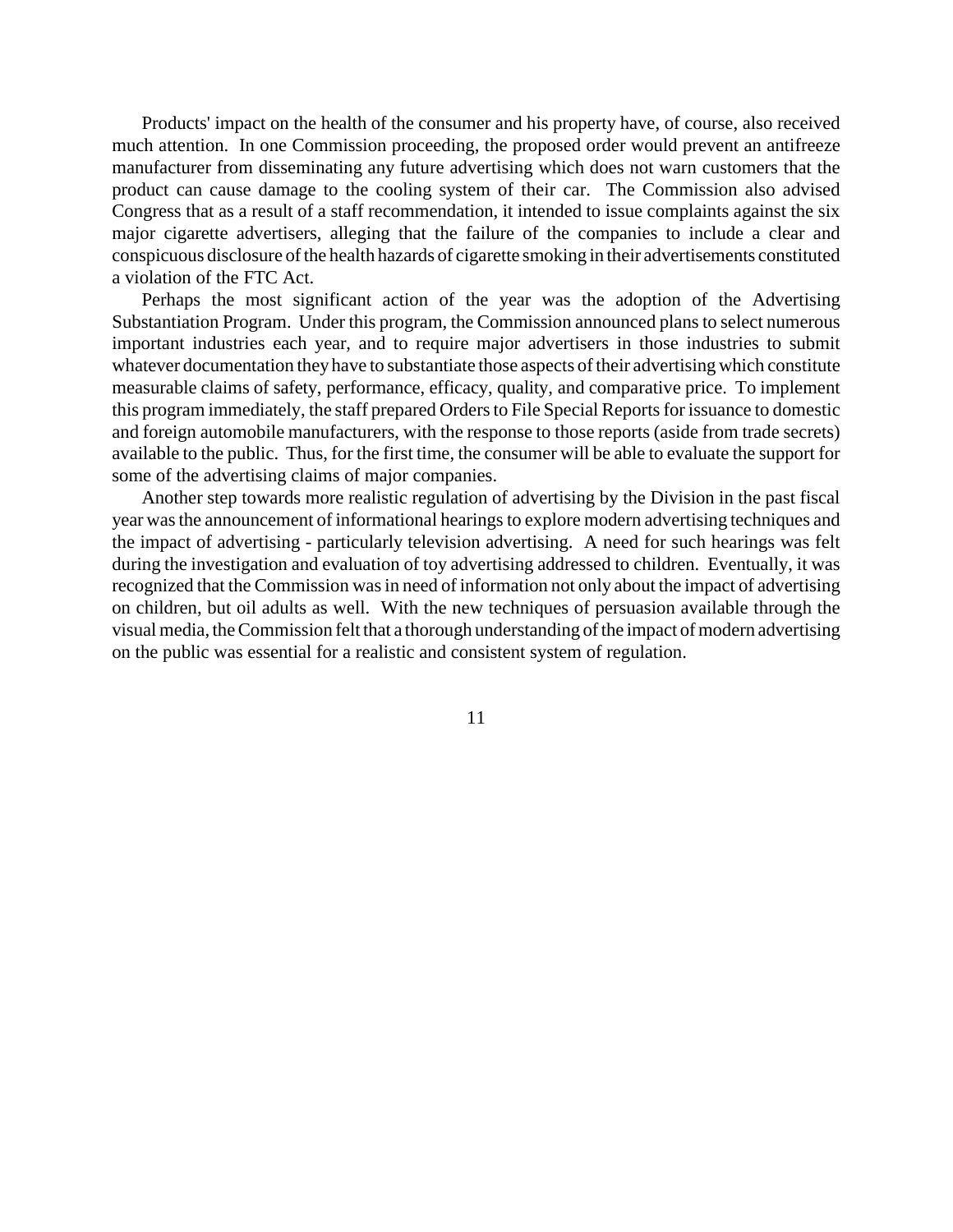Products' impact on the health of the consumer and his property have, of course, also received much attention. In one Commission proceeding, the proposed order would prevent an antifreeze manufacturer from disseminating any future advertising which does not warn customers that the product can cause damage to the cooling system of their car. The Commission also advised Congress that as a result of a staff recommendation, it intended to issue complaints against the six major cigarette advertisers, alleging that the failure of the companies to include a clear and conspicuous disclosure of the health hazards of cigarette smoking in their advertisements constituted a violation of the FTC Act.

Perhaps the most significant action of the year was the adoption of the Advertising Substantiation Program. Under this program, the Commission announced plans to select numerous important industries each year, and to require major advertisers in those industries to submit whatever documentation they have to substantiate those aspects of their advertising which constitute measurable claims of safety, performance, efficacy, quality, and comparative price. To implement this program immediately, the staff prepared Orders to File Special Reports for issuance to domestic and foreign automobile manufacturers, with the response to those reports (aside from trade secrets) available to the public. Thus, for the first time, the consumer will be able to evaluate the support for some of the advertising claims of major companies.

Another step towards more realistic regulation of advertising by the Division in the past fiscal year was the announcement of informational hearings to explore modern advertising techniques and the impact of advertising - particularly television advertising. A need for such hearings was felt during the investigation and evaluation of toy advertising addressed to children. Eventually, it was recognized that the Commission was in need of information not only about the impact of advertising on children, but oil adults as well. With the new techniques of persuasion available through the visual media, the Commission felt that a thorough understanding of the impact of modern advertising on the public was essential for a realistic and consistent system of regulation.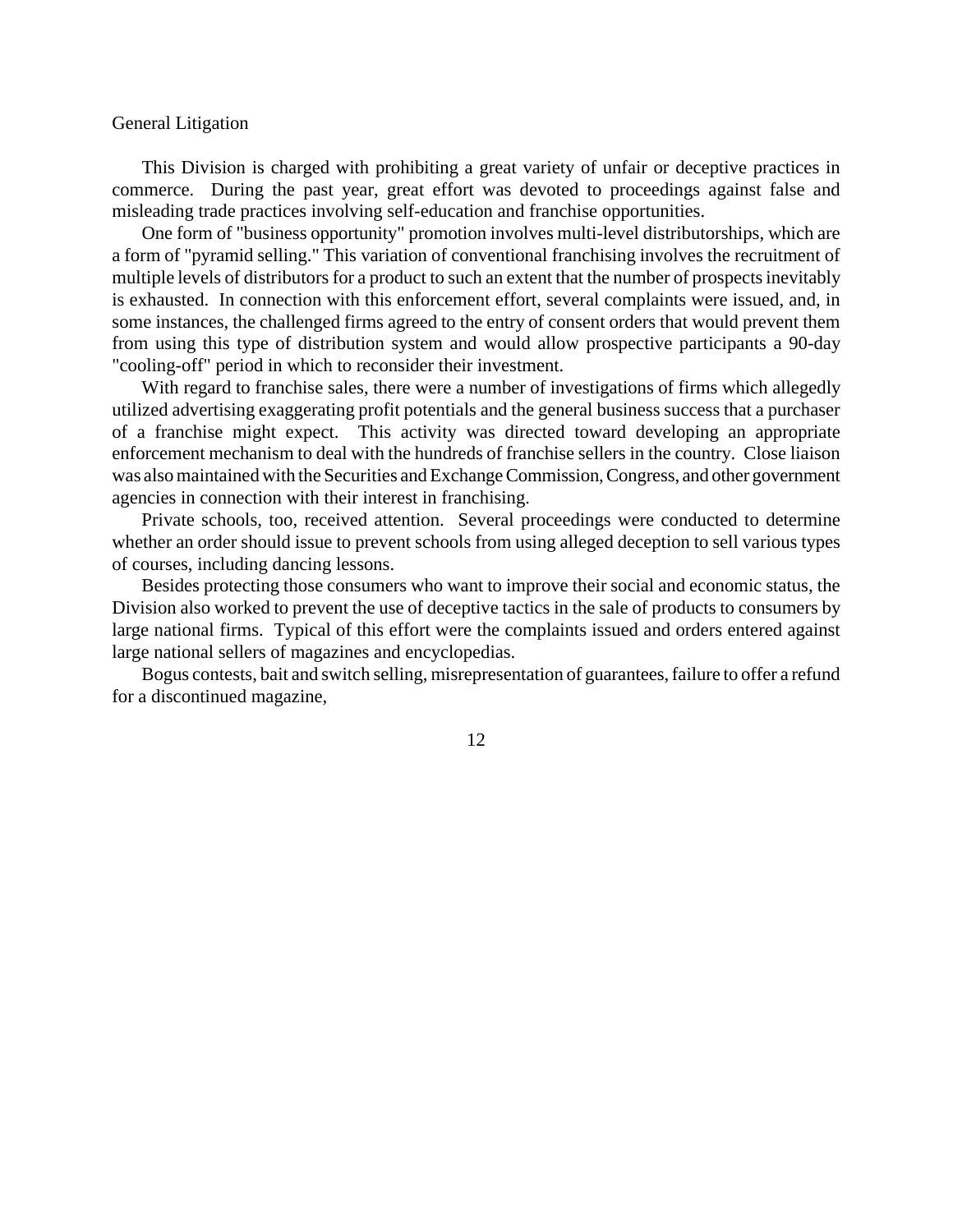## General Litigation

This Division is charged with prohibiting a great variety of unfair or deceptive practices in commerce. During the past year, great effort was devoted to proceedings against false and misleading trade practices involving self-education and franchise opportunities.

One form of "business opportunity" promotion involves multi-level distributorships, which are a form of "pyramid selling." This variation of conventional franchising involves the recruitment of multiple levels of distributors for a product to such an extent that the number of prospects inevitably is exhausted. In connection with this enforcement effort, several complaints were issued, and, in some instances, the challenged firms agreed to the entry of consent orders that would prevent them from using this type of distribution system and would allow prospective participants a 90-day "cooling-off" period in which to reconsider their investment.

With regard to franchise sales, there were a number of investigations of firms which allegedly utilized advertising exaggerating profit potentials and the general business success that a purchaser of a franchise might expect. This activity was directed toward developing an appropriate enforcement mechanism to deal with the hundreds of franchise sellers in the country. Close liaison was also maintained with the Securities and Exchange Commission, Congress, and other government agencies in connection with their interest in franchising.

Private schools, too, received attention. Several proceedings were conducted to determine whether an order should issue to prevent schools from using alleged deception to sell various types of courses, including dancing lessons.

Besides protecting those consumers who want to improve their social and economic status, the Division also worked to prevent the use of deceptive tactics in the sale of products to consumers by large national firms. Typical of this effort were the complaints issued and orders entered against large national sellers of magazines and encyclopedias.

Bogus contests, bait and switch selling, misrepresentation of guarantees, failure to offer a refund for a discontinued magazine,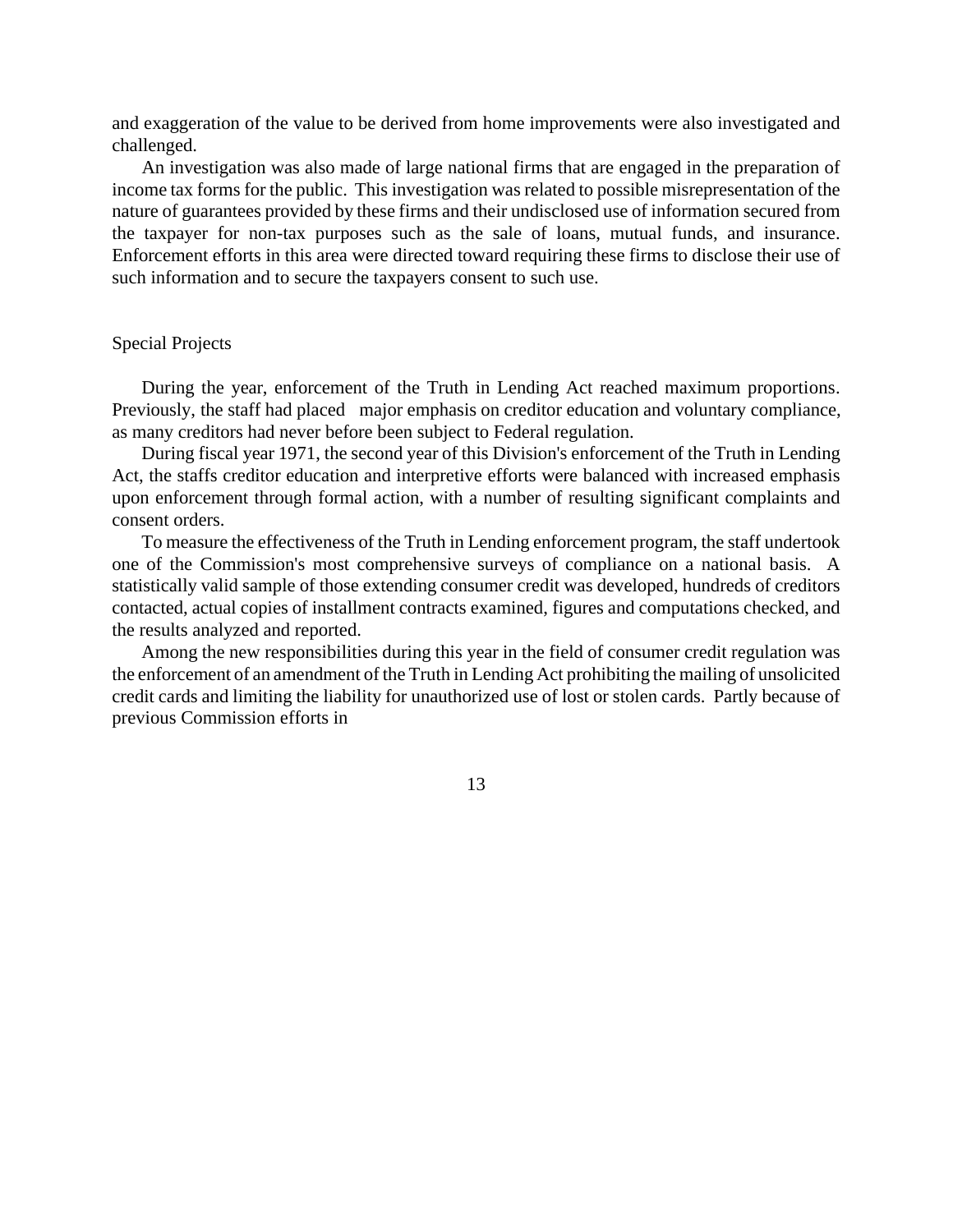and exaggeration of the value to be derived from home improvements were also investigated and challenged.

An investigation was also made of large national firms that are engaged in the preparation of income tax forms for the public. This investigation was related to possible misrepresentation of the nature of guarantees provided by these firms and their undisclosed use of information secured from the taxpayer for non-tax purposes such as the sale of loans, mutual funds, and insurance. Enforcement efforts in this area were directed toward requiring these firms to disclose their use of such information and to secure the taxpayers consent to such use.

## Special Projects

During the year, enforcement of the Truth in Lending Act reached maximum proportions. Previously, the staff had placed major emphasis on creditor education and voluntary compliance, as many creditors had never before been subject to Federal regulation.

During fiscal year 1971, the second year of this Division's enforcement of the Truth in Lending Act, the staffs creditor education and interpretive efforts were balanced with increased emphasis upon enforcement through formal action, with a number of resulting significant complaints and consent orders.

To measure the effectiveness of the Truth in Lending enforcement program, the staff undertook one of the Commission's most comprehensive surveys of compliance on a national basis. A statistically valid sample of those extending consumer credit was developed, hundreds of creditors contacted, actual copies of installment contracts examined, figures and computations checked, and the results analyzed and reported.

Among the new responsibilities during this year in the field of consumer credit regulation was the enforcement of an amendment of the Truth in Lending Act prohibiting the mailing of unsolicited credit cards and limiting the liability for unauthorized use of lost or stolen cards. Partly because of previous Commission efforts in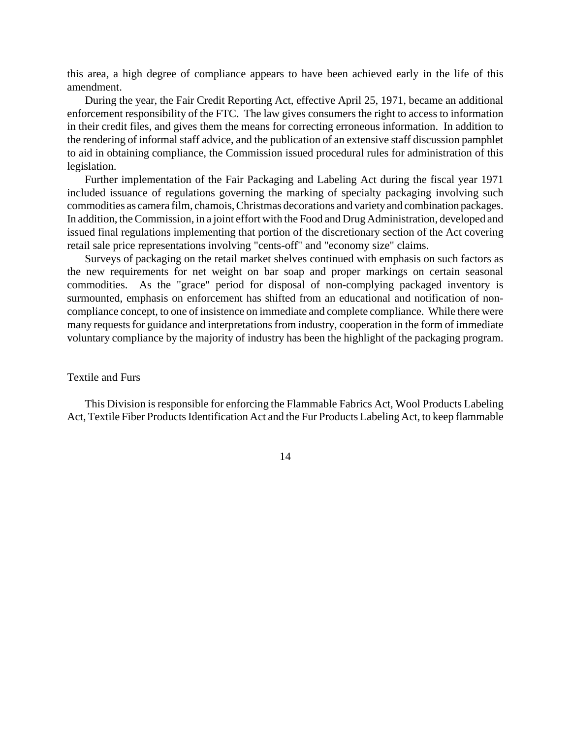this area, a high degree of compliance appears to have been achieved early in the life of this amendment.

During the year, the Fair Credit Reporting Act, effective April 25, 1971, became an additional enforcement responsibility of the FTC. The law gives consumers the right to access to information in their credit files, and gives them the means for correcting erroneous information. In addition to the rendering of informal staff advice, and the publication of an extensive staff discussion pamphlet to aid in obtaining compliance, the Commission issued procedural rules for administration of this legislation.

Further implementation of the Fair Packaging and Labeling Act during the fiscal year 1971 included issuance of regulations governing the marking of specialty packaging involving such commodities as camera film, chamois, Christmas decorations and variety and combination packages. In addition, the Commission, in a joint effort with the Food and Drug Administration, developed and issued final regulations implementing that portion of the discretionary section of the Act covering retail sale price representations involving "cents-off" and "economy size" claims.

Surveys of packaging on the retail market shelves continued with emphasis on such factors as the new requirements for net weight on bar soap and proper markings on certain seasonal commodities. As the "grace" period for disposal of non-complying packaged inventory is surmounted, emphasis on enforcement has shifted from an educational and notification of non-compliance concept, to one of insistence on immediate and complete compliance. While there were many requests for guidance and interpretations from industry, cooperation in the form of immediate voluntary compliance by the majority of industry has been the highlight of the packaging program.

## Textile and Furs

This Division is responsible for enforcing the Flammable Fabrics Act, Wool Products Labeling Act, Textile Fiber Products Identification Act and the Fur Products Labeling Act, to keep flammable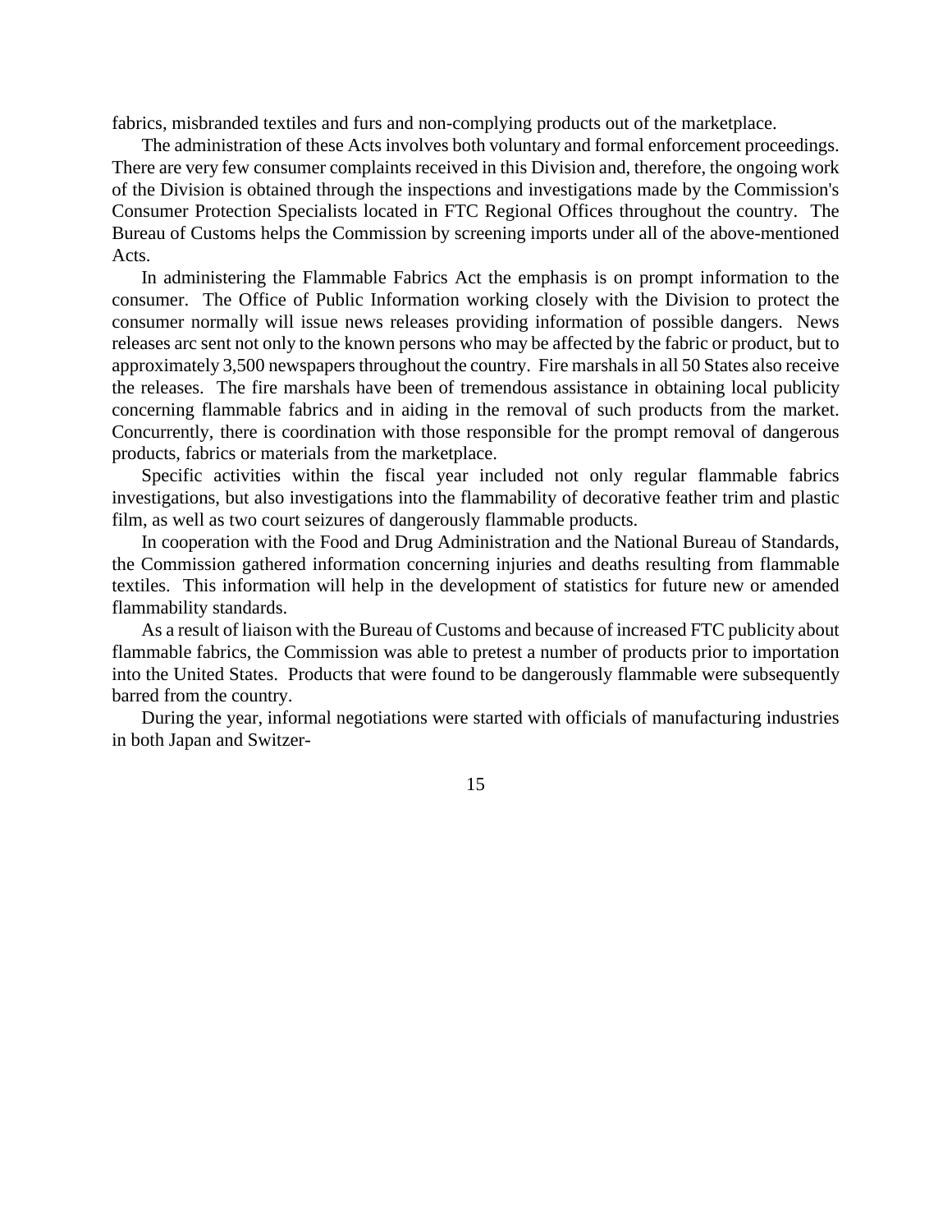fabrics, misbranded textiles and furs and non-complying products out of the marketplace.

The administration of these Acts involves both voluntary and formal enforcement proceedings. There are very few consumer complaints received in this Division and, therefore, the ongoing work of the Division is obtained through the inspections and investigations made by the Commission's Consumer Protection Specialists located in FTC Regional Offices throughout the country. The Bureau of Customs helps the Commission by screening imports under all of the above-mentioned Acts.

In administering the Flammable Fabrics Act the emphasis is on prompt information to the consumer. The Office of Public Information working closely with the Division to protect the consumer normally will issue news releases providing information of possible dangers. News releases arc sent not only to the known persons who may be affected by the fabric or product, but to approximately 3,500 newspapers throughout the country. Fire marshals in all 50 States also receive the releases. The fire marshals have been of tremendous assistance in obtaining local publicity concerning flammable fabrics and in aiding in the removal of such products from the market. Concurrently, there is coordination with those responsible for the prompt removal of dangerous products, fabrics or materials from the marketplace.

Specific activities within the fiscal year included not only regular flammable fabrics investigations, but also investigations into the flammability of decorative feather trim and plastic film, as well as two court seizures of dangerously flammable products.

In cooperation with the Food and Drug Administration and the National Bureau of Standards, the Commission gathered information concerning injuries and deaths resulting from flammable textiles. This information will help in the development of statistics for future new or amended flammability standards.

As a result of liaison with the Bureau of Customs and because of increased FTC publicity about flammable fabrics, the Commission was able to pretest a number of products prior to importation into the United States. Products that were found to be dangerously flammable were subsequently barred from the country.

During the year, informal negotiations were started with officials of manufacturing industries in both Japan and Switzer-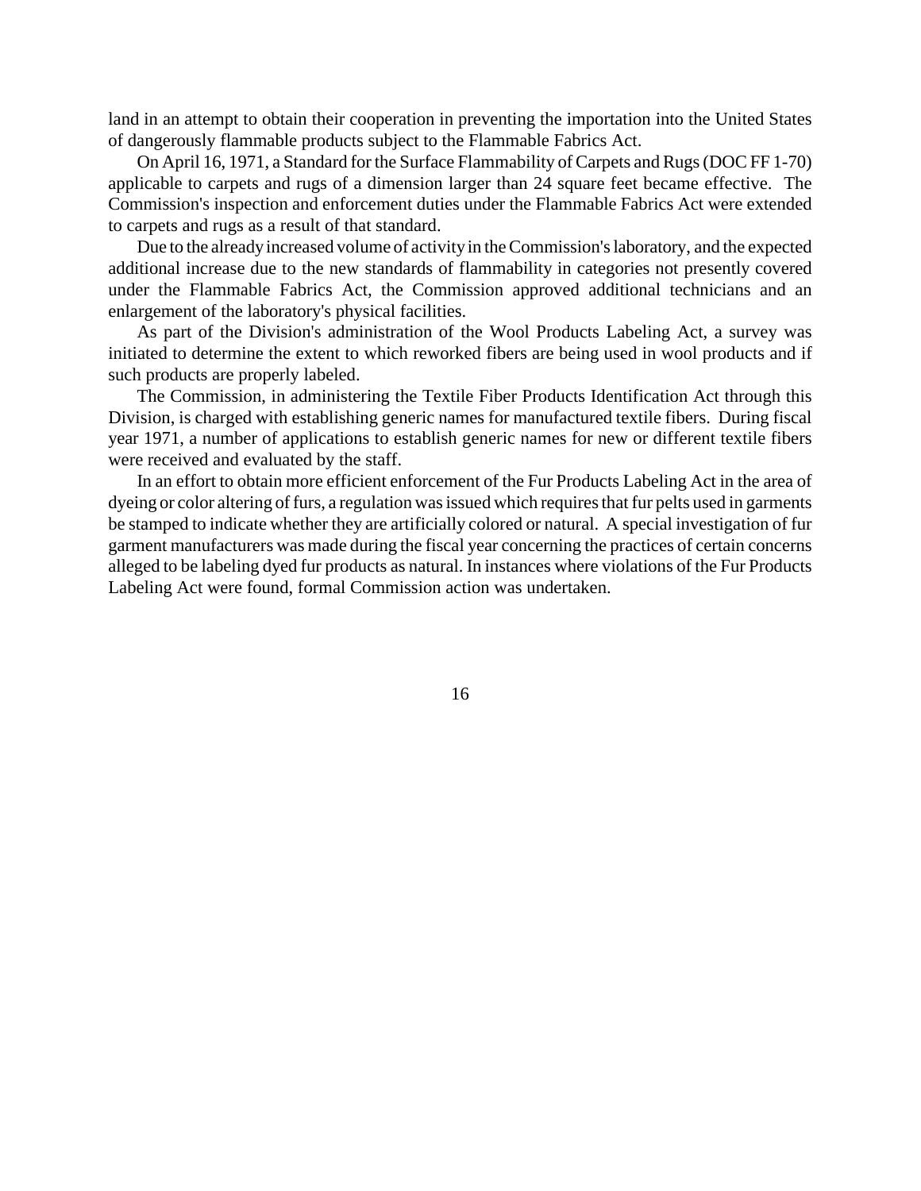land in an attempt to obtain their cooperation in preventing the importation into the United States of dangerously flammable products subject to the Flammable Fabrics Act.

On April 16, 1971, a Standard for the Surface Flammability of Carpets and Rugs (DOC FF 1-70) applicable to carpets and rugs of a dimension larger than 24 square feet became effective. The Commission's inspection and enforcement duties under the Flammable Fabrics Act were extended to carpets and rugs as a result of that standard.

Due to the already increased volume of activity in the Commission's laboratory, and the expected additional increase due to the new standards of flammability in categories not presently covered under the Flammable Fabrics Act, the Commission approved additional technicians and an enlargement of the laboratory's physical facilities.

As part of the Division's administration of the Wool Products Labeling Act, a survey was initiated to determine the extent to which reworked fibers are being used in wool products and if such products are properly labeled.

The Commission, in administering the Textile Fiber Products Identification Act through this Division, is charged with establishing generic names for manufactured textile fibers. During fiscal year 1971, a number of applications to establish generic names for new or different textile fibers were received and evaluated by the staff.

In an effort to obtain more efficient enforcement of the Fur Products Labeling Act in the area of dyeing or color altering of furs, a regulation was issued which requires that fur pelts used in garments be stamped to indicate whether they are artificially colored or natural. A special investigation of fur garment manufacturers was made during the fiscal year concerning the practices of certain concerns alleged to be labeling dyed fur products as natural. In instances where violations of the Fur Products Labeling Act were found, formal Commission action was undertaken.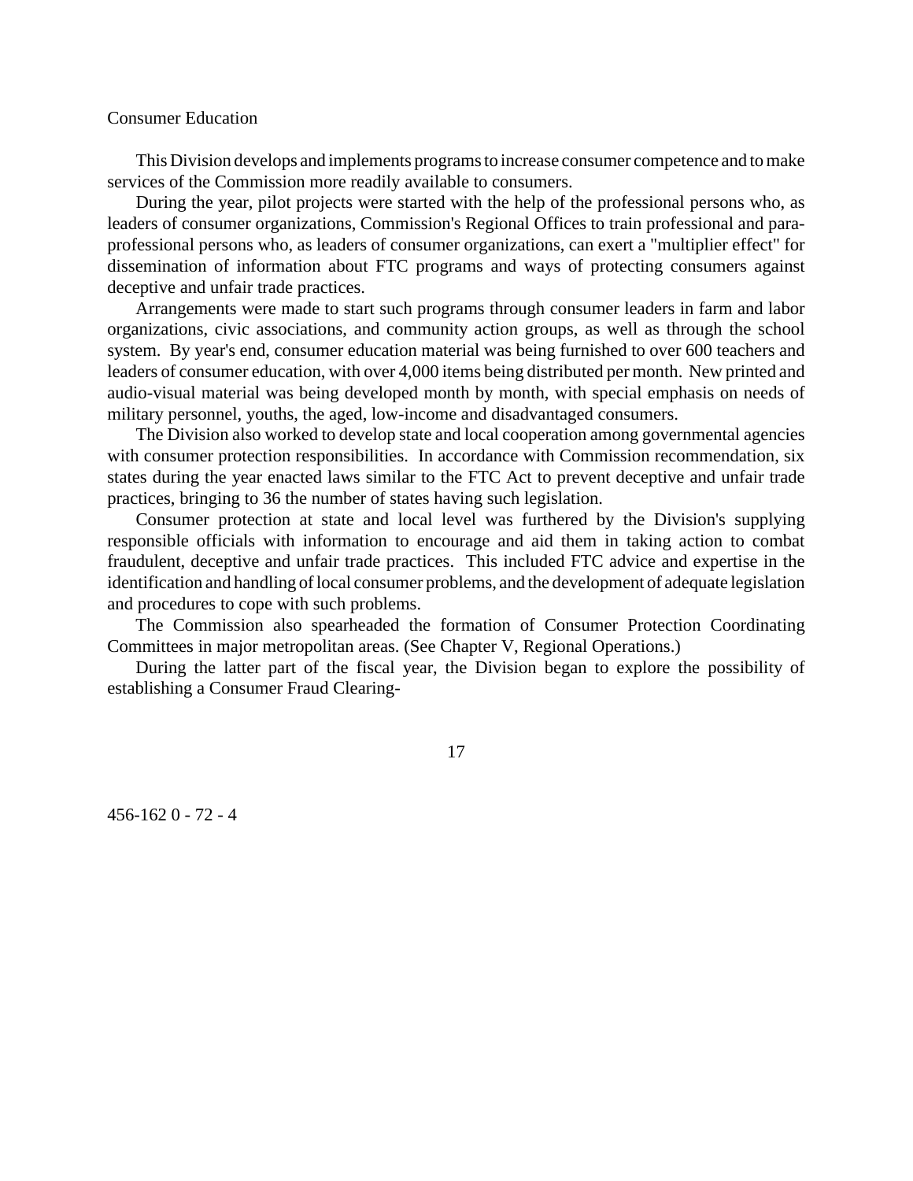## Consumer Education

This Division develops and implements programs to increase consumer competence and to make services of the Commission more readily available to consumers.

During the year, pilot projects were started with the help of the professional persons who, as leaders of consumer organizations, Commission's Regional Offices to train professional and para-professional persons who, as leaders of consumer organizations, can exert a "multiplier effect" for dissemination of information about FTC programs and ways of protecting consumers against deceptive and unfair trade practices.

Arrangements were made to start such programs through consumer leaders in farm and labor organizations, civic associations, and community action groups, as well as through the school system. By year's end, consumer education material was being furnished to over 600 teachers and leaders of consumer education, with over 4,000 items being distributed per month. New printed and audio-visual material was being developed month by month, with special emphasis on needs of military personnel, youths, the aged, low-income and disadvantaged consumers.

The Division also worked to develop state and local cooperation among governmental agencies with consumer protection responsibilities. In accordance with Commission recommendation, six states during the year enacted laws similar to the FTC Act to prevent deceptive and unfair trade practices, bringing to 36 the number of states having such legislation.

Consumer protection at state and local level was furthered by the Division's supplying responsible officials with information to encourage and aid them in taking action to combat fraudulent, deceptive and unfair trade practices. This included FTC advice and expertise in the identification and handling of local consumer problems, and the development of adequate legislation and procedures to cope with such problems.

The Commission also spearheaded the formation of Consumer Protection Coordinating Committees in major metropolitan areas. (See Chapter V, Regional Operations.)

During the latter part of the fiscal year, the Division began to explore the possibility of establishing a Consumer Fraud Clearing-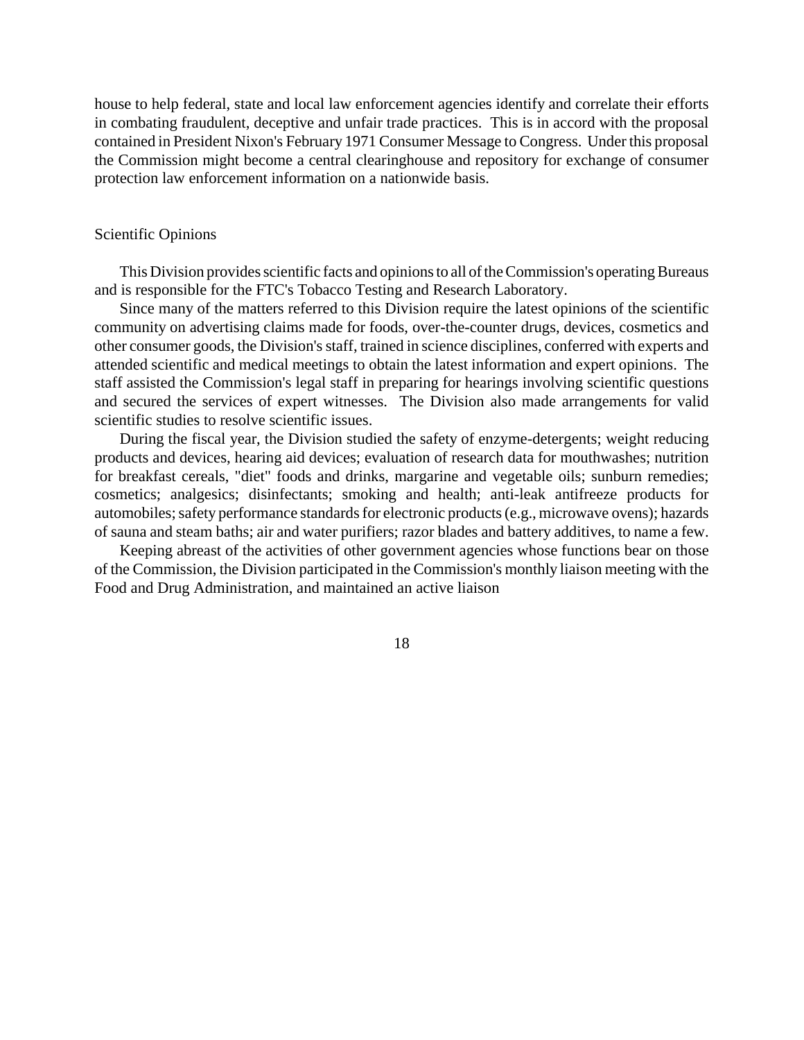house to help federal, state and local law enforcement agencies identify and correlate their efforts in combating fraudulent, deceptive and unfair trade practices. This is in accord with the proposal contained in President Nixon's February 1971 Consumer Message to Congress. Under this proposal the Commission might become a central clearinghouse and repository for exchange of consumer protection law enforcement information on a nationwide basis.

## Scientific Opinions

This Division provides scientific facts and opinions to all of the Commission's operating Bureaus and is responsible for the FTC's Tobacco Testing and Research Laboratory.

Since many of the matters referred to this Division require the latest opinions of the scientific community on advertising claims made for foods, over-the-counter drugs, devices, cosmetics and other consumer goods, the Division's staff, trained in science disciplines, conferred with experts and attended scientific and medical meetings to obtain the latest information and expert opinions. The staff assisted the Commission's legal staff in preparing for hearings involving scientific questions and secured the services of expert witnesses. The Division also made arrangements for valid scientific studies to resolve scientific issues.

During the fiscal year, the Division studied the safety of enzyme-detergents; weight reducing products and devices, hearing aid devices; evaluation of research data for mouthwashes; nutrition for breakfast cereals, "diet" foods and drinks, margarine and vegetable oils; sunburn remedies; cosmetics; analgesics; disinfectants; smoking and health; anti-leak antifreeze products for automobiles; safety performance standards for electronic products (e.g., microwave ovens); hazards of sauna and steam baths; air and water purifiers; razor blades and battery additives, to name a few.

Keeping abreast of the activities of other government agencies whose functions bear on those of the Commission, the Division participated in the Commission's monthly liaison meeting with the Food and Drug Administration, and maintained an active liaison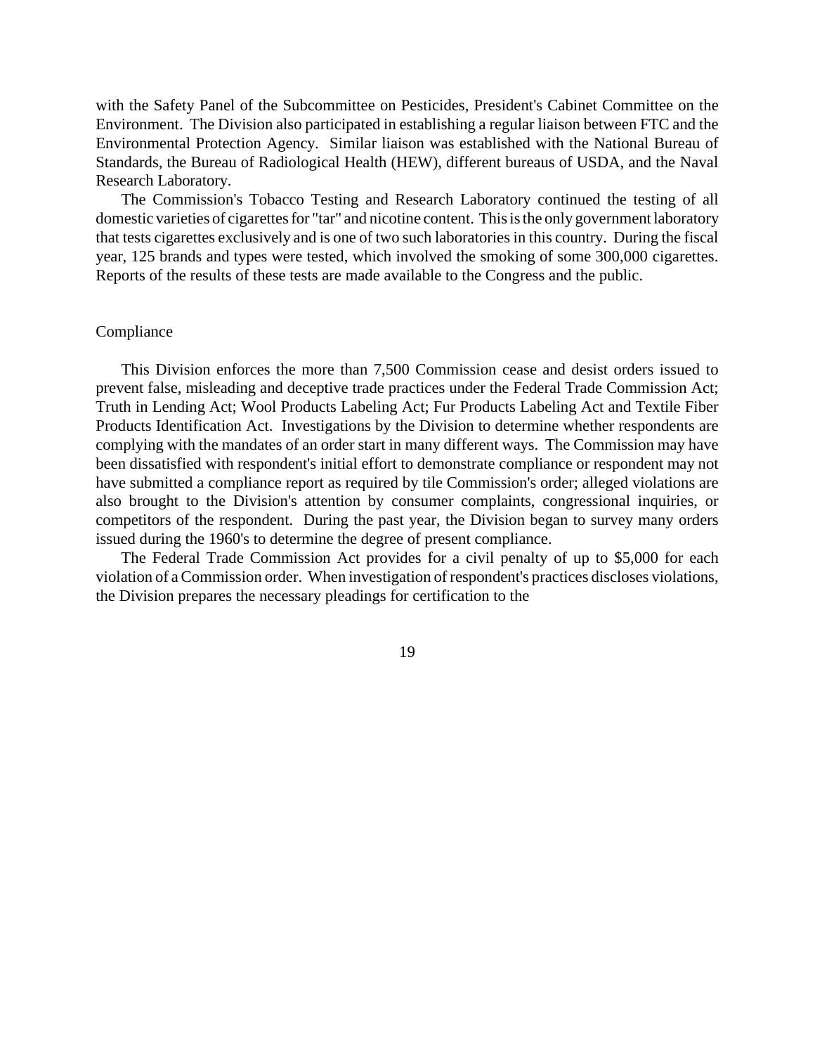with the Safety Panel of the Subcommittee on Pesticides, President's Cabinet Committee on the Environment. The Division also participated in establishing a regular liaison between FTC and the Environmental Protection Agency. Similar liaison was established with the National Bureau of Standards, the Bureau of Radiological Health (HEW), different bureaus of USDA, and the Naval Research Laboratory.

The Commission's Tobacco Testing and Research Laboratory continued the testing of all domestic varieties of cigarettes for "tar" and nicotine content. This is the only government laboratory that tests cigarettes exclusively and is one of two such laboratories in this country. During the fiscal year, 125 brands and types were tested, which involved the smoking of some 300,000 cigarettes. Reports of the results of these tests are made available to the Congress and the public.

## Compliance

This Division enforces the more than 7,500 Commission cease and desist orders issued to prevent false, misleading and deceptive trade practices under the Federal Trade Commission Act; Truth in Lending Act; Wool Products Labeling Act; Fur Products Labeling Act and Textile Fiber Products Identification Act. Investigations by the Division to determine whether respondents are complying with the mandates of an order start in many different ways. The Commission may have been dissatisfied with respondent's initial effort to demonstrate compliance or respondent may not have submitted a compliance report as required by tile Commission's order; alleged violations are also brought to the Division's attention by consumer complaints, congressional inquiries, or competitors of the respondent. During the past year, the Division began to survey many orders issued during the 1960's to determine the degree of present compliance.

The Federal Trade Commission Act provides for a civil penalty of up to $5,000 for each violation of a Commission order. When investigation of respondent's practices discloses violations, the Division prepares the necessary pleadings for certification to the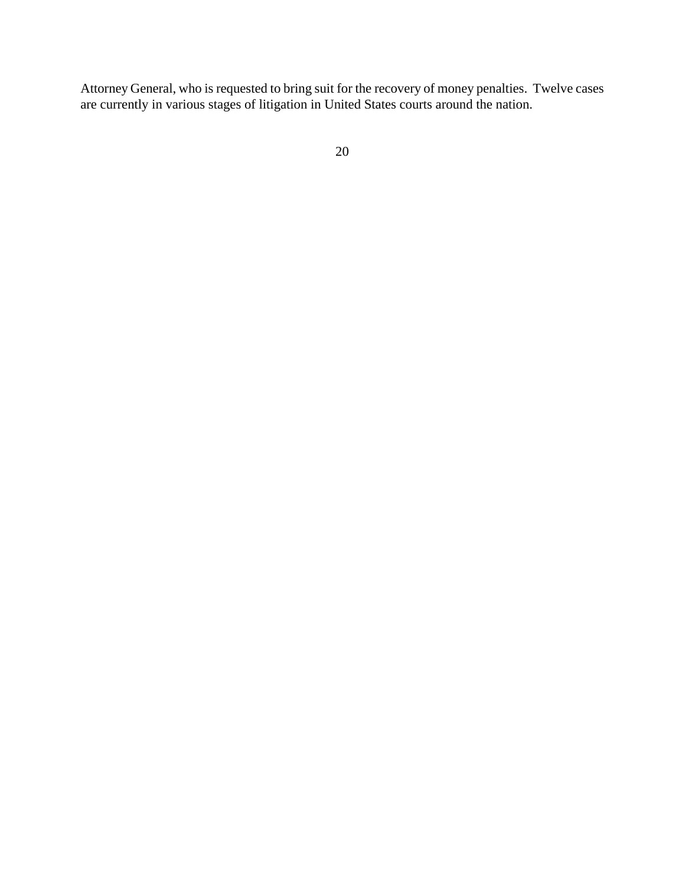Attorney General, who is requested to bring suit for the recovery of money penalties. Twelve cases are currently in various stages of litigation in United States courts around the nation.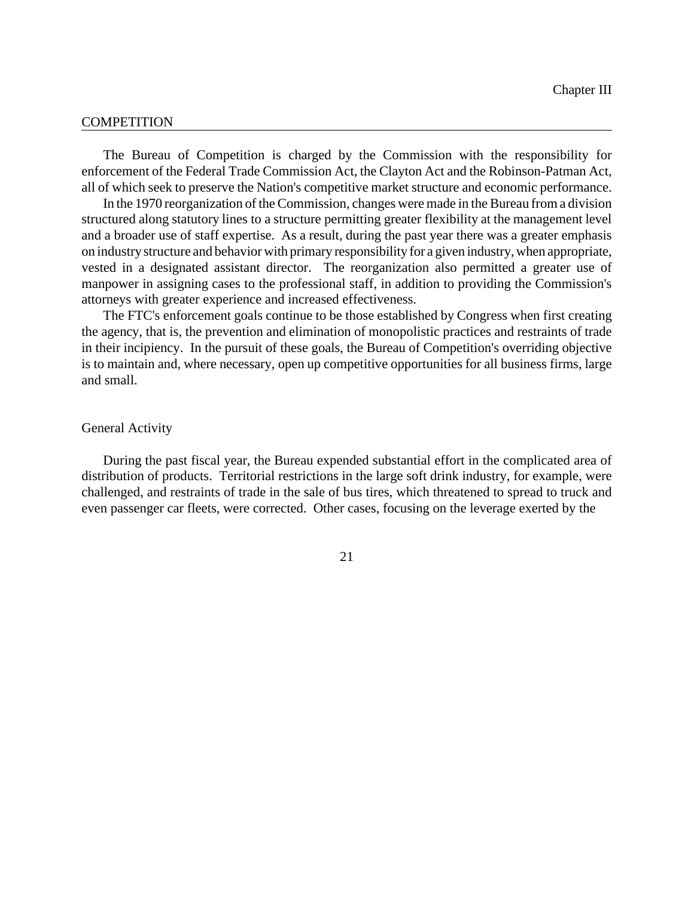Chapter III

## COMPETITION

The Bureau of Competition is charged by the Commission with the responsibility for enforcement of the Federal Trade Commission Act, the Clayton Act and the Robinson-Patman Act, all of which seek to preserve the Nation's competitive market structure and economic performance.

In the 1970 reorganization of the Commission, changes were made in the Bureau from a division structured along statutory lines to a structure permitting greater flexibility at the management level and a broader use of staff expertise. As a result, during the past year there was a greater emphasis on industry structure and behavior with primary responsibility for a given industry, when appropriate, vested in a designated assistant director. The reorganization also permitted a greater use of manpower in assigning cases to the professional staff, in addition to providing the Commission's attorneys with greater experience and increased effectiveness.

The FTC's enforcement goals continue to be those established by Congress when first creating the agency, that is, the prevention and elimination of monopolistic practices and restraints of trade in their incipiency. In the pursuit of these goals, the Bureau of Competition's overriding objective is to maintain and, where necessary, open up competitive opportunities for all business firms, large and small.

### General Activity

During the past fiscal year, the Bureau expended substantial effort in the complicated area of distribution of products. Territorial restrictions in the large soft drink industry, for example, were challenged, and restraints of trade in the sale of bus tires, which threatened to spread to truck and even passenger car fleets, were corrected. Other cases, focusing on the leverage exerted by the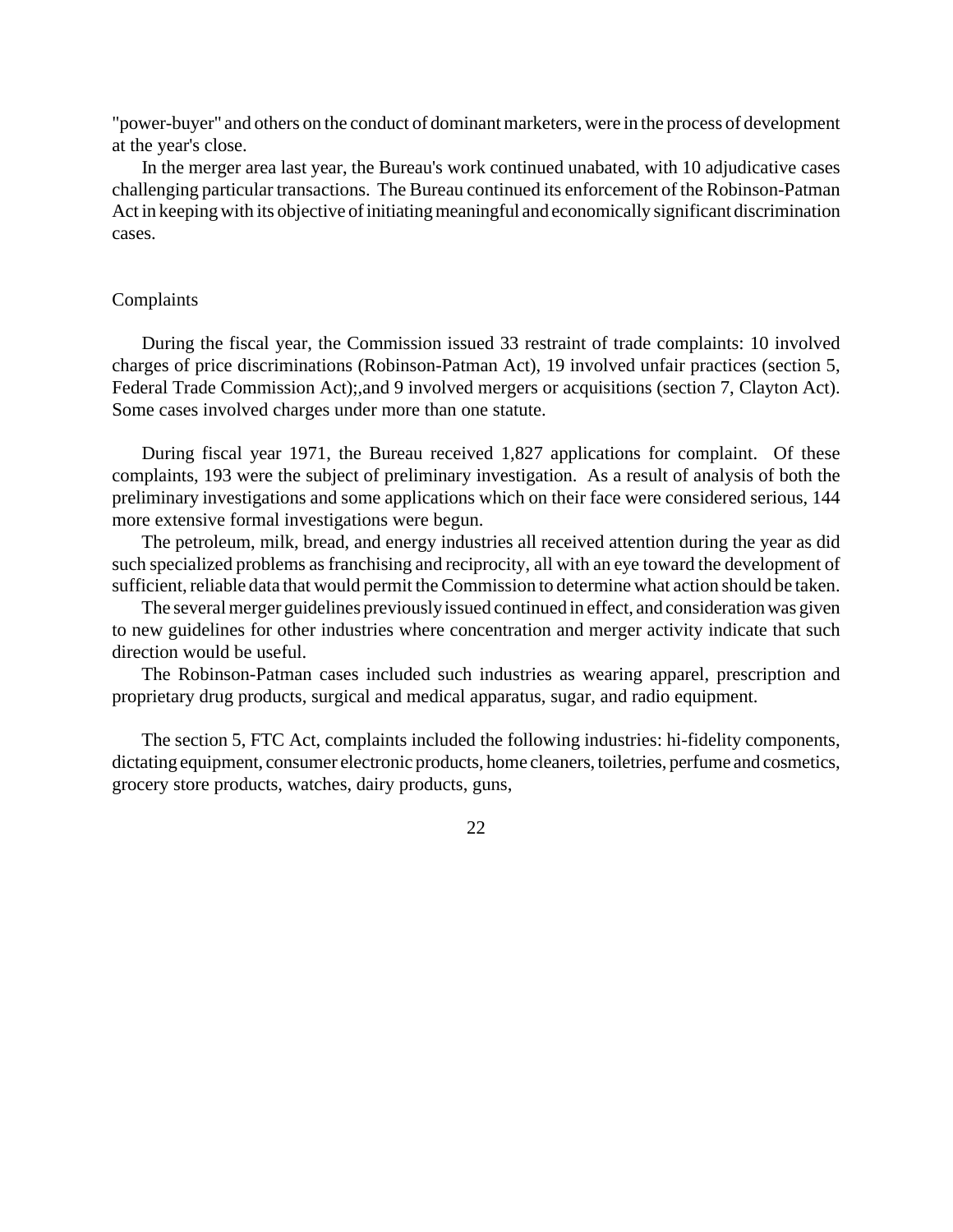"power-buyer" and others on the conduct of dominant marketers, were in the process of development at the year's close.

In the merger area last year, the Bureau's work continued unabated, with 10 adjudicative cases challenging particular transactions. The Bureau continued its enforcement of the Robinson-Patman Act in keeping with its objective of initiating meaningful and economically significant discrimination cases.

## Complaints

During the fiscal year, the Commission issued 33 restraint of trade complaints: 10 involved charges of price discriminations (Robinson-Patman Act), 19 involved unfair practices (section 5, Federal Trade Commission Act);,and 9 involved mergers or acquisitions (section 7, Clayton Act). Some cases involved charges under more than one statute.

During fiscal year 1971, the Bureau received 1,827 applications for complaint. Of these complaints, 193 were the subject of preliminary investigation. As a result of analysis of both the preliminary investigations and some applications which on their face were considered serious, 144 more extensive formal investigations were begun.

The petroleum, milk, bread, and energy industries all received attention during the year as did such specialized problems as franchising and reciprocity, all with an eye toward the development of sufficient, reliable data that would permit the Commission to determine what action should be taken.

The several merger guidelines previously issued continued in effect, and consideration was given to new guidelines for other industries where concentration and merger activity indicate that such direction would be useful.

The Robinson-Patman cases included such industries as wearing apparel, prescription and proprietary drug products, surgical and medical apparatus, sugar, and radio equipment.

The section 5, FTC Act, complaints included the following industries: hi-fidelity components, dictating equipment, consumer electronic products, home cleaners, toiletries, perfume and cosmetics, grocery store products, watches, dairy products, guns,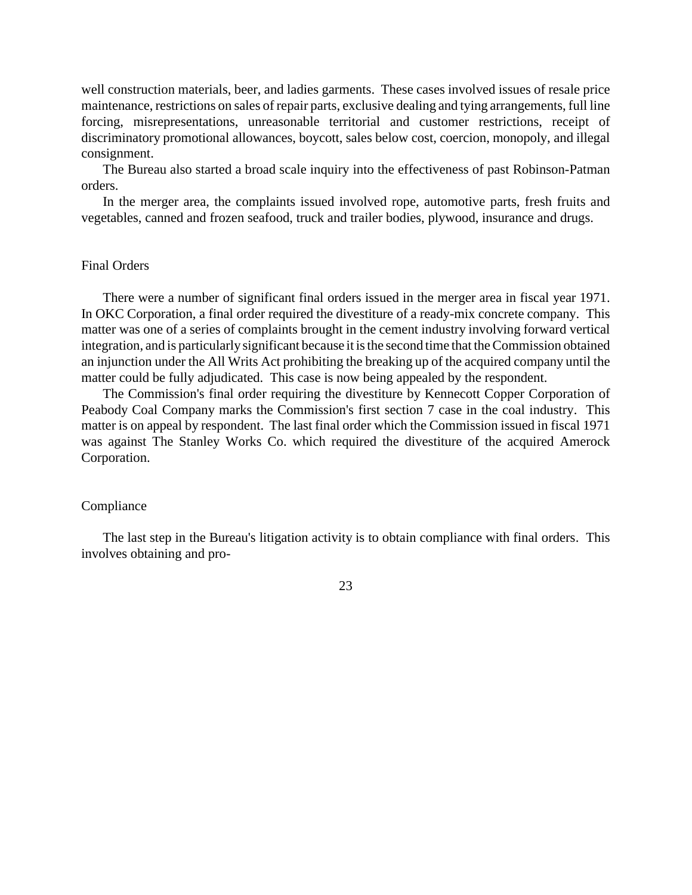well construction materials, beer, and ladies garments. These cases involved issues of resale price maintenance, restrictions on sales of repair parts, exclusive dealing and tying arrangements, full line forcing, misrepresentations, unreasonable territorial and customer restrictions, receipt of discriminatory promotional allowances, boycott, sales below cost, coercion, monopoly, and illegal consignment.

The Bureau also started a broad scale inquiry into the effectiveness of past Robinson-Patman orders.

In the merger area, the complaints issued involved rope, automotive parts, fresh fruits and vegetables, canned and frozen seafood, truck and trailer bodies, plywood, insurance and drugs.

## Final Orders

There were a number of significant final orders issued in the merger area in fiscal year 1971. In OKC Corporation, a final order required the divestiture of a ready-mix concrete company. This matter was one of a series of complaints brought in the cement industry involving forward vertical integration, and is particularly significant because it is the second time that the Commission obtained an injunction under the All Writs Act prohibiting the breaking up of the acquired company until the matter could be fully adjudicated. This case is now being appealed by the respondent.

The Commission's final order requiring the divestiture by Kennecott Copper Corporation of Peabody Coal Company marks the Commission's first section 7 case in the coal industry. This matter is on appeal by respondent. The last final order which the Commission issued in fiscal 1971 was against The Stanley Works Co. which required the divestiture of the acquired Amerock Corporation.

## Compliance

The last step in the Bureau's litigation activity is to obtain compliance with final orders. This involves obtaining and pro-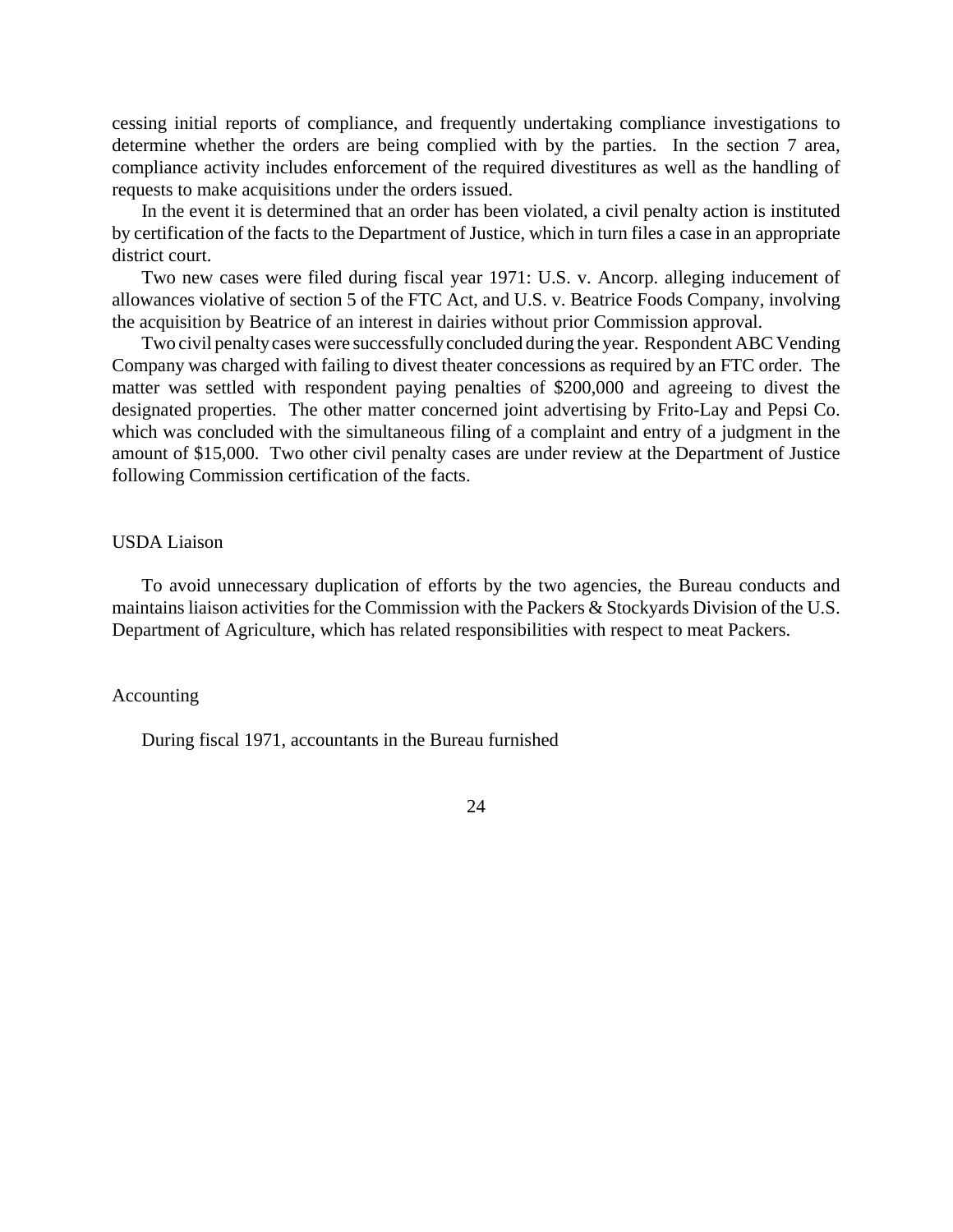cessing initial reports of compliance, and frequently undertaking compliance investigations to determine whether the orders are being complied with by the parties. In the section 7 area, compliance activity includes enforcement of the required divestitures as well as the handling of requests to make acquisitions under the orders issued.

In the event it is determined that an order has been violated, a civil penalty action is instituted by certification of the facts to the Department of Justice, which in turn files a case in an appropriate district court.

Two new cases were filed during fiscal year 1971: U.S. v. Ancorp. alleging inducement of allowances violative of section 5 of the FTC Act, and U.S. v. Beatrice Foods Company, involving the acquisition by Beatrice of an interest in dairies without prior Commission approval.

Two civil penalty cases were successfully concluded during the year. Respondent ABC Vending Company was charged with failing to divest theater concessions as required by an FTC order. The matter was settled with respondent paying penalties of $200,000 and agreeing to divest the designated properties. The other matter concerned joint advertising by Frito-Lay and Pepsi Co. which was concluded with the simultaneous filing of a complaint and entry of a judgment in the amount of $15,000. Two other civil penalty cases are under review at the Department of Justice following Commission certification of the facts.

## USDA Liaison

To avoid unnecessary duplication of efforts by the two agencies, the Bureau conducts and maintains liaison activities for the Commission with the Packers & Stockyards Division of the U.S. Department of Agriculture, which has related responsibilities with respect to meat Packers.

## Accounting

During fiscal 1971, accountants in the Bureau furnished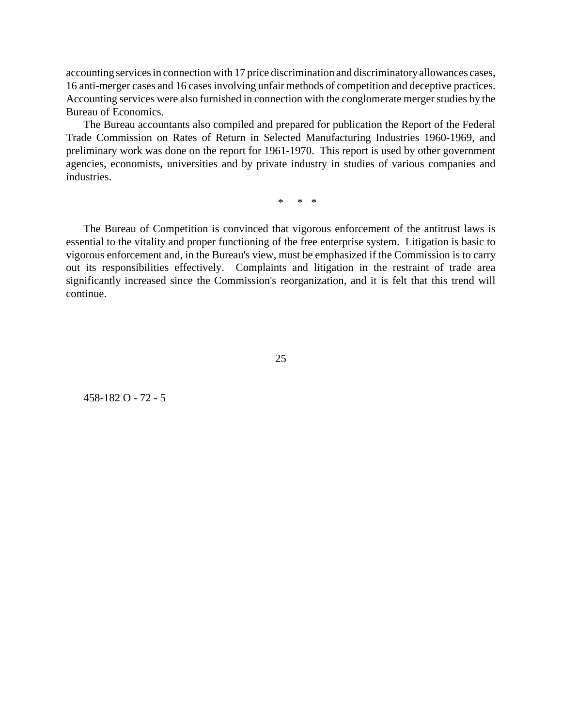accounting services in connection with 17 price discrimination and discriminatory allowances cases, 16 anti-merger cases and 16 cases involving unfair methods of competition and deceptive practices. Accounting services were also furnished in connection with the conglomerate merger studies by the Bureau of Economics.

The Bureau accountants also compiled and prepared for publication the Report of the Federal Trade Commission on Rates of Return in Selected Manufacturing Industries 1960-1969, and preliminary work was done on the report for 1961-1970. This report is used by other government agencies, economists, universities and by private industry in studies of various companies and industries.

\* \* \*

The Bureau of Competition is convinced that vigorous enforcement of the antitrust laws is essential to the vitality and proper functioning of the free enterprise system. Litigation is basic to vigorous enforcement and, in the Bureau's view, must be emphasized if the Commission is to carry out its responsibilities effectively. Complaints and litigation in the restraint of trade area significantly increased since the Commission's reorganization, and it is felt that this trend will continue.

458-182 O - 72 - 5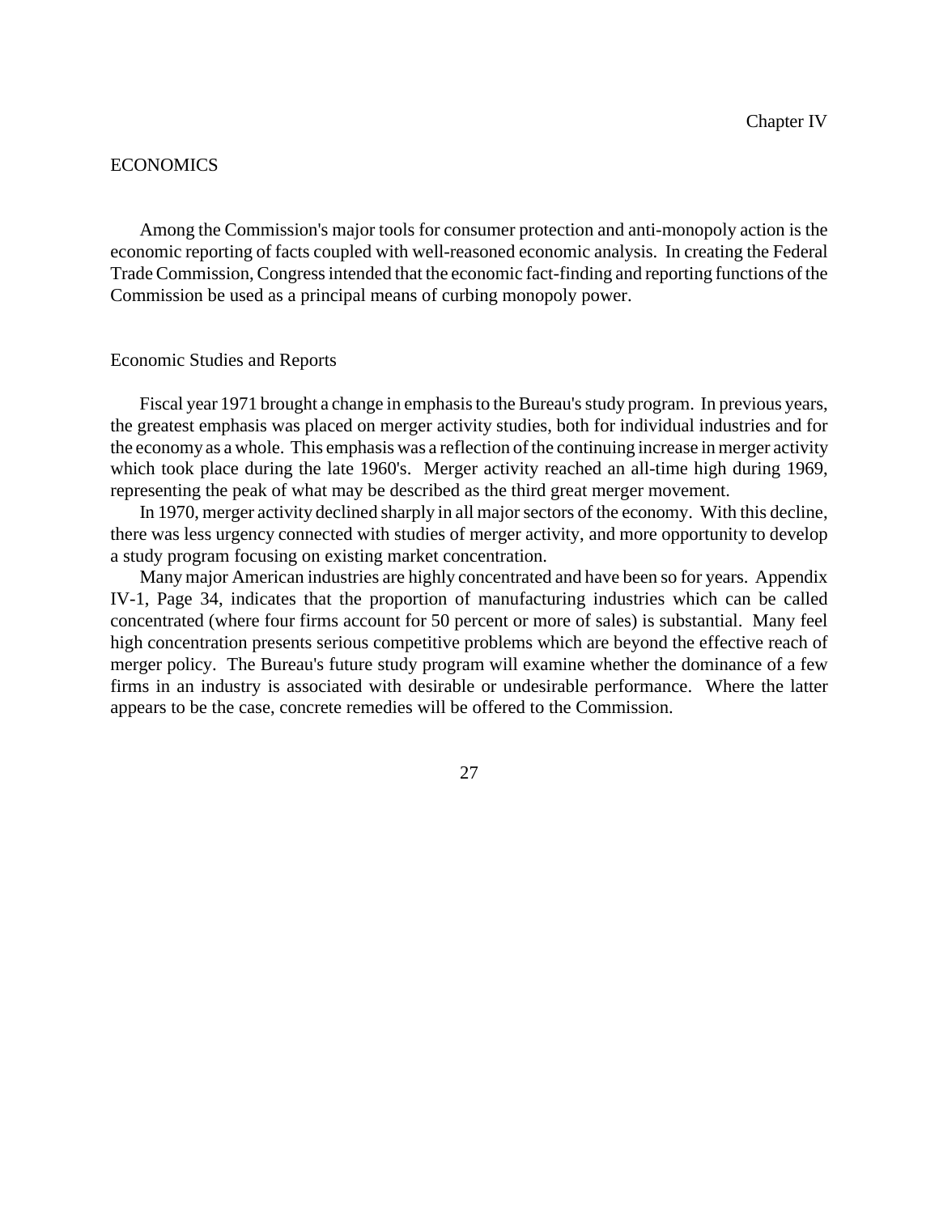Chapter IV

# ECONOMICS

Among the Commission's major tools for consumer protection and anti-monopoly action is the economic reporting of facts coupled with well-reasoned economic analysis. In creating the Federal Trade Commission, Congress intended that the economic fact-finding and reporting functions of the Commission be used as a principal means of curbing monopoly power.

## Economic Studies and Reports

Fiscal year 1971 brought a change in emphasis to the Bureau's study program. In previous years, the greatest emphasis was placed on merger activity studies, both for individual industries and for the economy as a whole. This emphasis was a reflection of the continuing increase in merger activity which took place during the late 1960's. Merger activity reached an all-time high during 1969, representing the peak of what may be described as the third great merger movement.

In 1970, merger activity declined sharply in all major sectors of the economy. With this decline, there was less urgency connected with studies of merger activity, and more opportunity to develop a study program focusing on existing market concentration.

Many major American industries are highly concentrated and have been so for years. Appendix IV-1, Page 34, indicates that the proportion of manufacturing industries which can be called concentrated (where four firms account for 50 percent or more of sales) is substantial. Many feel high concentration presents serious competitive problems which are beyond the effective reach of merger policy. The Bureau's future study program will examine whether the dominance of a few firms in an industry is associated with desirable or undesirable performance. Where the latter appears to be the case, concrete remedies will be offered to the Commission.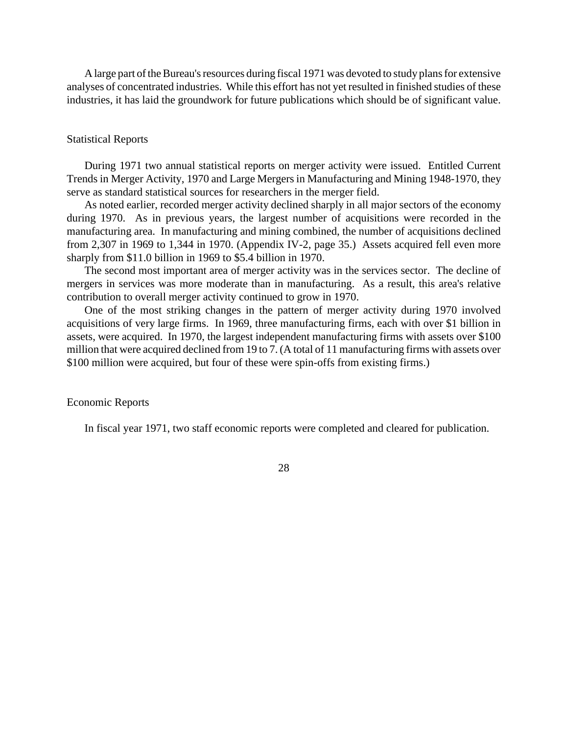A large part of the Bureau's resources during fiscal 1971 was devoted to study plans for extensive analyses of concentrated industries. While this effort has not yet resulted in finished studies of these industries, it has laid the groundwork for future publications which should be of significant value.

## Statistical Reports

During 1971 two annual statistical reports on merger activity were issued. Entitled Current Trends in Merger Activity, 1970 and Large Mergers in Manufacturing and Mining 1948-1970, they serve as standard statistical sources for researchers in the merger field.

As noted earlier, recorded merger activity declined sharply in all major sectors of the economy during 1970. As in previous years, the largest number of acquisitions were recorded in the manufacturing area. In manufacturing and mining combined, the number of acquisitions declined from 2,307 in 1969 to 1,344 in 1970. (Appendix IV-2, page 35.) Assets acquired fell even more sharply from $11.0 billion in 1969 to $5.4 billion in 1970.

The second most important area of merger activity was in the services sector. The decline of mergers in services was more moderate than in manufacturing. As a result, this area's relative contribution to overall merger activity continued to grow in 1970.

One of the most striking changes in the pattern of merger activity during 1970 involved acquisitions of very large firms. In 1969, three manufacturing firms, each with over $1 billion in assets, were acquired. In 1970, the largest independent manufacturing firms with assets over $100 million that were acquired declined from 19 to 7. (A total of 11 manufacturing firms with assets over $100 million were acquired, but four of these were spin-offs from existing firms.)

## Economic Reports

In fiscal year 1971, two staff economic reports were completed and cleared for publication.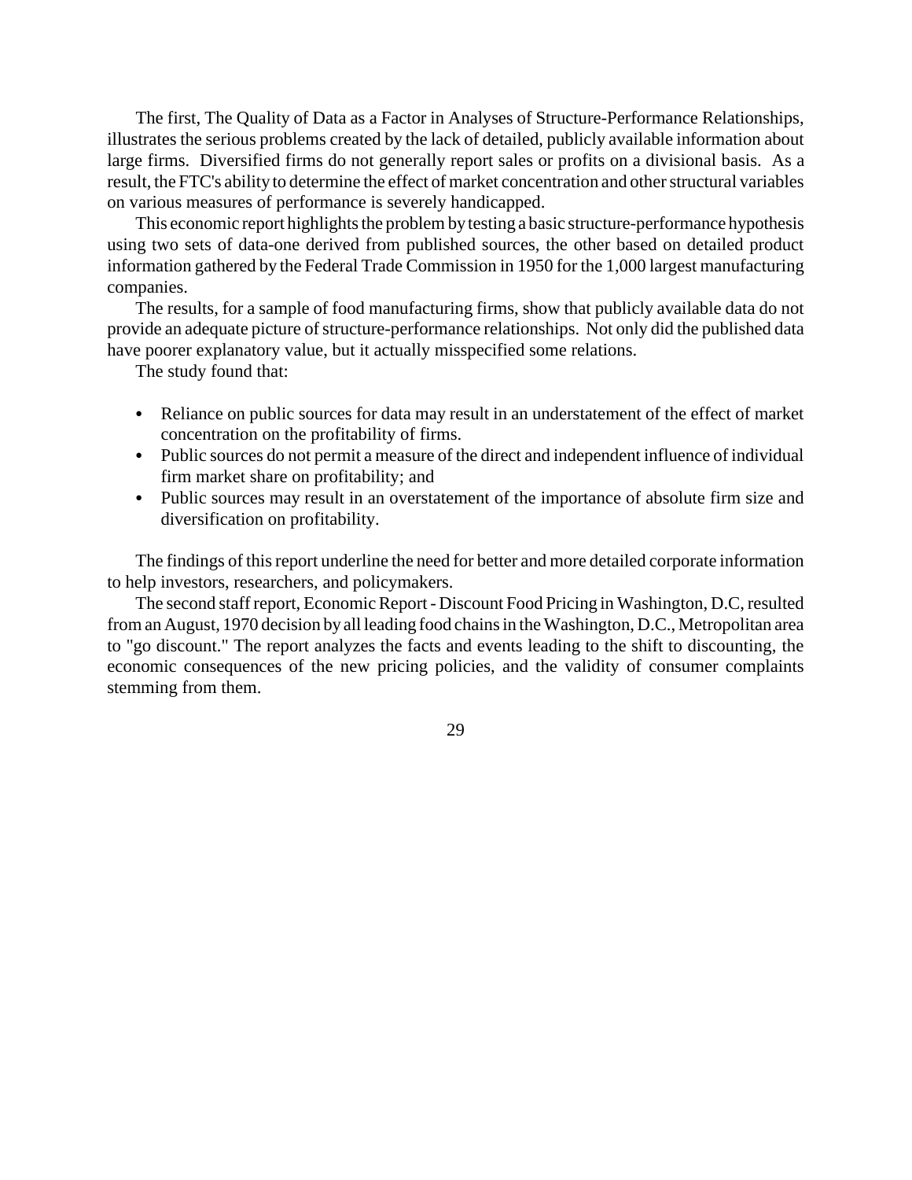The first, The Quality of Data as a Factor in Analyses of Structure-Performance Relationships, illustrates the serious problems created by the lack of detailed, publicly available information about large firms. Diversified firms do not generally report sales or profits on a divisional basis. As a result, the FTC's ability to determine the effect of market concentration and other structural variables on various measures of performance is severely handicapped.

This economic report highlights the problem by testing a basic structure-performance hypothesis using two sets of data-one derived from published sources, the other based on detailed product information gathered by the Federal Trade Commission in 1950 for the 1,000 largest manufacturing companies.

The results, for a sample of food manufacturing firms, show that publicly available data do not provide an adequate picture of structure-performance relationships. Not only did the published data have poorer explanatory value, but it actually misspecified some relations.

The study found that:

- Reliance on public sources for data may result in an understatement of the effect of market concentration on the profitability of firms.
- Public sources do not permit a measure of the direct and independent influence of individual firm market share on profitability; and
- Public sources may result in an overstatement of the importance of absolute firm size and diversification on profitability.

The findings of this report underline the need for better and more detailed corporate information to help investors, researchers, and policymakers.

The second staff report, Economic Report - Discount Food Pricing in Washington, D.C, resulted from an August, 1970 decision by all leading food chains in the Washington, D.C., Metropolitan area to "go discount." The report analyzes the facts and events leading to the shift to discounting, the economic consequences of the new pricing policies, and the validity of consumer complaints stemming from them.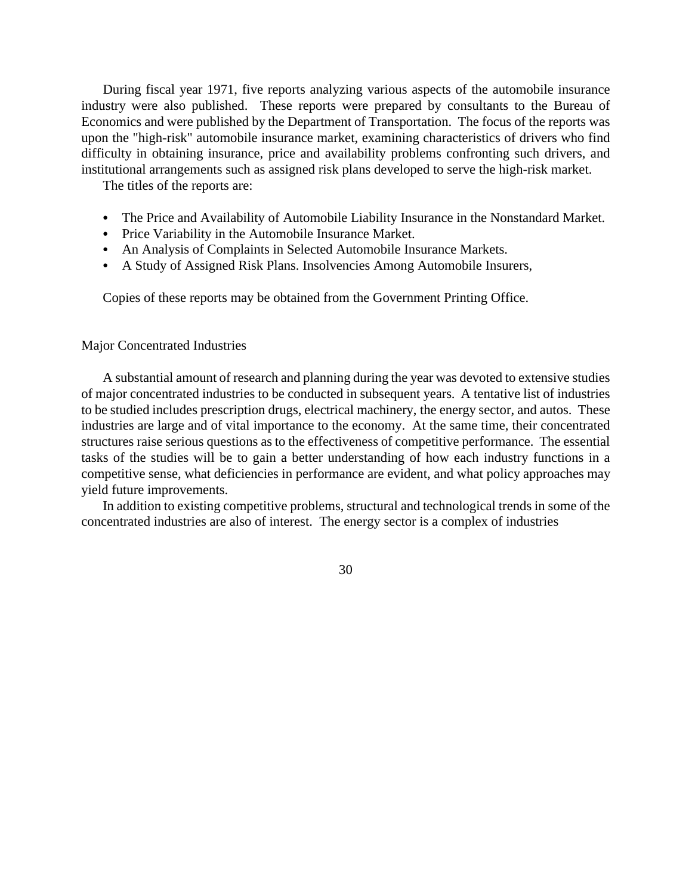During fiscal year 1971, five reports analyzing various aspects of the automobile insurance industry were also published. These reports were prepared by consultants to the Bureau of Economics and were published by the Department of Transportation. The focus of the reports was upon the "high-risk" automobile insurance market, examining characteristics of drivers who find difficulty in obtaining insurance, price and availability problems confronting such drivers, and institutional arrangements such as assigned risk plans developed to serve the high-risk market.

The titles of the reports are:

- The Price and Availability of Automobile Liability Insurance in the Nonstandard Market.
- Price Variability in the Automobile Insurance Market.
- An Analysis of Complaints in Selected Automobile Insurance Markets.
- A Study of Assigned Risk Plans. Insolvencies Among Automobile Insurers,

Copies of these reports may be obtained from the Government Printing Office.

## Major Concentrated Industries

A substantial amount of research and planning during the year was devoted to extensive studies of major concentrated industries to be conducted in subsequent years. A tentative list of industries to be studied includes prescription drugs, electrical machinery, the energy sector, and autos. These industries are large and of vital importance to the economy. At the same time, their concentrated structures raise serious questions as to the effectiveness of competitive performance. The essential tasks of the studies will be to gain a better understanding of how each industry functions in a competitive sense, what deficiencies in performance are evident, and what policy approaches may yield future improvements.

In addition to existing competitive problems, structural and technological trends in some of the concentrated industries are also of interest. The energy sector is a complex of industries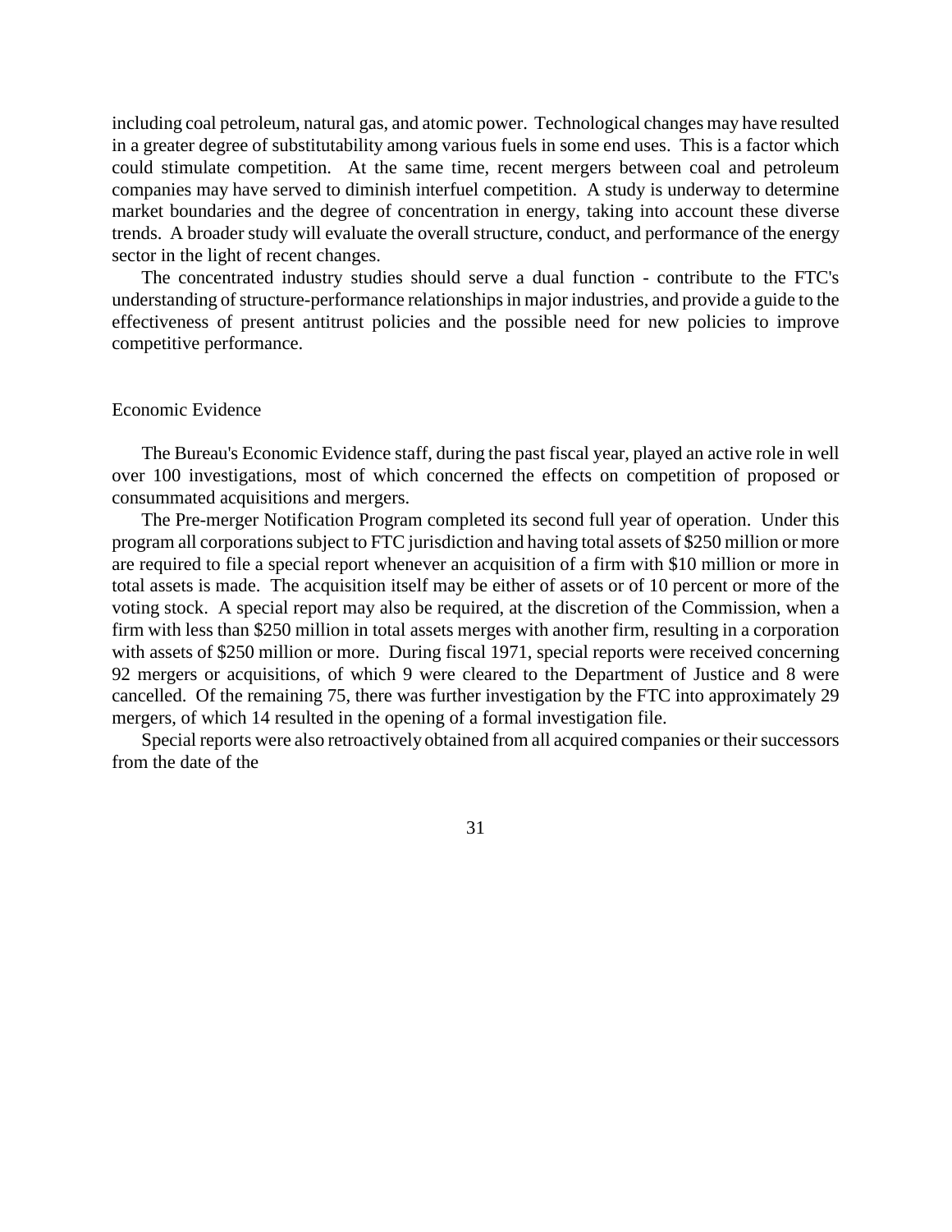including coal petroleum, natural gas, and atomic power. Technological changes may have resulted in a greater degree of substitutability among various fuels in some end uses. This is a factor which could stimulate competition. At the same time, recent mergers between coal and petroleum companies may have served to diminish interfuel competition. A study is underway to determine market boundaries and the degree of concentration in energy, taking into account these diverse trends. A broader study will evaluate the overall structure, conduct, and performance of the energy sector in the light of recent changes.

The concentrated industry studies should serve a dual function - contribute to the FTC's understanding of structure-performance relationships in major industries, and provide a guide to the effectiveness of present antitrust policies and the possible need for new policies to improve competitive performance.

## Economic Evidence

The Bureau's Economic Evidence staff, during the past fiscal year, played an active role in well over 100 investigations, most of which concerned the effects on competition of proposed or consummated acquisitions and mergers.

The Pre-merger Notification Program completed its second full year of operation. Under this program all corporations subject to FTC jurisdiction and having total assets of $250 million or more are required to file a special report whenever an acquisition of a firm with $10 million or more in total assets is made. The acquisition itself may be either of assets or of 10 percent or more of the voting stock. A special report may also be required, at the discretion of the Commission, when a firm with less than $250 million in total assets merges with another firm, resulting in a corporation with assets of $250 million or more. During fiscal 1971, special reports were received concerning 92 mergers or acquisitions, of which 9 were cleared to the Department of Justice and 8 were cancelled. Of the remaining 75, there was further investigation by the FTC into approximately 29 mergers, of which 14 resulted in the opening of a formal investigation file.

Special reports were also retroactively obtained from all acquired companies or their successors from the date of the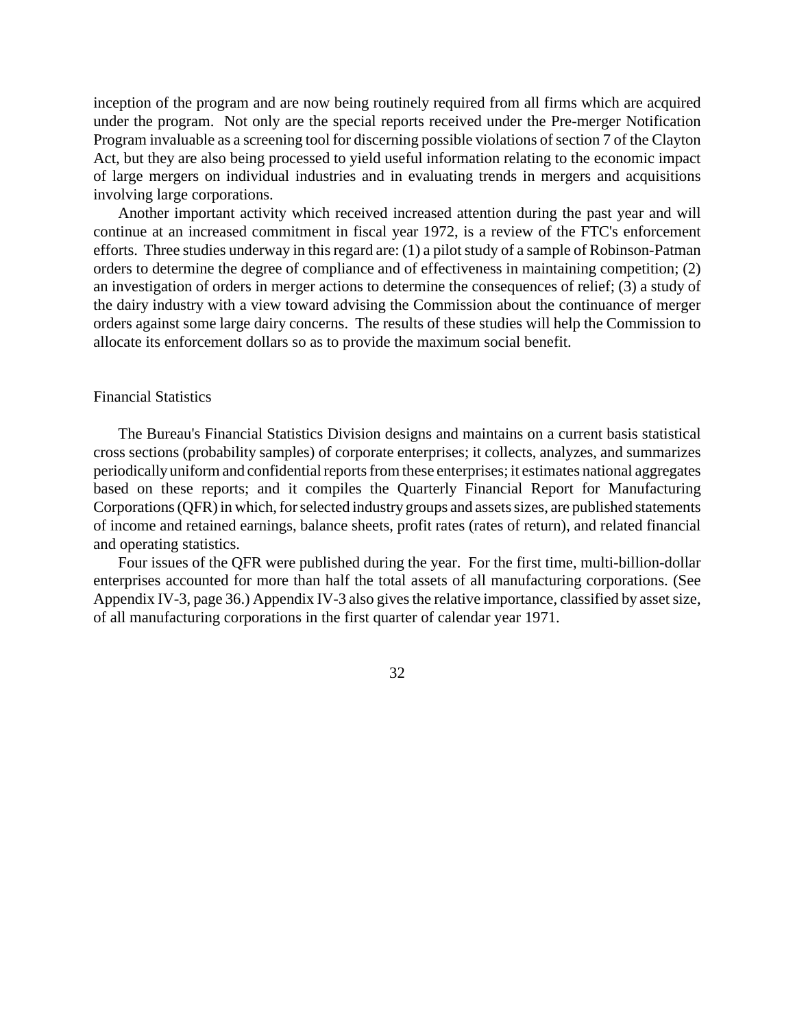inception of the program and are now being routinely required from all firms which are acquired under the program. Not only are the special reports received under the Pre-merger Notification Program invaluable as a screening tool for discerning possible violations of section 7 of the Clayton Act, but they are also being processed to yield useful information relating to the economic impact of large mergers on individual industries and in evaluating trends in mergers and acquisitions involving large corporations.

Another important activity which received increased attention during the past year and will continue at an increased commitment in fiscal year 1972, is a review of the FTC's enforcement efforts. Three studies underway in this regard are: (1) a pilot study of a sample of Robinson-Patman orders to determine the degree of compliance and of effectiveness in maintaining competition; (2) an investigation of orders in merger actions to determine the consequences of relief; (3) a study of the dairy industry with a view toward advising the Commission about the continuance of merger orders against some large dairy concerns. The results of these studies will help the Commission to allocate its enforcement dollars so as to provide the maximum social benefit.

## Financial Statistics

The Bureau's Financial Statistics Division designs and maintains on a current basis statistical cross sections (probability samples) of corporate enterprises; it collects, analyzes, and summarizes periodically uniform and confidential reports from these enterprises; it estimates national aggregates based on these reports; and it compiles the Quarterly Financial Report for Manufacturing Corporations (QFR) in which, for selected industry groups and assets sizes, are published statements of income and retained earnings, balance sheets, profit rates (rates of return), and related financial and operating statistics.

Four issues of the QFR were published during the year. For the first time, multi-billion-dollar enterprises accounted for more than half the total assets of all manufacturing corporations. (See Appendix IV-3, page 36.) Appendix IV-3 also gives the relative importance, classified by asset size, of all manufacturing corporations in the first quarter of calendar year 1971.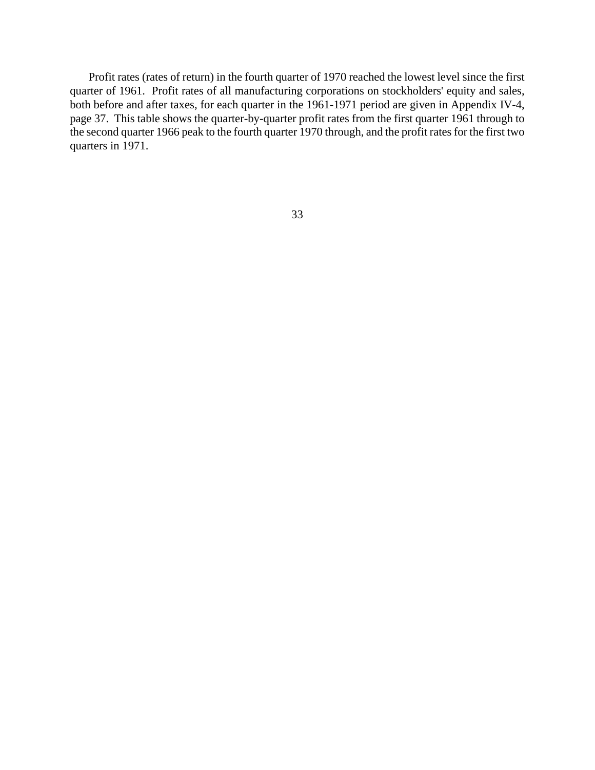Profit rates (rates of return) in the fourth quarter of 1970 reached the lowest level since the first quarter of 1961. Profit rates of all manufacturing corporations on stockholders' equity and sales, both before and after taxes, for each quarter in the 1961-1971 period are given in Appendix IV-4, page 37. This table shows the quarter-by-quarter profit rates from the first quarter 1961 through to the second quarter 1966 peak to the fourth quarter 1970 through, and the profit rates for the first two quarters in 1971.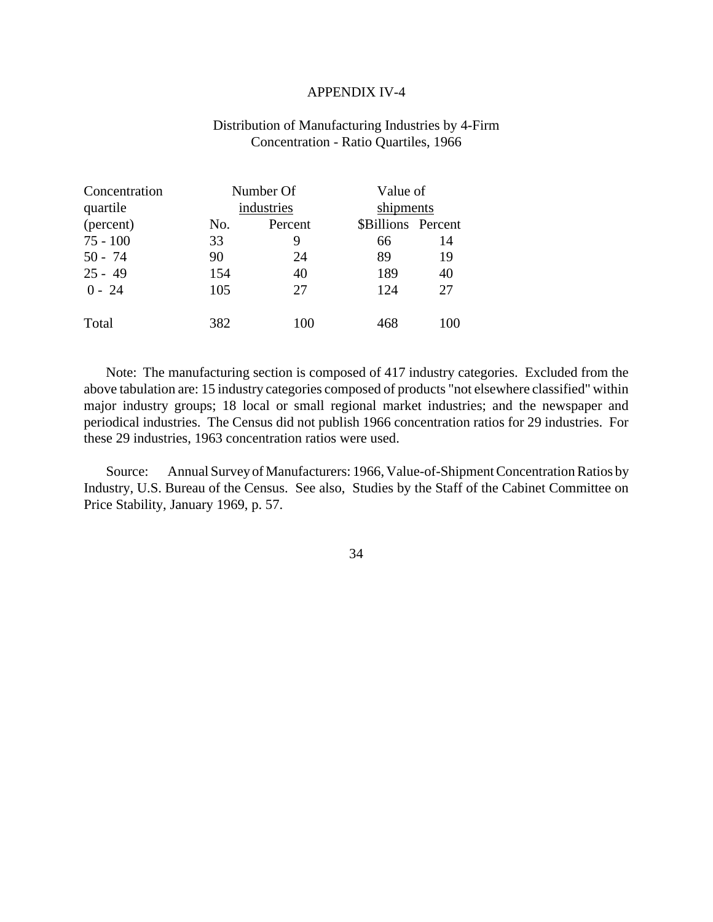# APPENDIX IV-4

## Distribution of Manufacturing Industries by 4-Firm Concentration - Ratio Quartiles, 1966

| Concentration quartile (percent) | Number Of industries | | Value of shipments | |
|---|---|---|---|---|
| | No. | Percent | $Billions | Percent |
| 75 - 100 | 33 | 9 | 66 | 14 |
| 50 - 74 | 90 | 24 | 89 | 19 |
| 25 - 49 | 154 | 40 | 189 | 40 |
| 0 - 24 | 105 | 27 | 124 | 27 |
| Total | 382 | 100 | 468 | 100 |

Note: The manufacturing section is composed of 417 industry categories. Excluded from the above tabulation are: 15 industry categories composed of products "not elsewhere classified" within major industry groups; 18 local or small regional market industries; and the newspaper and periodical industries. The Census did not publish 1966 concentration ratios for 29 industries. For these 29 industries, 1963 concentration ratios were used.

Source: Annual Survey of Manufacturers: 1966, Value-of-Shipment Concentration Ratios by Industry, U.S. Bureau of the Census. See also, Studies by the Staff of the Cabinet Committee on Price Stability, January 1969, p. 57.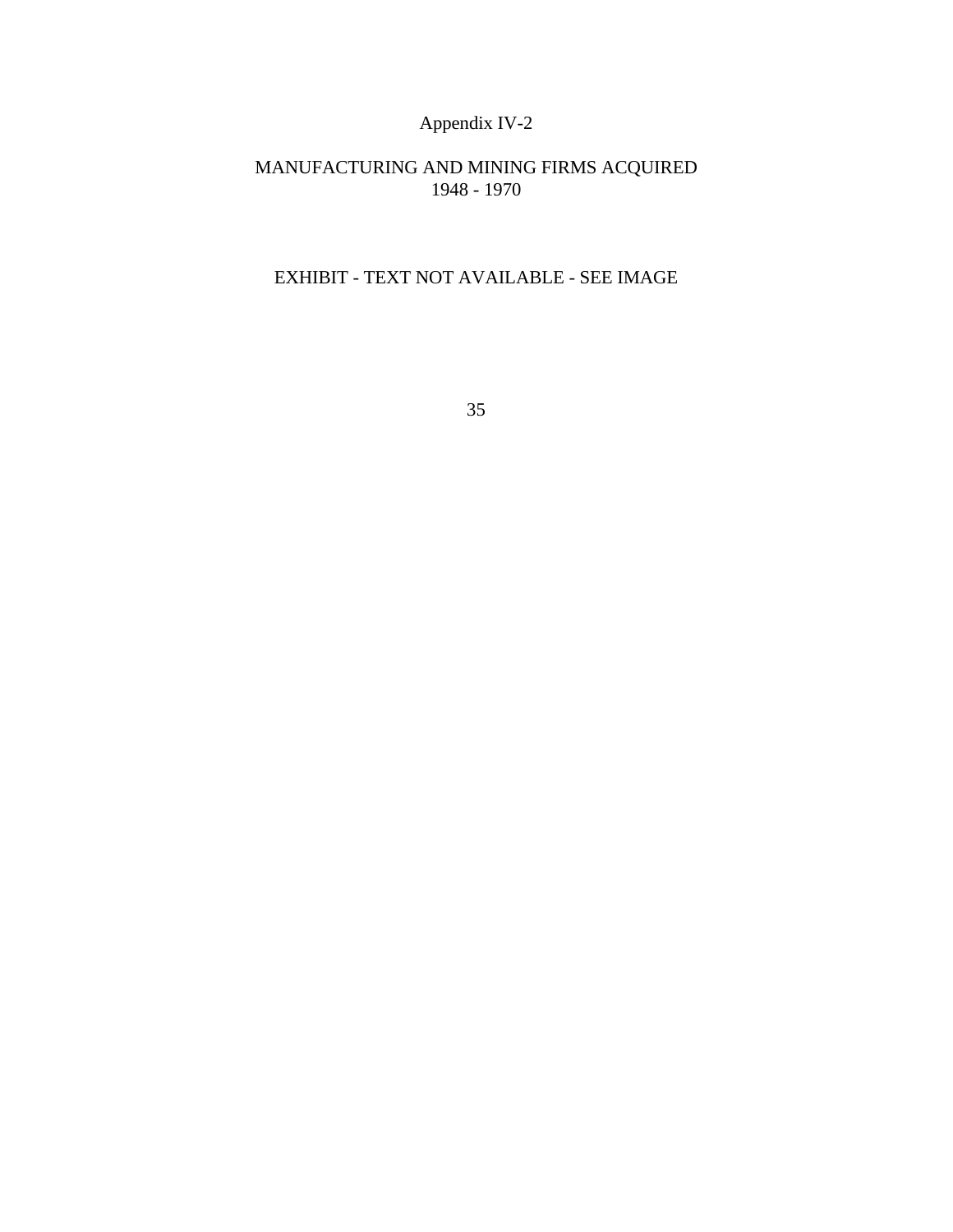Appendix IV-2

MANUFACTURING AND MINING FIRMS ACQUIRED
1948 - 1970

EXHIBIT - TEXT NOT AVAILABLE - SEE IMAGE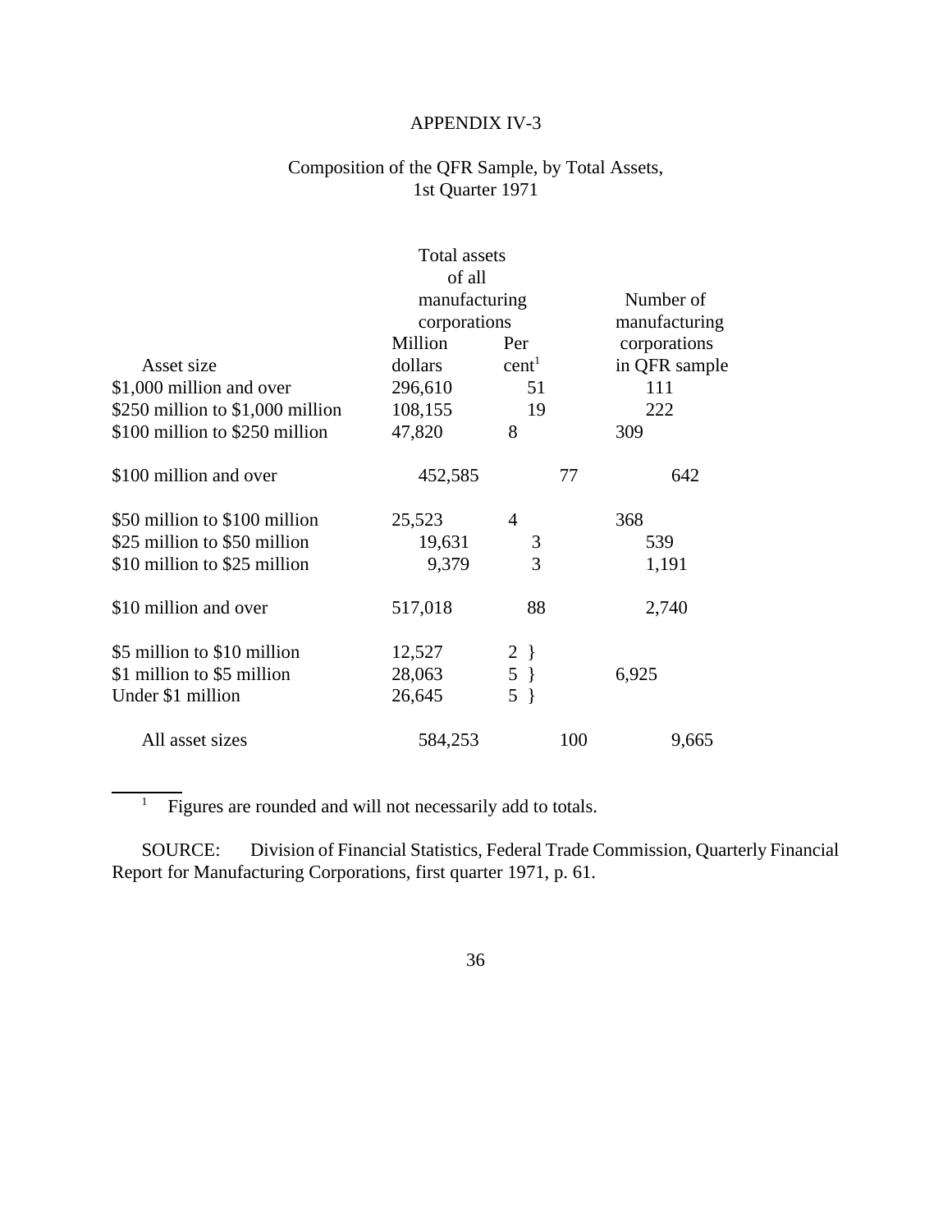APPENDIX IV-3

Composition of the QFR Sample, by Total Assets, 1st Quarter 1971

| Asset size | Total assets of all manufacturing corporations | | Number of manufacturing corporations in QFR sample |
|---|---|---|---|
| | Million dollars | Per cent[1] | |
| $1,000 million and over | 296,610 | 51 | 111 |
| $250 million to $1,000 million | 108,155 | 19 | 222 |
| $100 million to $250 million | 47,820 | 8 | 309 |
| $100 million and over | 452,585 | 77 | 642 |
| $50 million to $100 million | 25,523 | 4 | 368 |
| $25 million to $50 million | 19,631 | 3 | 539 |
| $10 million to $25 million | 9,379 | 3 | 1,191 |
| $10 million and over | 517,018 | 88 | 2,740 |
| $5 million to $10 million | 12,527 | 2 } | |
| $1 million to $5 million | 28,063 | 5 } | 6,925 |
| Under $1 million | 26,645 | 5 } | |
| All asset sizes | 584,253 | 100 | 9,665 |

[1] Figures are rounded and will not necessarily add to totals.

SOURCE: Division of Financial Statistics, Federal Trade Commission, Quarterly Financial Report for Manufacturing Corporations, first quarter 1971, p. 61.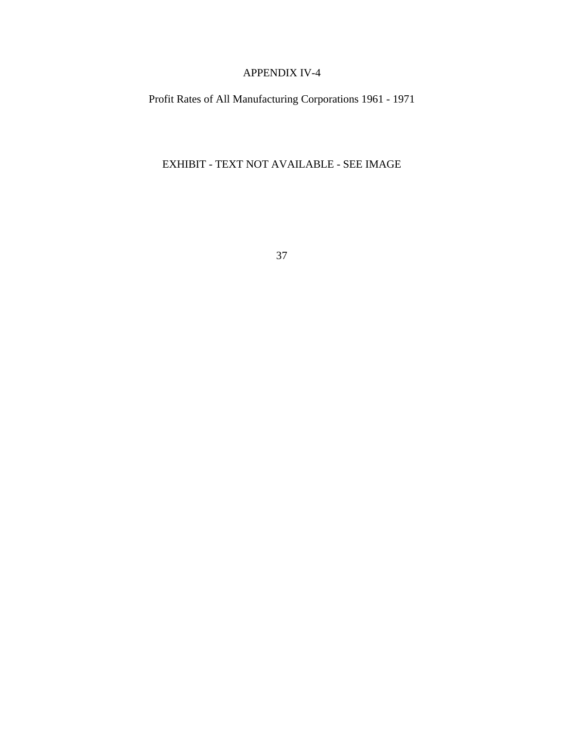APPENDIX IV-4

Profit Rates of All Manufacturing Corporations 1961 - 1971

EXHIBIT - TEXT NOT AVAILABLE - SEE IMAGE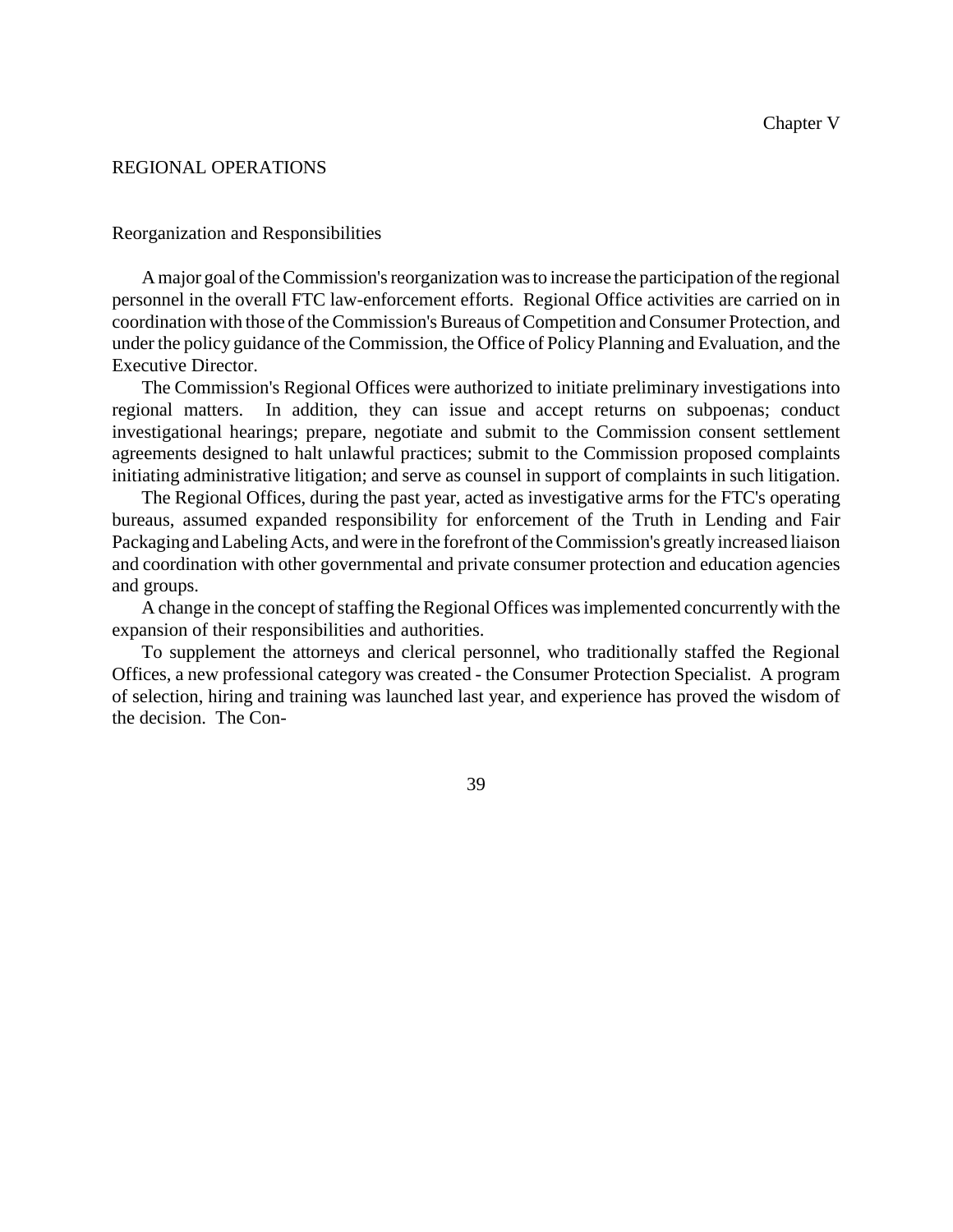Chapter V

# REGIONAL OPERATIONS

## Reorganization and Responsibilities

A major goal of the Commission's reorganization was to increase the participation of the regional personnel in the overall FTC law-enforcement efforts. Regional Office activities are carried on in coordination with those of the Commission's Bureaus of Competition and Consumer Protection, and under the policy guidance of the Commission, the Office of Policy Planning and Evaluation, and the Executive Director.

The Commission's Regional Offices were authorized to initiate preliminary investigations into regional matters. In addition, they can issue and accept returns on subpoenas; conduct investigational hearings; prepare, negotiate and submit to the Commission consent settlement agreements designed to halt unlawful practices; submit to the Commission proposed complaints initiating administrative litigation; and serve as counsel in support of complaints in such litigation.

The Regional Offices, during the past year, acted as investigative arms for the FTC's operating bureaus, assumed expanded responsibility for enforcement of the Truth in Lending and Fair Packaging and Labeling Acts, and were in the forefront of the Commission's greatly increased liaison and coordination with other governmental and private consumer protection and education agencies and groups.

A change in the concept of staffing the Regional Offices was implemented concurrently with the expansion of their responsibilities and authorities.

To supplement the attorneys and clerical personnel, who traditionally staffed the Regional Offices, a new professional category was created - the Consumer Protection Specialist. A program of selection, hiring and training was launched last year, and experience has proved the wisdom of the decision. The Con-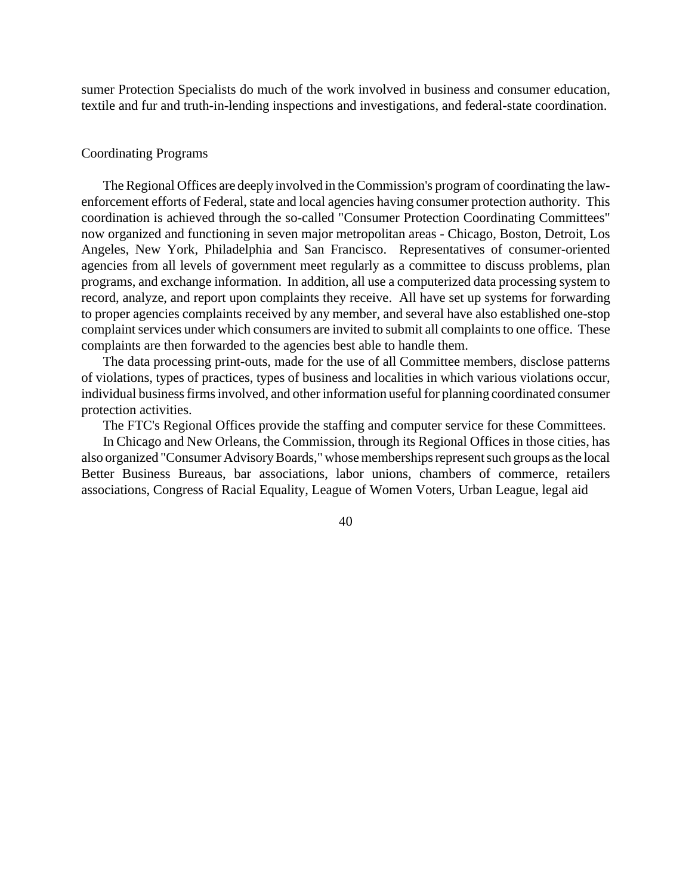sumer Protection Specialists do much of the work involved in business and consumer education, textile and fur and truth-in-lending inspections and investigations, and federal-state coordination.

## Coordinating Programs

The Regional Offices are deeply involved in the Commission's program of coordinating the law-enforcement efforts of Federal, state and local agencies having consumer protection authority. This coordination is achieved through the so-called "Consumer Protection Coordinating Committees" now organized and functioning in seven major metropolitan areas - Chicago, Boston, Detroit, Los Angeles, New York, Philadelphia and San Francisco. Representatives of consumer-oriented agencies from all levels of government meet regularly as a committee to discuss problems, plan programs, and exchange information. In addition, all use a computerized data processing system to record, analyze, and report upon complaints they receive. All have set up systems for forwarding to proper agencies complaints received by any member, and several have also established one-stop complaint services under which consumers are invited to submit all complaints to one office. These complaints are then forwarded to the agencies best able to handle them.

The data processing print-outs, made for the use of all Committee members, disclose patterns of violations, types of practices, types of business and localities in which various violations occur, individual business firms involved, and other information useful for planning coordinated consumer protection activities.

The FTC's Regional Offices provide the staffing and computer service for these Committees.

In Chicago and New Orleans, the Commission, through its Regional Offices in those cities, has also organized "Consumer Advisory Boards," whose memberships represent such groups as the local Better Business Bureaus, bar associations, labor unions, chambers of commerce, retailers associations, Congress of Racial Equality, League of Women Voters, Urban League, legal aid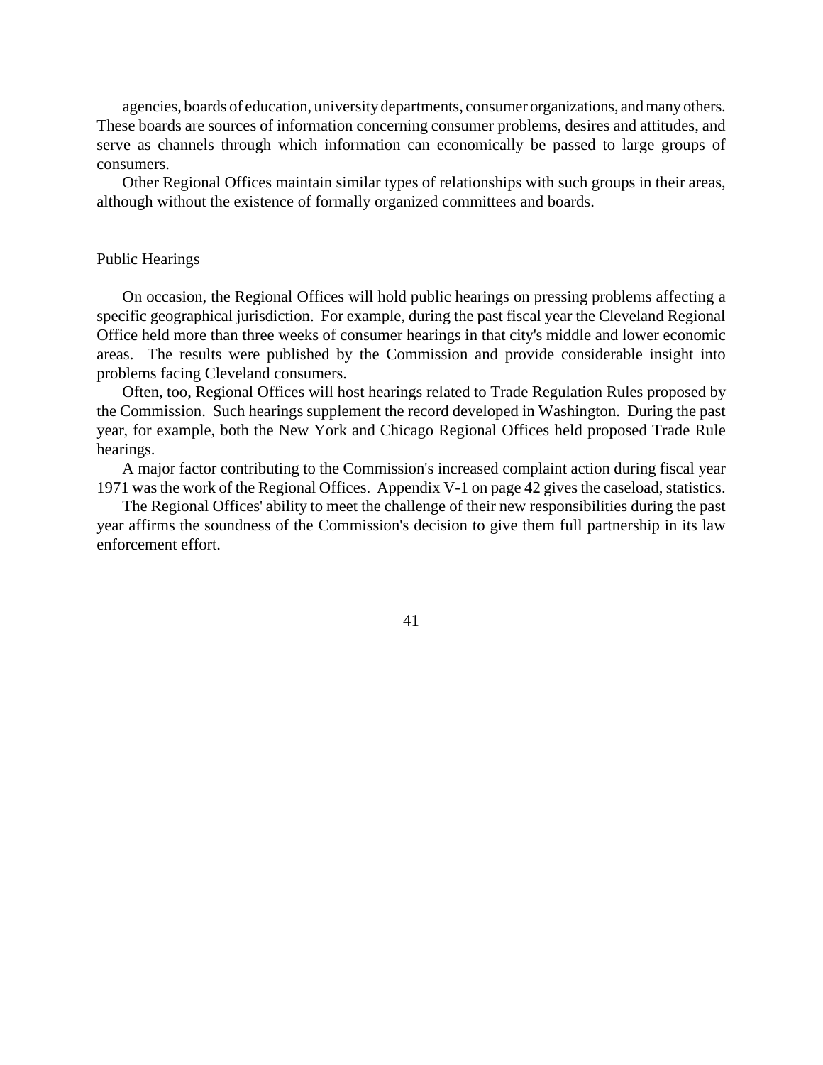agencies, boards of education, university departments, consumer organizations, and many others. These boards are sources of information concerning consumer problems, desires and attitudes, and serve as channels through which information can economically be passed to large groups of consumers.

Other Regional Offices maintain similar types of relationships with such groups in their areas, although without the existence of formally organized committees and boards.

## Public Hearings

On occasion, the Regional Offices will hold public hearings on pressing problems affecting a specific geographical jurisdiction. For example, during the past fiscal year the Cleveland Regional Office held more than three weeks of consumer hearings in that city's middle and lower economic areas. The results were published by the Commission and provide considerable insight into problems facing Cleveland consumers.

Often, too, Regional Offices will host hearings related to Trade Regulation Rules proposed by the Commission. Such hearings supplement the record developed in Washington. During the past year, for example, both the New York and Chicago Regional Offices held proposed Trade Rule hearings.

A major factor contributing to the Commission's increased complaint action during fiscal year 1971 was the work of the Regional Offices. Appendix V-1 on page 42 gives the caseload, statistics.

The Regional Offices' ability to meet the challenge of their new responsibilities during the past year affirms the soundness of the Commission's decision to give them full partnership in its law enforcement effort.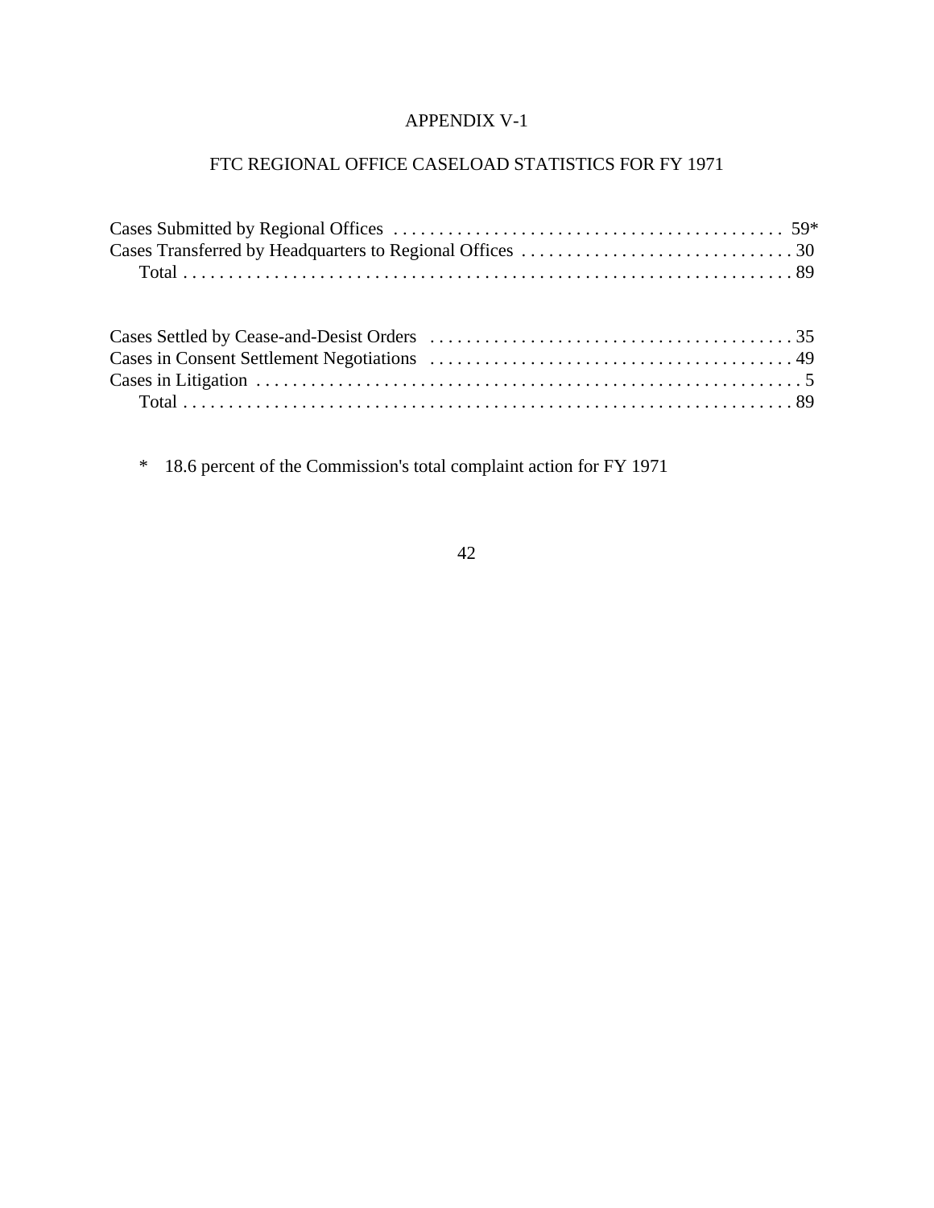# APPENDIX V-1

## FTC REGIONAL OFFICE CASELOAD STATISTICS FOR FY 1971

| | |
|---|---|
| Cases Submitted by Regional Offices | 59* |
| Cases Transferred by Headquarters to Regional Offices | 30 |
| Total | 89 |

| | |
|---|---|
| Cases Settled by Cease-and-Desist Orders | 35 |
| Cases in Consent Settlement Negotiations | 49 |
| Cases in Litigation | 5 |
| Total | 89 |

\* 18.6 percent of the Commission's total complaint action for FY 1971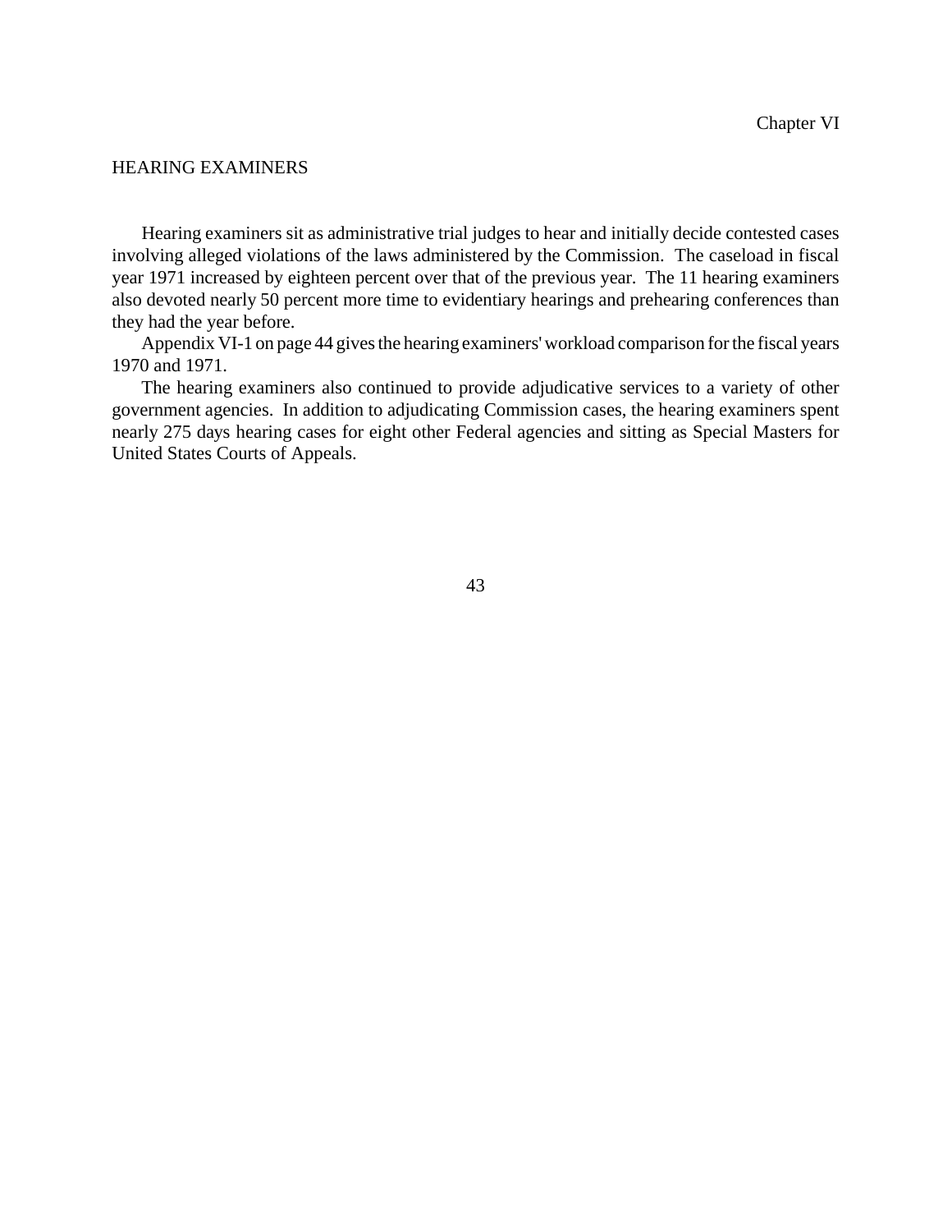Chapter VI

## HEARING EXAMINERS

Hearing examiners sit as administrative trial judges to hear and initially decide contested cases involving alleged violations of the laws administered by the Commission. The caseload in fiscal year 1971 increased by eighteen percent over that of the previous year. The 11 hearing examiners also devoted nearly 50 percent more time to evidentiary hearings and prehearing conferences than they had the year before.

Appendix VI-1 on page 44 gives the hearing examiners' workload comparison for the fiscal years 1970 and 1971.

The hearing examiners also continued to provide adjudicative services to a variety of other government agencies. In addition to adjudicating Commission cases, the hearing examiners spent nearly 275 days hearing cases for eight other Federal agencies and sitting as Special Masters for United States Courts of Appeals.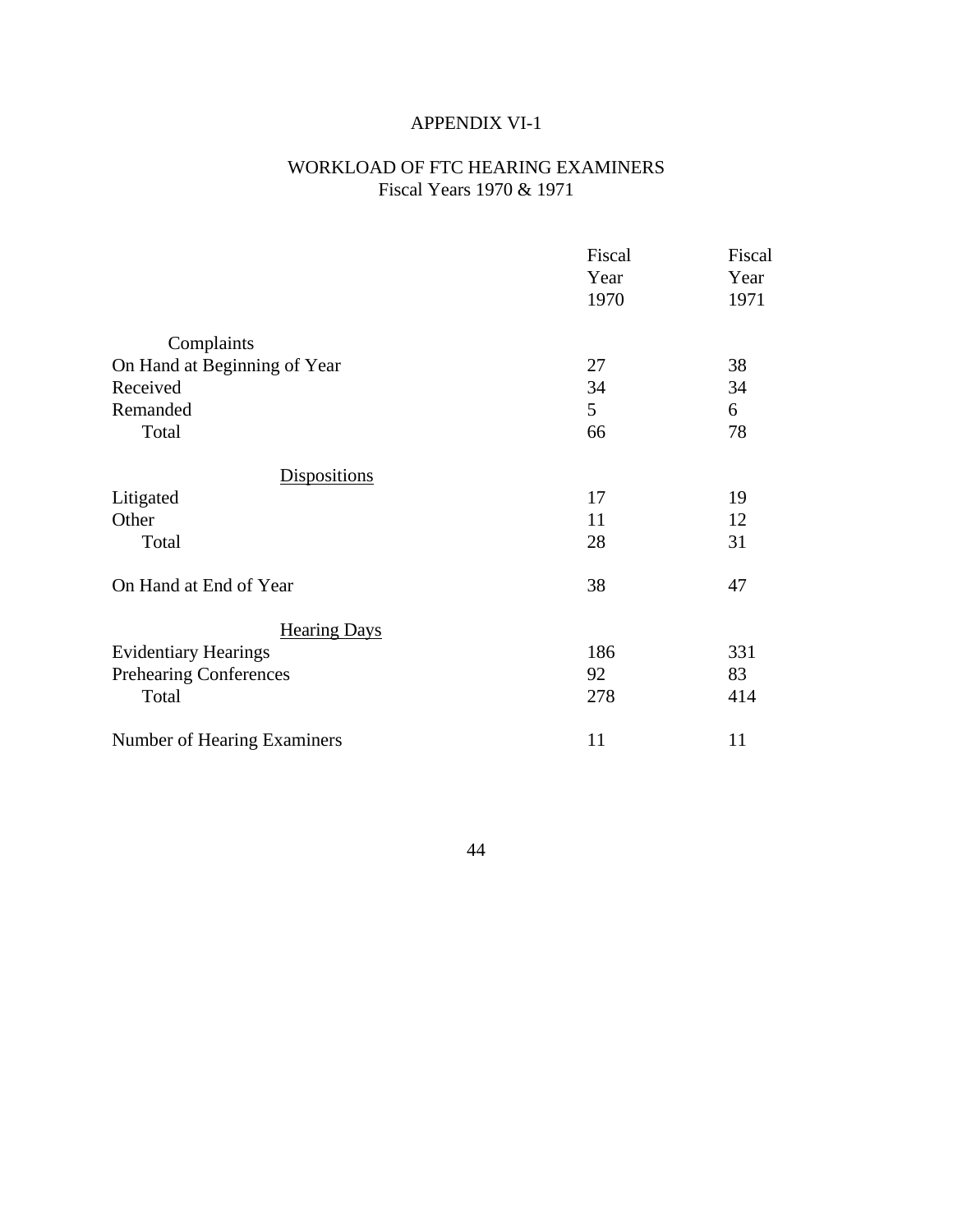# APPENDIX VI-1

## WORKLOAD OF FTC HEARING EXAMINERS
Fiscal Years 1970 & 1971

| | Fiscal Year 1970 | Fiscal Year 1971 |
|---|---|---|
| Complaints | | |
| On Hand at Beginning of Year | 27 | 38 |
| Received | 34 | 34 |
| Remanded | 5 | 6 |
| Total | 66 | 78 |
| Dispositions | | |
| Litigated | 17 | 19 |
| Other | 11 | 12 |
| Total | 28 | 31 |
| On Hand at End of Year | 38 | 47 |
| Hearing Days | | |
| Evidentiary Hearings | 186 | 331 |
| Prehearing Conferences | 92 | 83 |
| Total | 278 | 414 |
| Number of Hearing Examiners | 11 | 11 |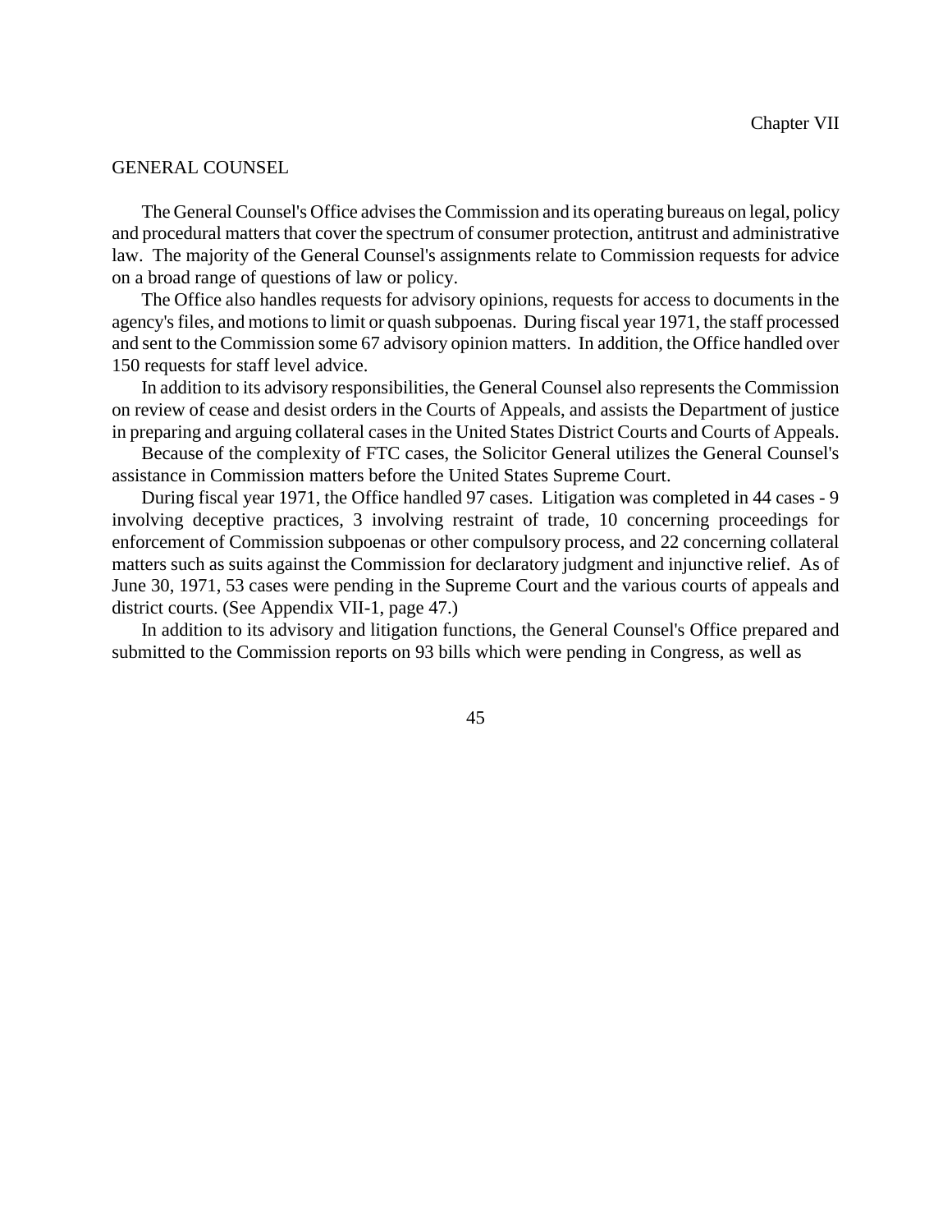Chapter VII

## GENERAL COUNSEL

The General Counsel's Office advises the Commission and its operating bureaus on legal, policy and procedural matters that cover the spectrum of consumer protection, antitrust and administrative law. The majority of the General Counsel's assignments relate to Commission requests for advice on a broad range of questions of law or policy.

The Office also handles requests for advisory opinions, requests for access to documents in the agency's files, and motions to limit or quash subpoenas. During fiscal year 1971, the staff processed and sent to the Commission some 67 advisory opinion matters. In addition, the Office handled over 150 requests for staff level advice.

In addition to its advisory responsibilities, the General Counsel also represents the Commission on review of cease and desist orders in the Courts of Appeals, and assists the Department of justice in preparing and arguing collateral cases in the United States District Courts and Courts of Appeals.

Because of the complexity of FTC cases, the Solicitor General utilizes the General Counsel's assistance in Commission matters before the United States Supreme Court.

During fiscal year 1971, the Office handled 97 cases. Litigation was completed in 44 cases - 9 involving deceptive practices, 3 involving restraint of trade, 10 concerning proceedings for enforcement of Commission subpoenas or other compulsory process, and 22 concerning collateral matters such as suits against the Commission for declaratory judgment and injunctive relief. As of June 30, 1971, 53 cases were pending in the Supreme Court and the various courts of appeals and district courts. (See Appendix VII-1, page 47.)

In addition to its advisory and litigation functions, the General Counsel's Office prepared and submitted to the Commission reports on 93 bills which were pending in Congress, as well as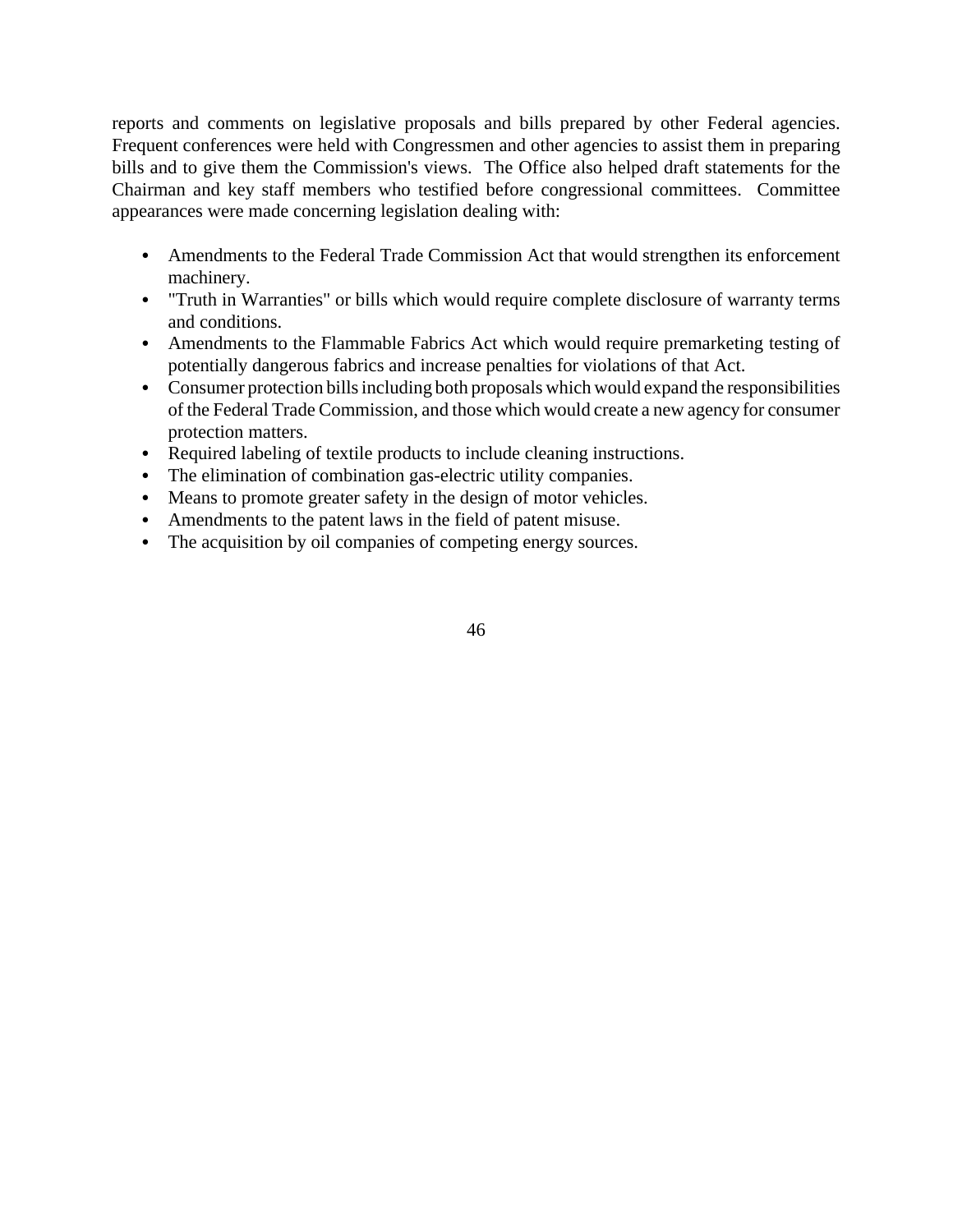reports and comments on legislative proposals and bills prepared by other Federal agencies. Frequent conferences were held with Congressmen and other agencies to assist them in preparing bills and to give them the Commission's views. The Office also helped draft statements for the Chairman and key staff members who testified before congressional committees. Committee appearances were made concerning legislation dealing with:

- Amendments to the Federal Trade Commission Act that would strengthen its enforcement machinery.
- "Truth in Warranties" or bills which would require complete disclosure of warranty terms and conditions.
- Amendments to the Flammable Fabrics Act which would require premarketing testing of potentially dangerous fabrics and increase penalties for violations of that Act.
- Consumer protection bills including both proposals which would expand the responsibilities of the Federal Trade Commission, and those which would create a new agency for consumer protection matters.
- Required labeling of textile products to include cleaning instructions.
- The elimination of combination gas-electric utility companies.
- Means to promote greater safety in the design of motor vehicles.
- Amendments to the patent laws in the field of patent misuse.
- The acquisition by oil companies of competing energy sources.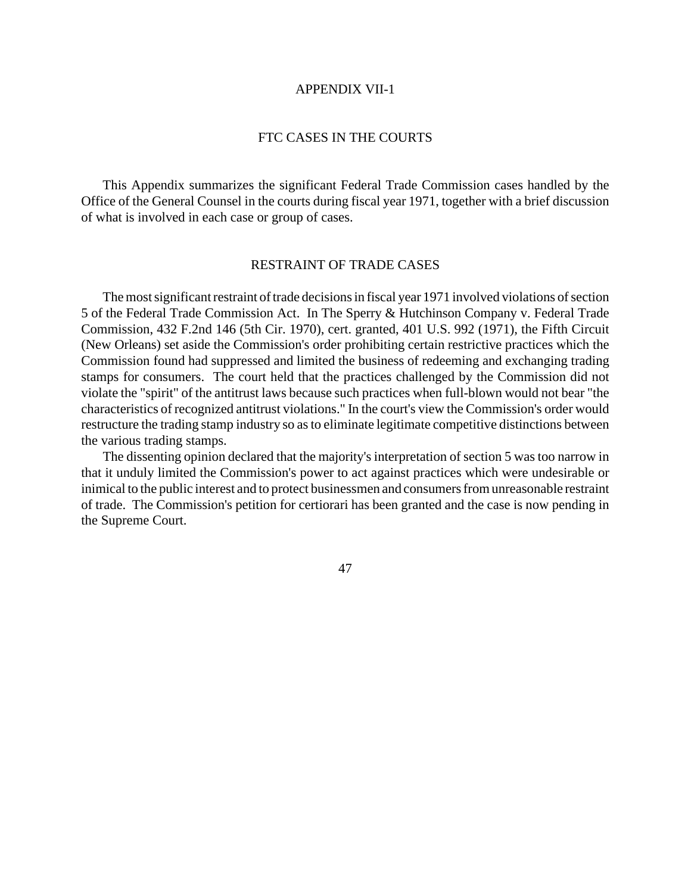# APPENDIX VII-1

## FTC CASES IN THE COURTS

This Appendix summarizes the significant Federal Trade Commission cases handled by the Office of the General Counsel in the courts during fiscal year 1971, together with a brief discussion of what is involved in each case or group of cases.

## RESTRAINT OF TRADE CASES

The most significant restraint of trade decisions in fiscal year 1971 involved violations of section 5 of the Federal Trade Commission Act. In The Sperry & Hutchinson Company v. Federal Trade Commission, 432 F.2nd 146 (5th Cir. 1970), cert. granted, 401 U.S. 992 (1971), the Fifth Circuit (New Orleans) set aside the Commission's order prohibiting certain restrictive practices which the Commission found had suppressed and limited the business of redeeming and exchanging trading stamps for consumers. The court held that the practices challenged by the Commission did not violate the "spirit" of the antitrust laws because such practices when full-blown would not bear "the characteristics of recognized antitrust violations." In the court's view the Commission's order would restructure the trading stamp industry so as to eliminate legitimate competitive distinctions between the various trading stamps.

The dissenting opinion declared that the majority's interpretation of section 5 was too narrow in that it unduly limited the Commission's power to act against practices which were undesirable or inimical to the public interest and to protect businessmen and consumers from unreasonable restraint of trade. The Commission's petition for certiorari has been granted and the case is now pending in the Supreme Court.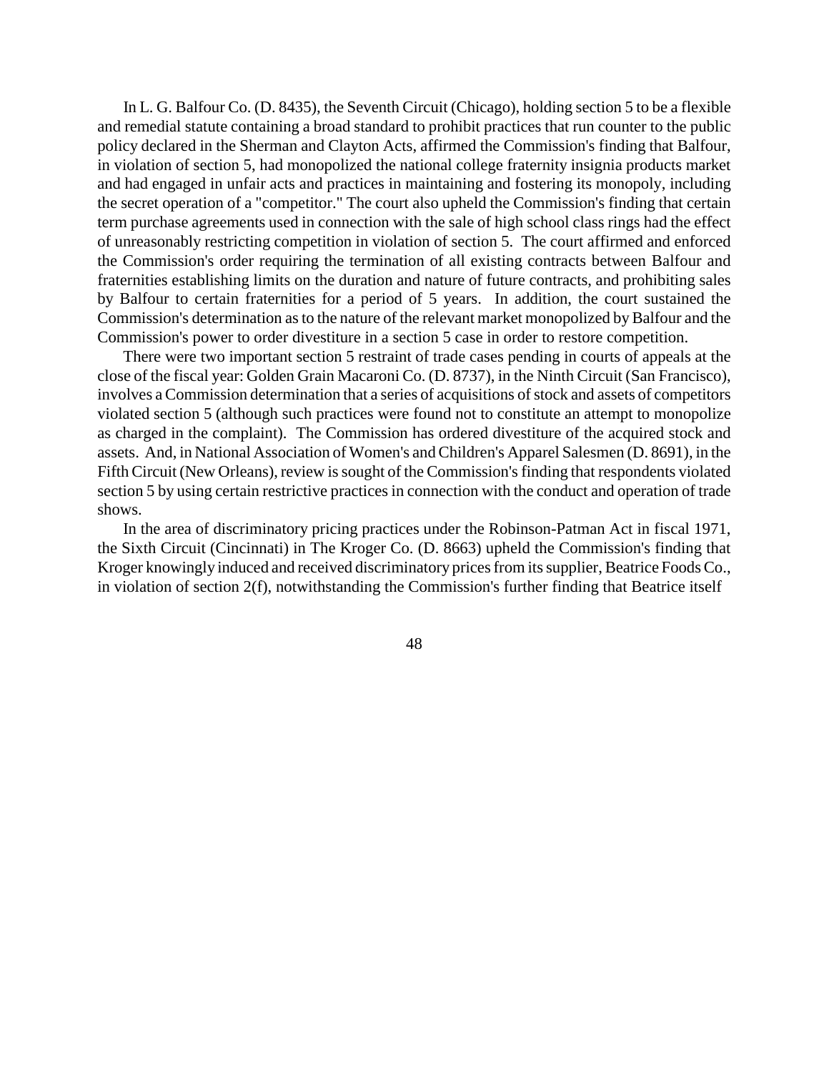In L. G. Balfour Co. (D. 8435), the Seventh Circuit (Chicago), holding section 5 to be a flexible and remedial statute containing a broad standard to prohibit practices that run counter to the public policy declared in the Sherman and Clayton Acts, affirmed the Commission's finding that Balfour, in violation of section 5, had monopolized the national college fraternity insignia products market and had engaged in unfair acts and practices in maintaining and fostering its monopoly, including the secret operation of a "competitor." The court also upheld the Commission's finding that certain term purchase agreements used in connection with the sale of high school class rings had the effect of unreasonably restricting competition in violation of section 5. The court affirmed and enforced the Commission's order requiring the termination of all existing contracts between Balfour and fraternities establishing limits on the duration and nature of future contracts, and prohibiting sales by Balfour to certain fraternities for a period of 5 years. In addition, the court sustained the Commission's determination as to the nature of the relevant market monopolized by Balfour and the Commission's power to order divestiture in a section 5 case in order to restore competition.

There were two important section 5 restraint of trade cases pending in courts of appeals at the close of the fiscal year: Golden Grain Macaroni Co. (D. 8737), in the Ninth Circuit (San Francisco), involves a Commission determination that a series of acquisitions of stock and assets of competitors violated section 5 (although such practices were found not to constitute an attempt to monopolize as charged in the complaint). The Commission has ordered divestiture of the acquired stock and assets. And, in National Association of Women's and Children's Apparel Salesmen (D. 8691), in the Fifth Circuit (New Orleans), review is sought of the Commission's finding that respondents violated section 5 by using certain restrictive practices in connection with the conduct and operation of trade shows.

In the area of discriminatory pricing practices under the Robinson-Patman Act in fiscal 1971, the Sixth Circuit (Cincinnati) in The Kroger Co. (D. 8663) upheld the Commission's finding that Kroger knowingly induced and received discriminatory prices from its supplier, Beatrice Foods Co., in violation of section 2(f), notwithstanding the Commission's further finding that Beatrice itself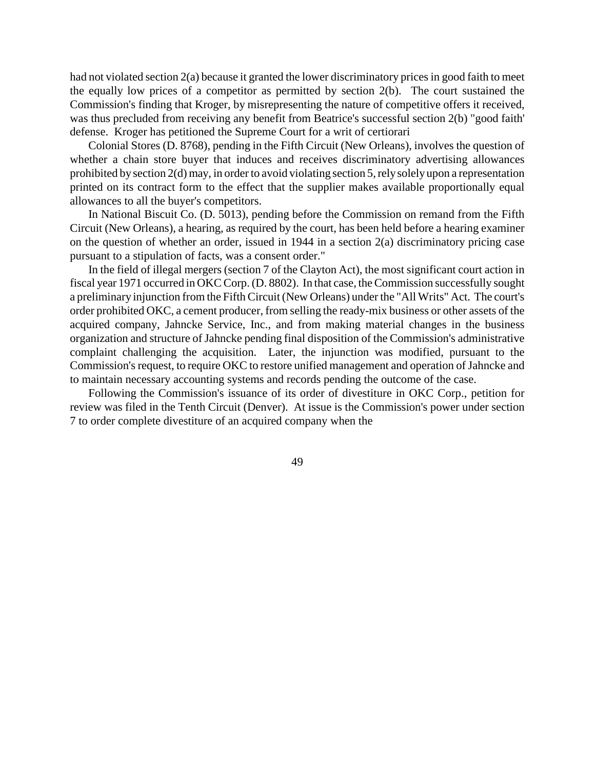had not violated section 2(a) because it granted the lower discriminatory prices in good faith to meet the equally low prices of a competitor as permitted by section 2(b). The court sustained the Commission's finding that Kroger, by misrepresenting the nature of competitive offers it received, was thus precluded from receiving any benefit from Beatrice's successful section 2(b) "good faith' defense. Kroger has petitioned the Supreme Court for a writ of certiorari

Colonial Stores (D. 8768), pending in the Fifth Circuit (New Orleans), involves the question of whether a chain store buyer that induces and receives discriminatory advertising allowances prohibited by section 2(d) may, in order to avoid violating section 5, rely solely upon a representation printed on its contract form to the effect that the supplier makes available proportionally equal allowances to all the buyer's competitors.

In National Biscuit Co. (D. 5013), pending before the Commission on remand from the Fifth Circuit (New Orleans), a hearing, as required by the court, has been held before a hearing examiner on the question of whether an order, issued in 1944 in a section 2(a) discriminatory pricing case pursuant to a stipulation of facts, was a consent order."

In the field of illegal mergers (section 7 of the Clayton Act), the most significant court action in fiscal year 1971 occurred in OKC Corp. (D. 8802). In that case, the Commission successfully sought a preliminary injunction from the Fifth Circuit (New Orleans) under the "All Writs" Act. The court's order prohibited OKC, a cement producer, from selling the ready-mix business or other assets of the acquired company, Jahncke Service, Inc., and from making material changes in the business organization and structure of Jahncke pending final disposition of the Commission's administrative complaint challenging the acquisition. Later, the injunction was modified, pursuant to the Commission's request, to require OKC to restore unified management and operation of Jahncke and to maintain necessary accounting systems and records pending the outcome of the case.

Following the Commission's issuance of its order of divestiture in OKC Corp., petition for review was filed in the Tenth Circuit (Denver). At issue is the Commission's power under section 7 to order complete divestiture of an acquired company when the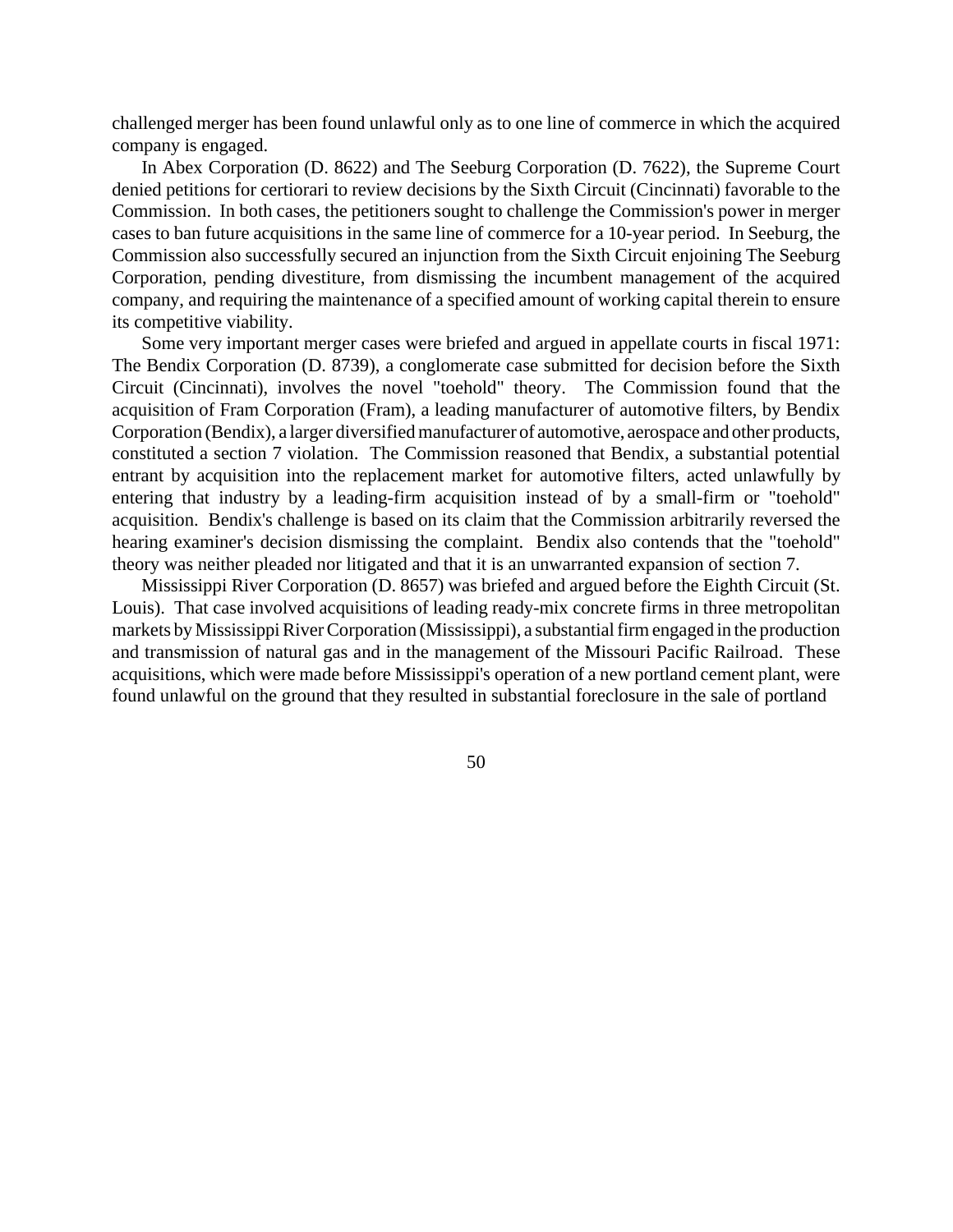challenged merger has been found unlawful only as to one line of commerce in which the acquired company is engaged.

In Abex Corporation (D. 8622) and The Seeburg Corporation (D. 7622), the Supreme Court denied petitions for certiorari to review decisions by the Sixth Circuit (Cincinnati) favorable to the Commission. In both cases, the petitioners sought to challenge the Commission's power in merger cases to ban future acquisitions in the same line of commerce for a 10-year period. In Seeburg, the Commission also successfully secured an injunction from the Sixth Circuit enjoining The Seeburg Corporation, pending divestiture, from dismissing the incumbent management of the acquired company, and requiring the maintenance of a specified amount of working capital therein to ensure its competitive viability.

Some very important merger cases were briefed and argued in appellate courts in fiscal 1971: The Bendix Corporation (D. 8739), a conglomerate case submitted for decision before the Sixth Circuit (Cincinnati), involves the novel "toehold" theory. The Commission found that the acquisition of Fram Corporation (Fram), a leading manufacturer of automotive filters, by Bendix Corporation (Bendix), a larger diversified manufacturer of automotive, aerospace and other products, constituted a section 7 violation. The Commission reasoned that Bendix, a substantial potential entrant by acquisition into the replacement market for automotive filters, acted unlawfully by entering that industry by a leading-firm acquisition instead of by a small-firm or "toehold" acquisition. Bendix's challenge is based on its claim that the Commission arbitrarily reversed the hearing examiner's decision dismissing the complaint. Bendix also contends that the "toehold" theory was neither pleaded nor litigated and that it is an unwarranted expansion of section 7.

Mississippi River Corporation (D. 8657) was briefed and argued before the Eighth Circuit (St. Louis). That case involved acquisitions of leading ready-mix concrete firms in three metropolitan markets by Mississippi River Corporation (Mississippi), a substantial firm engaged in the production and transmission of natural gas and in the management of the Missouri Pacific Railroad. These acquisitions, which were made before Mississippi's operation of a new portland cement plant, were found unlawful on the ground that they resulted in substantial foreclosure in the sale of portland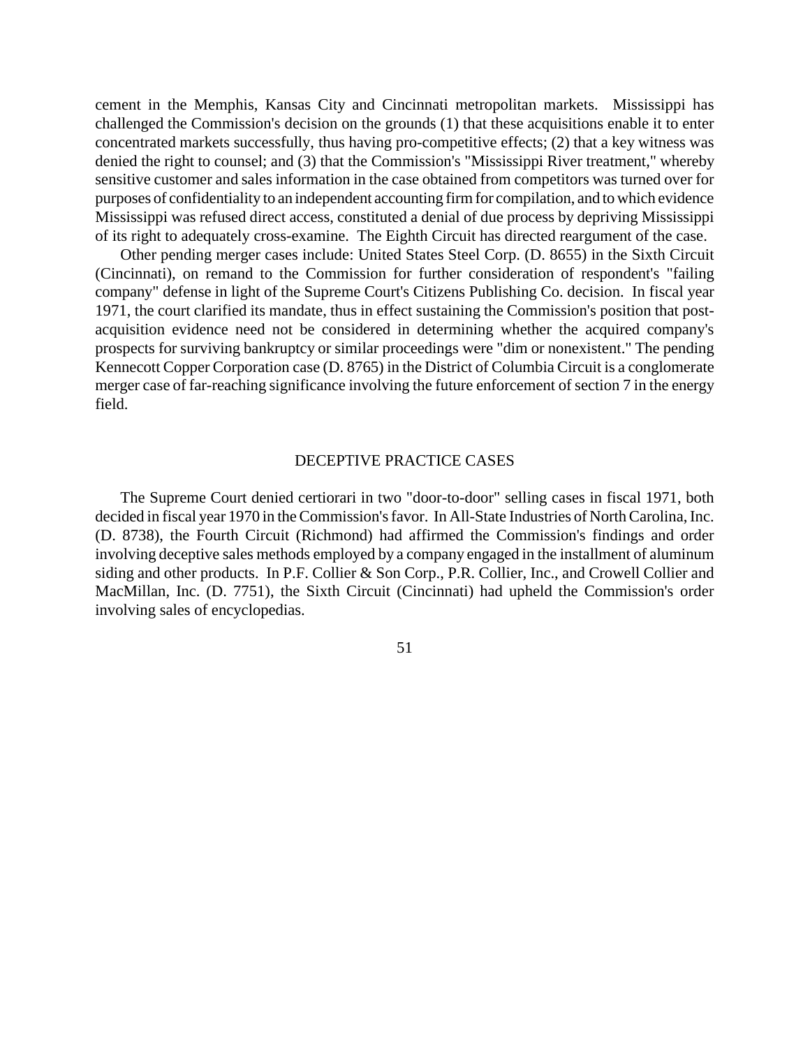cement in the Memphis, Kansas City and Cincinnati metropolitan markets. Mississippi has challenged the Commission's decision on the grounds (1) that these acquisitions enable it to enter concentrated markets successfully, thus having pro-competitive effects; (2) that a key witness was denied the right to counsel; and (3) that the Commission's "Mississippi River treatment," whereby sensitive customer and sales information in the case obtained from competitors was turned over for purposes of confidentiality to an independent accounting firm for compilation, and to which evidence Mississippi was refused direct access, constituted a denial of due process by depriving Mississippi of its right to adequately cross-examine. The Eighth Circuit has directed reargument of the case.

Other pending merger cases include: United States Steel Corp. (D. 8655) in the Sixth Circuit (Cincinnati), on remand to the Commission for further consideration of respondent's "failing company" defense in light of the Supreme Court's Citizens Publishing Co. decision. In fiscal year 1971, the court clarified its mandate, thus in effect sustaining the Commission's position that post-acquisition evidence need not be considered in determining whether the acquired company's prospects for surviving bankruptcy or similar proceedings were "dim or nonexistent." The pending Kennecott Copper Corporation case (D. 8765) in the District of Columbia Circuit is a conglomerate merger case of far-reaching significance involving the future enforcement of section 7 in the energy field.

## DECEPTIVE PRACTICE CASES

The Supreme Court denied certiorari in two "door-to-door" selling cases in fiscal 1971, both decided in fiscal year 1970 in the Commission's favor. In All-State Industries of North Carolina, Inc. (D. 8738), the Fourth Circuit (Richmond) had affirmed the Commission's findings and order involving deceptive sales methods employed by a company engaged in the installment of aluminum siding and other products. In P.F. Collier & Son Corp., P.R. Collier, Inc., and Crowell Collier and MacMillan, Inc. (D. 7751), the Sixth Circuit (Cincinnati) had upheld the Commission's order involving sales of encyclopedias.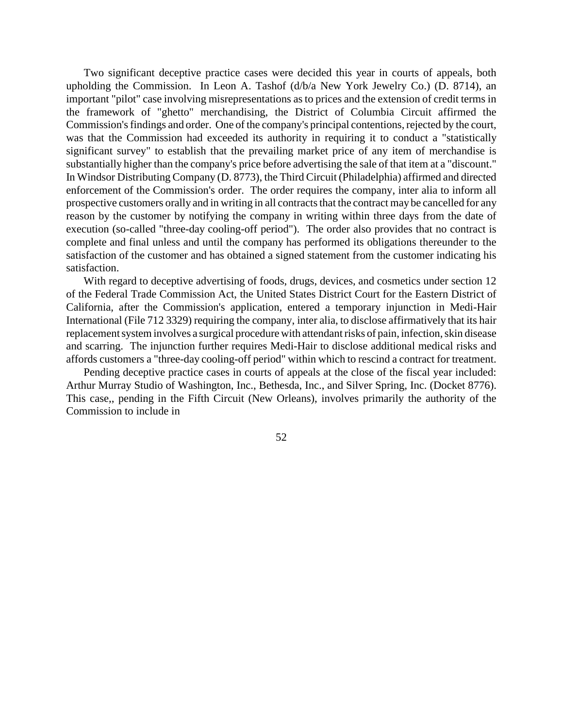Two significant deceptive practice cases were decided this year in courts of appeals, both upholding the Commission. In Leon A. Tashof (d/b/a New York Jewelry Co.) (D. 8714), an important "pilot" case involving misrepresentations as to prices and the extension of credit terms in the framework of "ghetto" merchandising, the District of Columbia Circuit affirmed the Commission's findings and order. One of the company's principal contentions, rejected by the court, was that the Commission had exceeded its authority in requiring it to conduct a "statistically significant survey" to establish that the prevailing market price of any item of merchandise is substantially higher than the company's price before advertising the sale of that item at a "discount." In Windsor Distributing Company (D. 8773), the Third Circuit (Philadelphia) affirmed and directed enforcement of the Commission's order. The order requires the company, inter alia to inform all prospective customers orally and in writing in all contracts that the contract may be cancelled for any reason by the customer by notifying the company in writing within three days from the date of execution (so-called "three-day cooling-off period"). The order also provides that no contract is complete and final unless and until the company has performed its obligations thereunder to the satisfaction of the customer and has obtained a signed statement from the customer indicating his satisfaction.

With regard to deceptive advertising of foods, drugs, devices, and cosmetics under section 12 of the Federal Trade Commission Act, the United States District Court for the Eastern District of California, after the Commission's application, entered a temporary injunction in Medi-Hair International (File 712 3329) requiring the company, inter alia, to disclose affirmatively that its hair replacement system involves a surgical procedure with attendant risks of pain, infection, skin disease and scarring. The injunction further requires Medi-Hair to disclose additional medical risks and affords customers a "three-day cooling-off period" within which to rescind a contract for treatment.

Pending deceptive practice cases in courts of appeals at the close of the fiscal year included: Arthur Murray Studio of Washington, Inc., Bethesda, Inc., and Silver Spring, Inc. (Docket 8776). This case,, pending in the Fifth Circuit (New Orleans), involves primarily the authority of the Commission to include in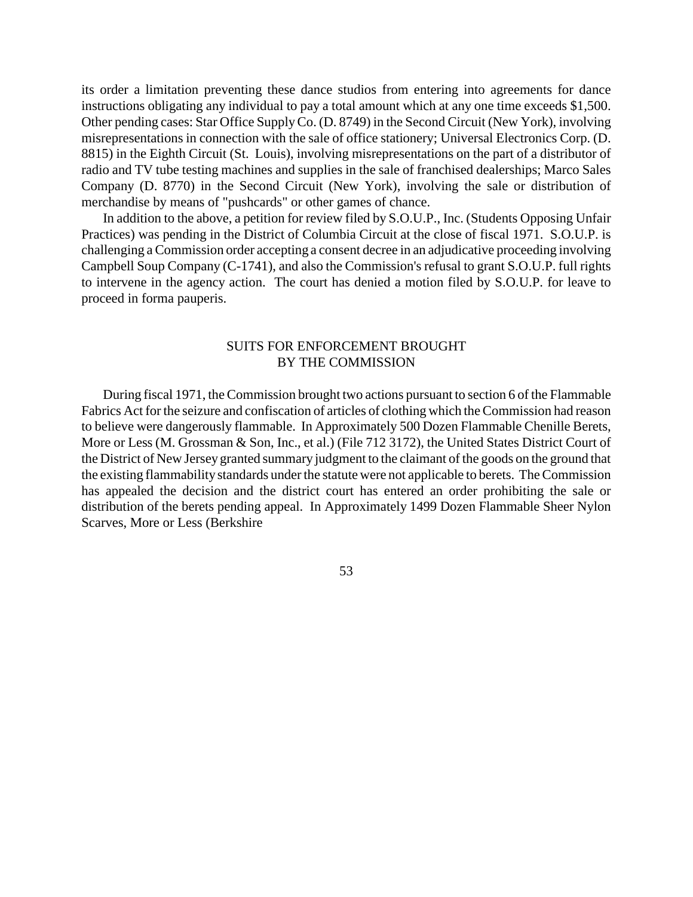its order a limitation preventing these dance studios from entering into agreements for dance instructions obligating any individual to pay a total amount which at any one time exceeds $1,500. Other pending cases: Star Office Supply Co. (D. 8749) in the Second Circuit (New York), involving misrepresentations in connection with the sale of office stationery; Universal Electronics Corp. (D. 8815) in the Eighth Circuit (St. Louis), involving misrepresentations on the part of a distributor of radio and TV tube testing machines and supplies in the sale of franchised dealerships; Marco Sales Company (D. 8770) in the Second Circuit (New York), involving the sale or distribution of merchandise by means of "pushcards" or other games of chance.

In addition to the above, a petition for review filed by S.O.U.P., Inc. (Students Opposing Unfair Practices) was pending in the District of Columbia Circuit at the close of fiscal 1971. S.O.U.P. is challenging a Commission order accepting a consent decree in an adjudicative proceeding involving Campbell Soup Company (C-1741), and also the Commission's refusal to grant S.O.U.P. full rights to intervene in the agency action. The court has denied a motion filed by S.O.U.P. for leave to proceed in forma pauperis.

## SUITS FOR ENFORCEMENT BROUGHT BY THE COMMISSION

During fiscal 1971, the Commission brought two actions pursuant to section 6 of the Flammable Fabrics Act for the seizure and confiscation of articles of clothing which the Commission had reason to believe were dangerously flammable. In Approximately 500 Dozen Flammable Chenille Berets, More or Less (M. Grossman & Son, Inc., et al.) (File 712 3172), the United States District Court of the District of New Jersey granted summary judgment to the claimant of the goods on the ground that the existing flammability standards under the statute were not applicable to berets. The Commission has appealed the decision and the district court has entered an order prohibiting the sale or distribution of the berets pending appeal. In Approximately 1499 Dozen Flammable Sheer Nylon Scarves, More or Less (Berkshire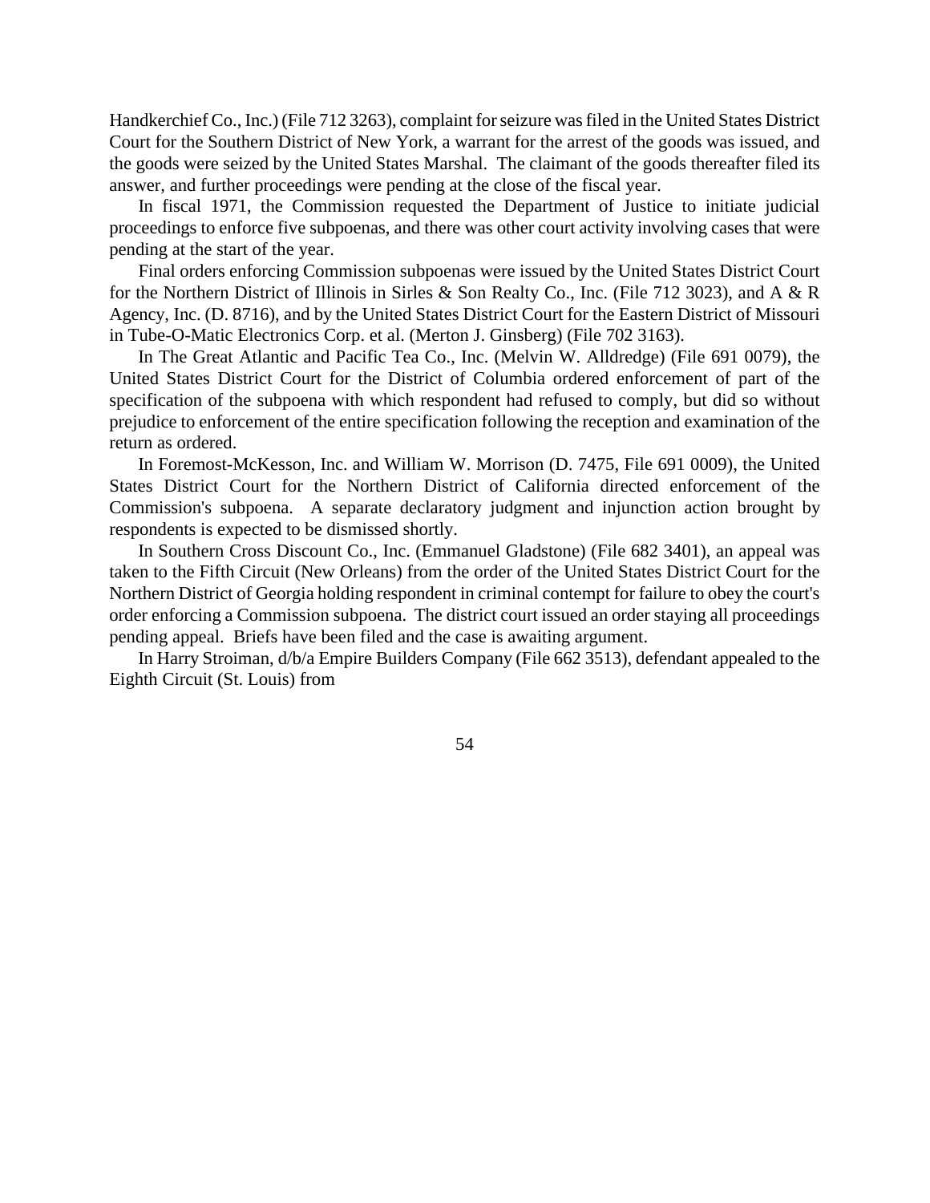Handkerchief Co., Inc.) (File 712 3263), complaint for seizure was filed in the United States District Court for the Southern District of New York, a warrant for the arrest of the goods was issued, and the goods were seized by the United States Marshal. The claimant of the goods thereafter filed its answer, and further proceedings were pending at the close of the fiscal year.

In fiscal 1971, the Commission requested the Department of Justice to initiate judicial proceedings to enforce five subpoenas, and there was other court activity involving cases that were pending at the start of the year.

Final orders enforcing Commission subpoenas were issued by the United States District Court for the Northern District of Illinois in Sirles & Son Realty Co., Inc. (File 712 3023), and A & R Agency, Inc. (D. 8716), and by the United States District Court for the Eastern District of Missouri in Tube-O-Matic Electronics Corp. et al. (Merton J. Ginsberg) (File 702 3163).

In The Great Atlantic and Pacific Tea Co., Inc. (Melvin W. Alldredge) (File 691 0079), the United States District Court for the District of Columbia ordered enforcement of part of the specification of the subpoena with which respondent had refused to comply, but did so without prejudice to enforcement of the entire specification following the reception and examination of the return as ordered.

In Foremost-McKesson, Inc. and William W. Morrison (D. 7475, File 691 0009), the United States District Court for the Northern District of California directed enforcement of the Commission's subpoena. A separate declaratory judgment and injunction action brought by respondents is expected to be dismissed shortly.

In Southern Cross Discount Co., Inc. (Emmanuel Gladstone) (File 682 3401), an appeal was taken to the Fifth Circuit (New Orleans) from the order of the United States District Court for the Northern District of Georgia holding respondent in criminal contempt for failure to obey the court's order enforcing a Commission subpoena. The district court issued an order staying all proceedings pending appeal. Briefs have been filed and the case is awaiting argument.

In Harry Stroiman, d/b/a Empire Builders Company (File 662 3513), defendant appealed to the Eighth Circuit (St. Louis) from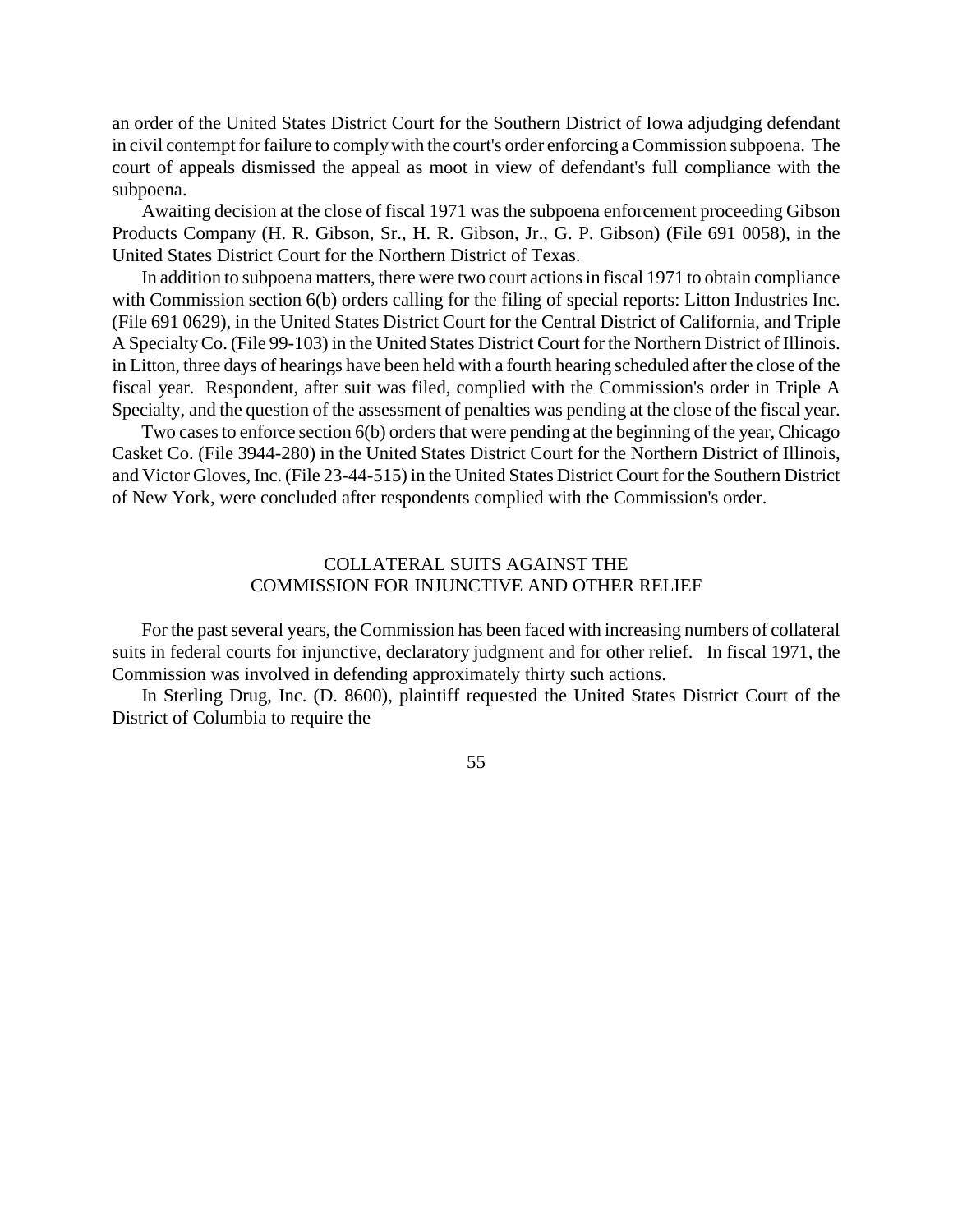an order of the United States District Court for the Southern District of Iowa adjudging defendant in civil contempt for failure to comply with the court's order enforcing a Commission subpoena. The court of appeals dismissed the appeal as moot in view of defendant's full compliance with the subpoena.

Awaiting decision at the close of fiscal 1971 was the subpoena enforcement proceeding Gibson Products Company (H. R. Gibson, Sr., H. R. Gibson, Jr., G. P. Gibson) (File 691 0058), in the United States District Court for the Northern District of Texas.

In addition to subpoena matters, there were two court actions in fiscal 1971 to obtain compliance with Commission section 6(b) orders calling for the filing of special reports: Litton Industries Inc. (File 691 0629), in the United States District Court for the Central District of California, and Triple A Specialty Co. (File 99-103) in the United States District Court for the Northern District of Illinois. in Litton, three days of hearings have been held with a fourth hearing scheduled after the close of the fiscal year. Respondent, after suit was filed, complied with the Commission's order in Triple A Specialty, and the question of the assessment of penalties was pending at the close of the fiscal year.

Two cases to enforce section 6(b) orders that were pending at the beginning of the year, Chicago Casket Co. (File 3944-280) in the United States District Court for the Northern District of Illinois, and Victor Gloves, Inc. (File 23-44-515) in the United States District Court for the Southern District of New York, were concluded after respondents complied with the Commission's order.

## COLLATERAL SUITS AGAINST THE COMMISSION FOR INJUNCTIVE AND OTHER RELIEF

For the past several years, the Commission has been faced with increasing numbers of collateral suits in federal courts for injunctive, declaratory judgment and for other relief. In fiscal 1971, the Commission was involved in defending approximately thirty such actions.

In Sterling Drug, Inc. (D. 8600), plaintiff requested the United States District Court of the District of Columbia to require the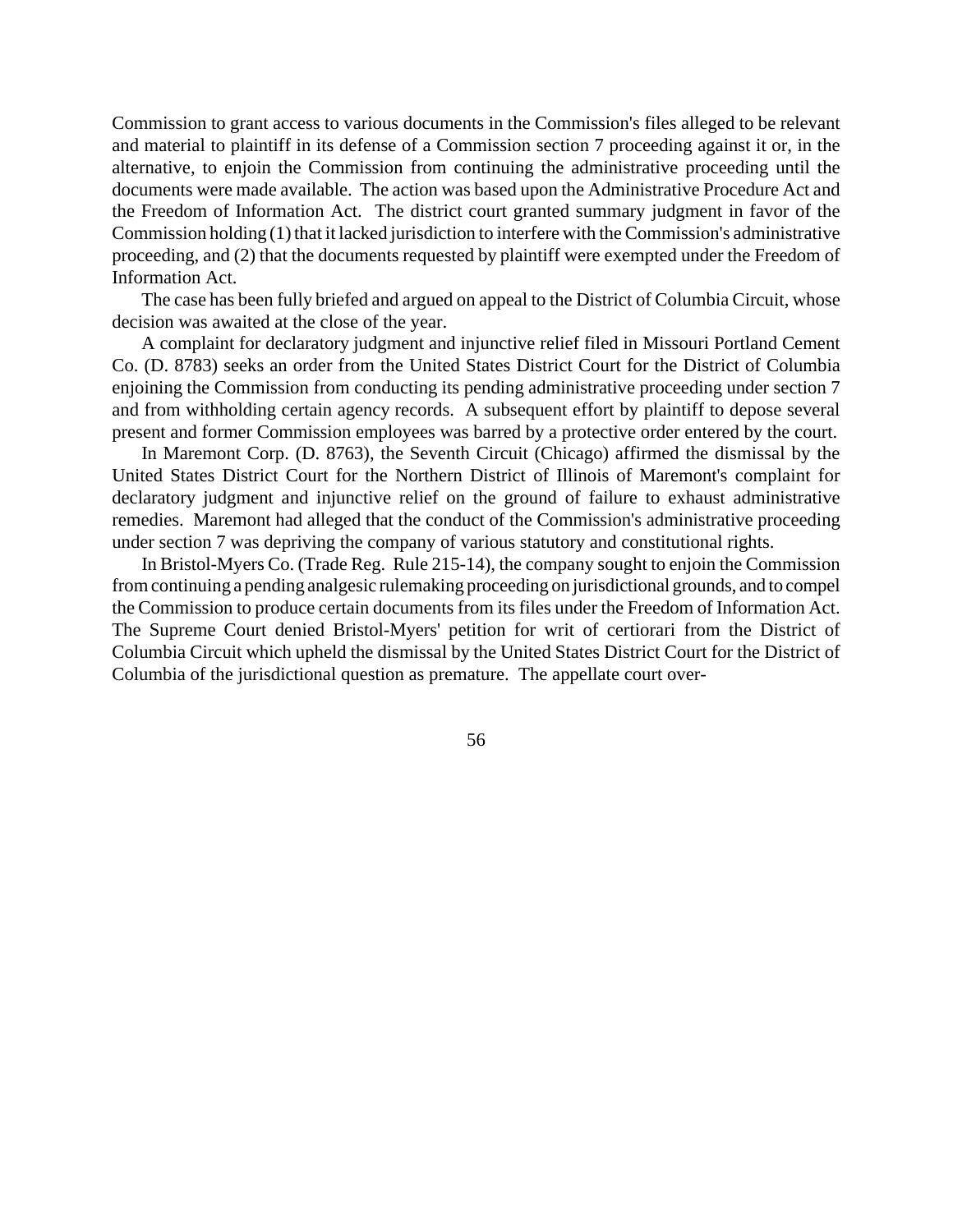Commission to grant access to various documents in the Commission's files alleged to be relevant and material to plaintiff in its defense of a Commission section 7 proceeding against it or, in the alternative, to enjoin the Commission from continuing the administrative proceeding until the documents were made available. The action was based upon the Administrative Procedure Act and the Freedom of Information Act. The district court granted summary judgment in favor of the Commission holding (1) that it lacked jurisdiction to interfere with the Commission's administrative proceeding, and (2) that the documents requested by plaintiff were exempted under the Freedom of Information Act.

The case has been fully briefed and argued on appeal to the District of Columbia Circuit, whose decision was awaited at the close of the year.

A complaint for declaratory judgment and injunctive relief filed in Missouri Portland Cement Co. (D. 8783) seeks an order from the United States District Court for the District of Columbia enjoining the Commission from conducting its pending administrative proceeding under section 7 and from withholding certain agency records. A subsequent effort by plaintiff to depose several present and former Commission employees was barred by a protective order entered by the court.

In Maremont Corp. (D. 8763), the Seventh Circuit (Chicago) affirmed the dismissal by the United States District Court for the Northern District of Illinois of Maremont's complaint for declaratory judgment and injunctive relief on the ground of failure to exhaust administrative remedies. Maremont had alleged that the conduct of the Commission's administrative proceeding under section 7 was depriving the company of various statutory and constitutional rights.

In Bristol-Myers Co. (Trade Reg. Rule 215-14), the company sought to enjoin the Commission from continuing a pending analgesic rulemaking proceeding on jurisdictional grounds, and to compel the Commission to produce certain documents from its files under the Freedom of Information Act. The Supreme Court denied Bristol-Myers' petition for writ of certiorari from the District of Columbia Circuit which upheld the dismissal by the United States District Court for the District of Columbia of the jurisdictional question as premature. The appellate court over-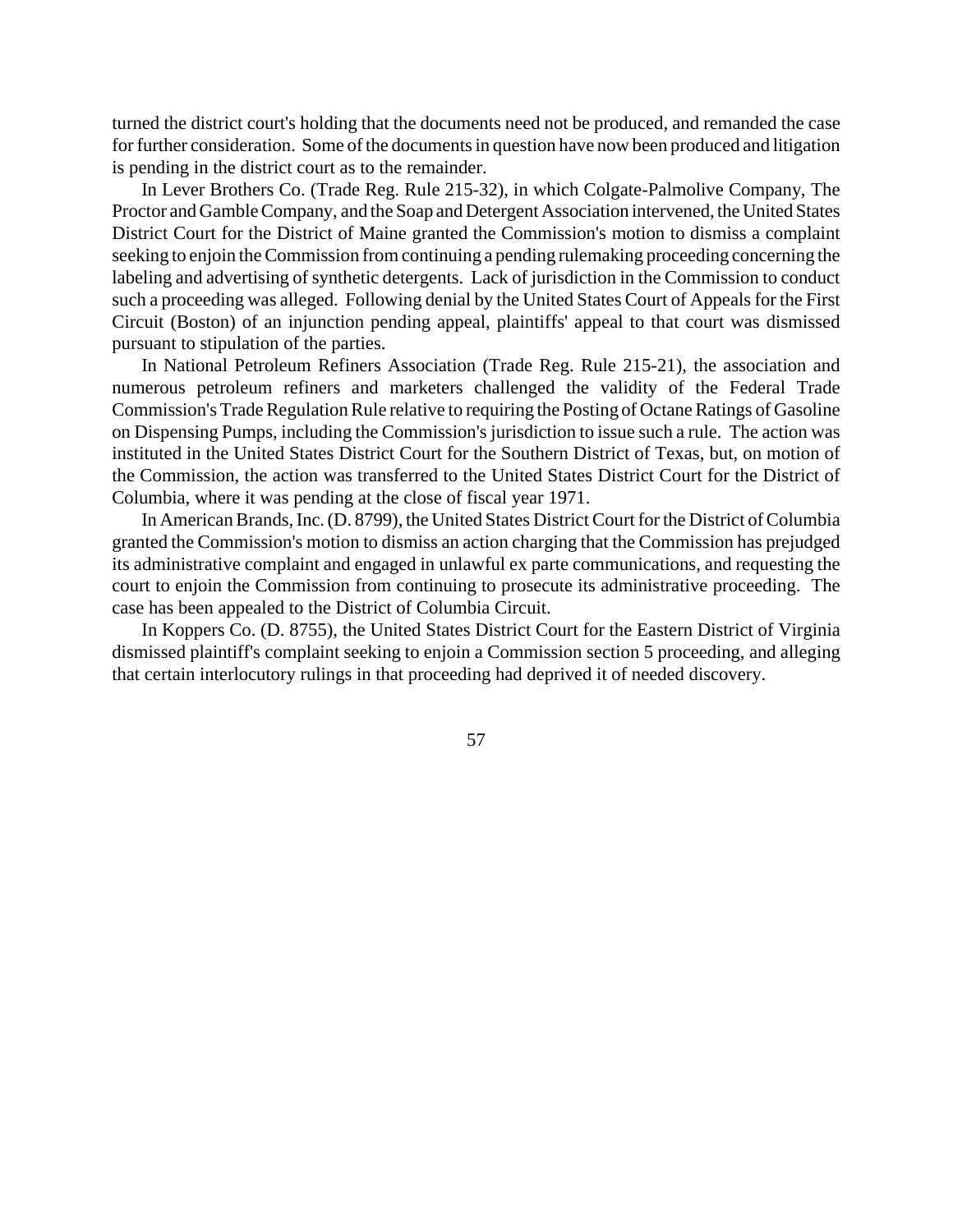turned the district court's holding that the documents need not be produced, and remanded the case for further consideration. Some of the documents in question have now been produced and litigation is pending in the district court as to the remainder.

In Lever Brothers Co. (Trade Reg. Rule 215-32), in which Colgate-Palmolive Company, The Proctor and Gamble Company, and the Soap and Detergent Association intervened, the United States District Court for the District of Maine granted the Commission's motion to dismiss a complaint seeking to enjoin the Commission from continuing a pending rulemaking proceeding concerning the labeling and advertising of synthetic detergents. Lack of jurisdiction in the Commission to conduct such a proceeding was alleged. Following denial by the United States Court of Appeals for the First Circuit (Boston) of an injunction pending appeal, plaintiffs' appeal to that court was dismissed pursuant to stipulation of the parties.

In National Petroleum Refiners Association (Trade Reg. Rule 215-21), the association and numerous petroleum refiners and marketers challenged the validity of the Federal Trade Commission's Trade Regulation Rule relative to requiring the Posting of Octane Ratings of Gasoline on Dispensing Pumps, including the Commission's jurisdiction to issue such a rule. The action was instituted in the United States District Court for the Southern District of Texas, but, on motion of the Commission, the action was transferred to the United States District Court for the District of Columbia, where it was pending at the close of fiscal year 1971.

In American Brands, Inc. (D. 8799), the United States District Court for the District of Columbia granted the Commission's motion to dismiss an action charging that the Commission has prejudged its administrative complaint and engaged in unlawful ex parte communications, and requesting the court to enjoin the Commission from continuing to prosecute its administrative proceeding. The case has been appealed to the District of Columbia Circuit.

In Koppers Co. (D. 8755), the United States District Court for the Eastern District of Virginia dismissed plaintiff's complaint seeking to enjoin a Commission section 5 proceeding, and alleging that certain interlocutory rulings in that proceeding had deprived it of needed discovery.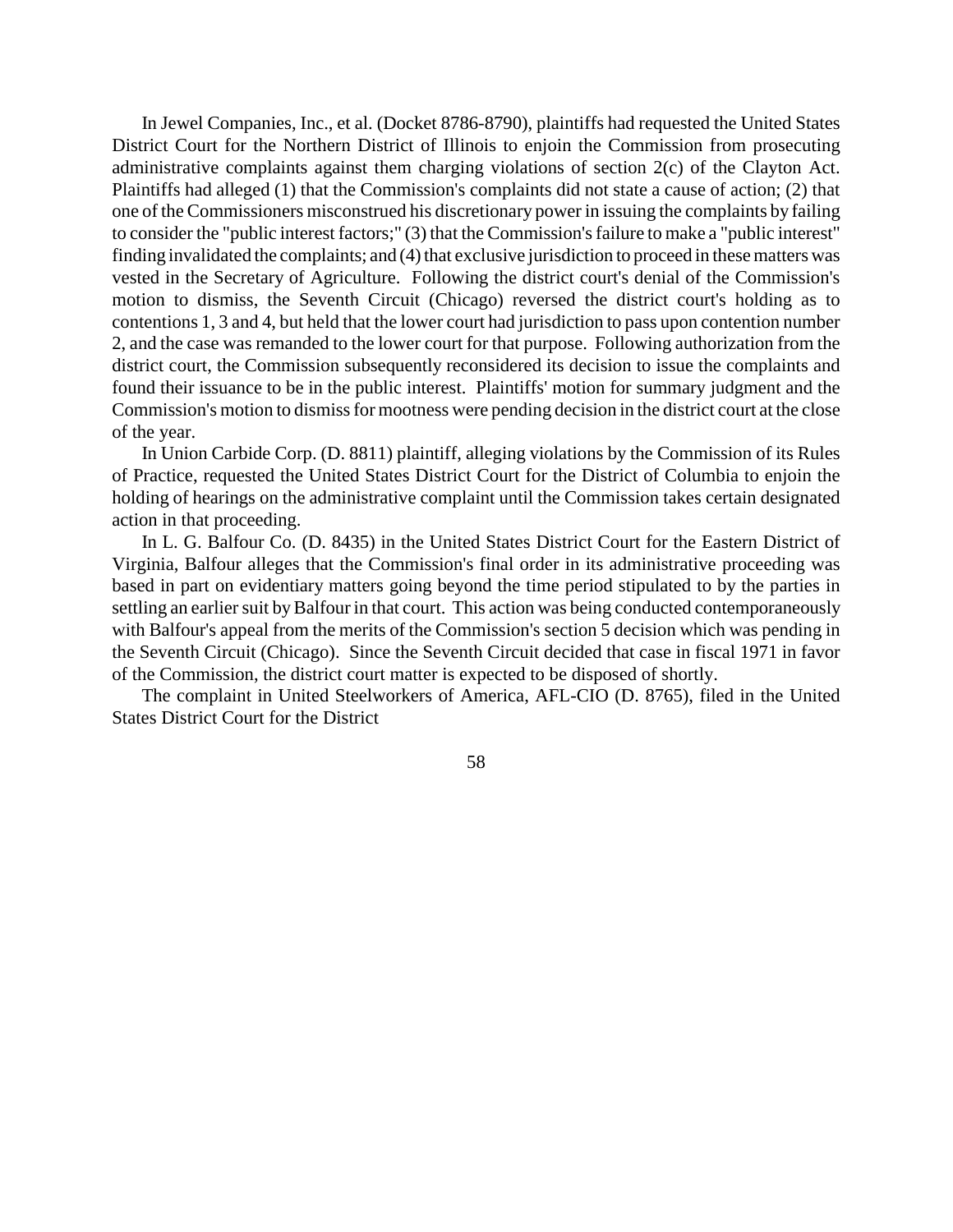In Jewel Companies, Inc., et al. (Docket 8786-8790), plaintiffs had requested the United States District Court for the Northern District of Illinois to enjoin the Commission from prosecuting administrative complaints against them charging violations of section 2(c) of the Clayton Act. Plaintiffs had alleged (1) that the Commission's complaints did not state a cause of action; (2) that one of the Commissioners misconstrued his discretionary power in issuing the complaints by failing to consider the "public interest factors;" (3) that the Commission's failure to make a "public interest" finding invalidated the complaints; and (4) that exclusive jurisdiction to proceed in these matters was vested in the Secretary of Agriculture. Following the district court's denial of the Commission's motion to dismiss, the Seventh Circuit (Chicago) reversed the district court's holding as to contentions 1, 3 and 4, but held that the lower court had jurisdiction to pass upon contention number 2, and the case was remanded to the lower court for that purpose. Following authorization from the district court, the Commission subsequently reconsidered its decision to issue the complaints and found their issuance to be in the public interest. Plaintiffs' motion for summary judgment and the Commission's motion to dismiss for mootness were pending decision in the district court at the close of the year.

In Union Carbide Corp. (D. 8811) plaintiff, alleging violations by the Commission of its Rules of Practice, requested the United States District Court for the District of Columbia to enjoin the holding of hearings on the administrative complaint until the Commission takes certain designated action in that proceeding.

In L. G. Balfour Co. (D. 8435) in the United States District Court for the Eastern District of Virginia, Balfour alleges that the Commission's final order in its administrative proceeding was based in part on evidentiary matters going beyond the time period stipulated to by the parties in settling an earlier suit by Balfour in that court. This action was being conducted contemporaneously with Balfour's appeal from the merits of the Commission's section 5 decision which was pending in the Seventh Circuit (Chicago). Since the Seventh Circuit decided that case in fiscal 1971 in favor of the Commission, the district court matter is expected to be disposed of shortly.

The complaint in United Steelworkers of America, AFL-CIO (D. 8765), filed in the United States District Court for the District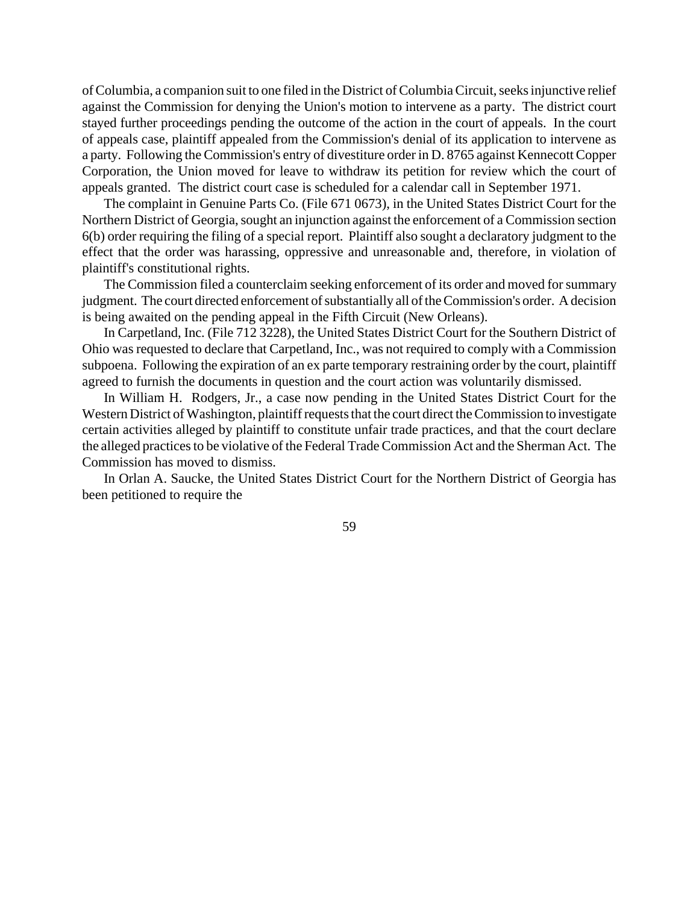of Columbia, a companion suit to one filed in the District of Columbia Circuit, seeks injunctive relief against the Commission for denying the Union's motion to intervene as a party. The district court stayed further proceedings pending the outcome of the action in the court of appeals. In the court of appeals case, plaintiff appealed from the Commission's denial of its application to intervene as a party. Following the Commission's entry of divestiture order in D. 8765 against Kennecott Copper Corporation, the Union moved for leave to withdraw its petition for review which the court of appeals granted. The district court case is scheduled for a calendar call in September 1971.

The complaint in Genuine Parts Co. (File 671 0673), in the United States District Court for the Northern District of Georgia, sought an injunction against the enforcement of a Commission section 6(b) order requiring the filing of a special report. Plaintiff also sought a declaratory judgment to the effect that the order was harassing, oppressive and unreasonable and, therefore, in violation of plaintiff's constitutional rights.

The Commission filed a counterclaim seeking enforcement of its order and moved for summary judgment. The court directed enforcement of substantially all of the Commission's order. A decision is being awaited on the pending appeal in the Fifth Circuit (New Orleans).

In Carpetland, Inc. (File 712 3228), the United States District Court for the Southern District of Ohio was requested to declare that Carpetland, Inc., was not required to comply with a Commission subpoena. Following the expiration of an ex parte temporary restraining order by the court, plaintiff agreed to furnish the documents in question and the court action was voluntarily dismissed.

In William H. Rodgers, Jr., a case now pending in the United States District Court for the Western District of Washington, plaintiff requests that the court direct the Commission to investigate certain activities alleged by plaintiff to constitute unfair trade practices, and that the court declare the alleged practices to be violative of the Federal Trade Commission Act and the Sherman Act. The Commission has moved to dismiss.

In Orlan A. Saucke, the United States District Court for the Northern District of Georgia has been petitioned to require the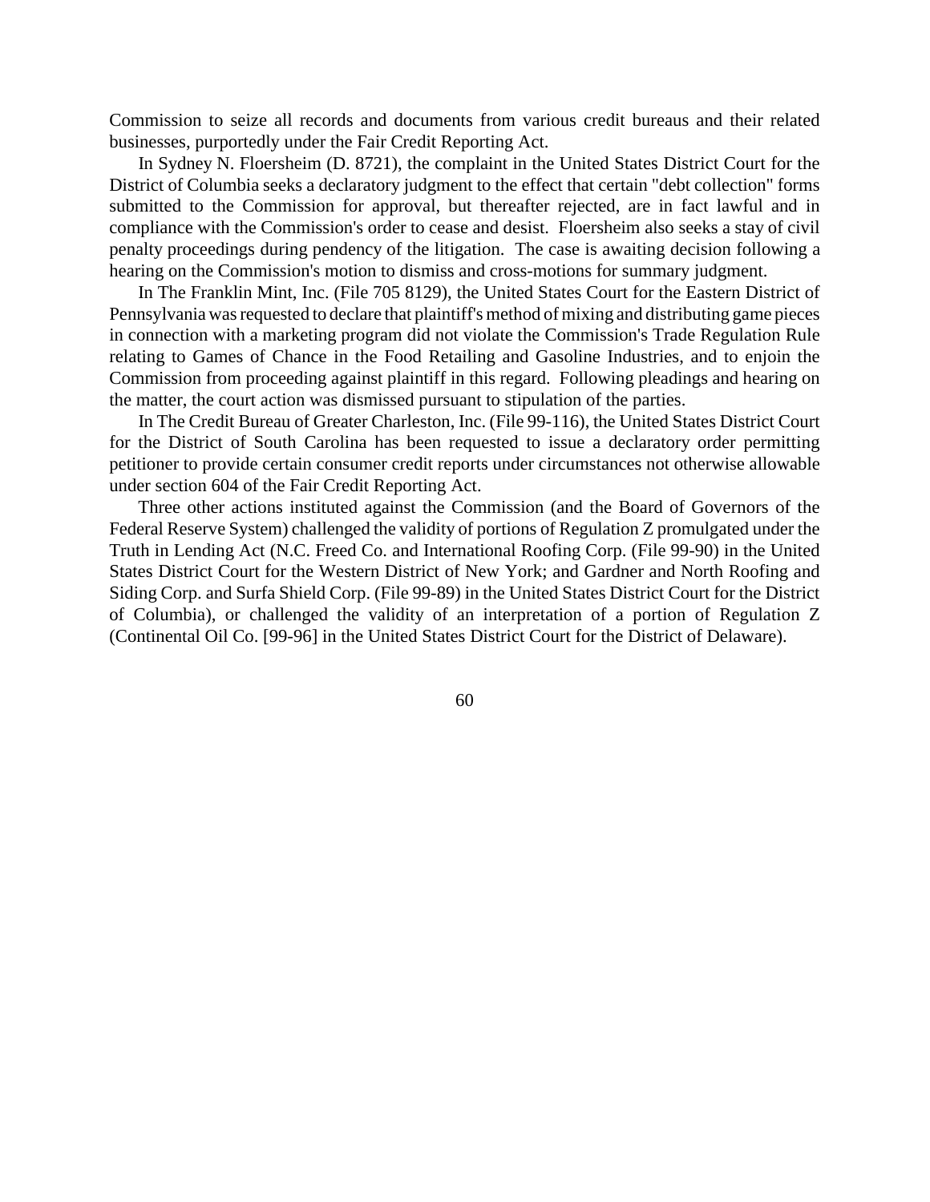Commission to seize all records and documents from various credit bureaus and their related businesses, purportedly under the Fair Credit Reporting Act.

In Sydney N. Floersheim (D. 8721), the complaint in the United States District Court for the District of Columbia seeks a declaratory judgment to the effect that certain "debt collection" forms submitted to the Commission for approval, but thereafter rejected, are in fact lawful and in compliance with the Commission's order to cease and desist. Floersheim also seeks a stay of civil penalty proceedings during pendency of the litigation. The case is awaiting decision following a hearing on the Commission's motion to dismiss and cross-motions for summary judgment.

In The Franklin Mint, Inc. (File 705 8129), the United States Court for the Eastern District of Pennsylvania was requested to declare that plaintiff's method of mixing and distributing game pieces in connection with a marketing program did not violate the Commission's Trade Regulation Rule relating to Games of Chance in the Food Retailing and Gasoline Industries, and to enjoin the Commission from proceeding against plaintiff in this regard. Following pleadings and hearing on the matter, the court action was dismissed pursuant to stipulation of the parties.

In The Credit Bureau of Greater Charleston, Inc. (File 99-116), the United States District Court for the District of South Carolina has been requested to issue a declaratory order permitting petitioner to provide certain consumer credit reports under circumstances not otherwise allowable under section 604 of the Fair Credit Reporting Act.

Three other actions instituted against the Commission (and the Board of Governors of the Federal Reserve System) challenged the validity of portions of Regulation Z promulgated under the Truth in Lending Act (N.C. Freed Co. and International Roofing Corp. (File 99-90) in the United States District Court for the Western District of New York; and Gardner and North Roofing and Siding Corp. and Surfa Shield Corp. (File 99-89) in the United States District Court for the District of Columbia), or challenged the validity of an interpretation of a portion of Regulation Z (Continental Oil Co. [99-96] in the United States District Court for the District of Delaware).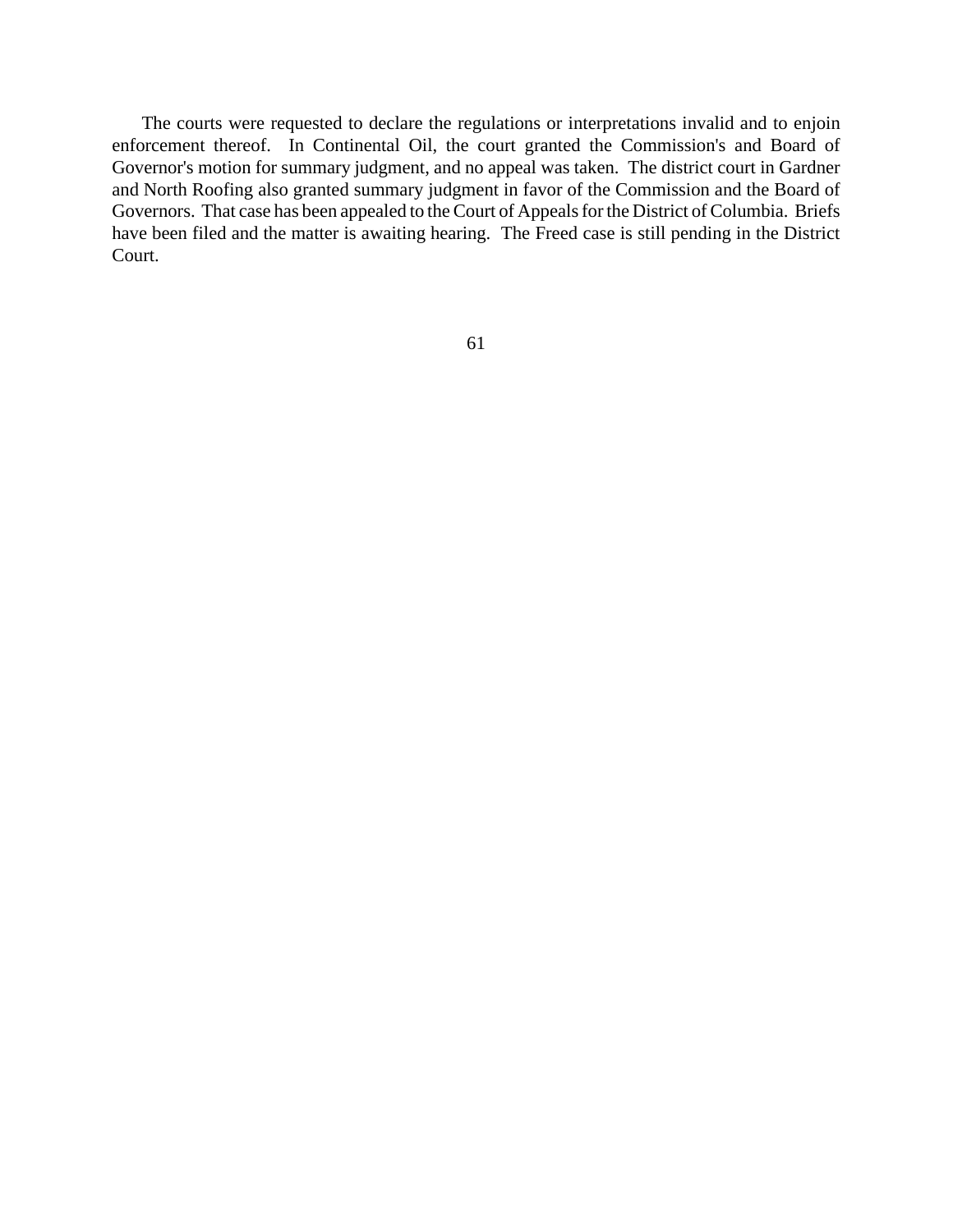The courts were requested to declare the regulations or interpretations invalid and to enjoin enforcement thereof. In Continental Oil, the court granted the Commission's and Board of Governor's motion for summary judgment, and no appeal was taken. The district court in Gardner and North Roofing also granted summary judgment in favor of the Commission and the Board of Governors. That case has been appealed to the Court of Appeals for the District of Columbia. Briefs have been filed and the matter is awaiting hearing. The Freed case is still pending in the District Court.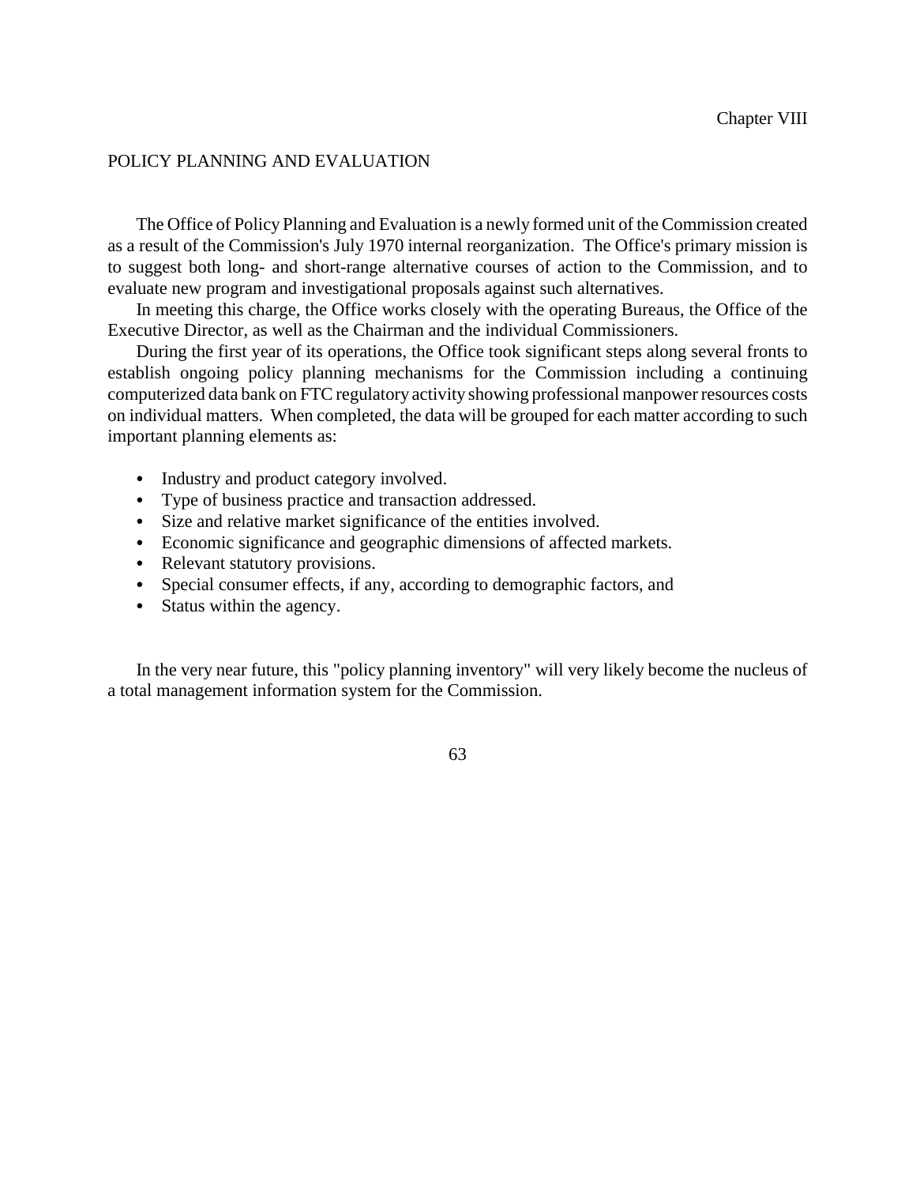Chapter VIII

## POLICY PLANNING AND EVALUATION

The Office of Policy Planning and Evaluation is a newly formed unit of the Commission created as a result of the Commission's July 1970 internal reorganization. The Office's primary mission is to suggest both long- and short-range alternative courses of action to the Commission, and to evaluate new program and investigational proposals against such alternatives.

In meeting this charge, the Office works closely with the operating Bureaus, the Office of the Executive Director, as well as the Chairman and the individual Commissioners.

During the first year of its operations, the Office took significant steps along several fronts to establish ongoing policy planning mechanisms for the Commission including a continuing computerized data bank on FTC regulatory activity showing professional manpower resources costs on individual matters. When completed, the data will be grouped for each matter according to such important planning elements as:

- Industry and product category involved.
- Type of business practice and transaction addressed.
- Size and relative market significance of the entities involved.
- Economic significance and geographic dimensions of affected markets.
- Relevant statutory provisions.
- Special consumer effects, if any, according to demographic factors, and
- Status within the agency.

In the very near future, this "policy planning inventory" will very likely become the nucleus of a total management information system for the Commission.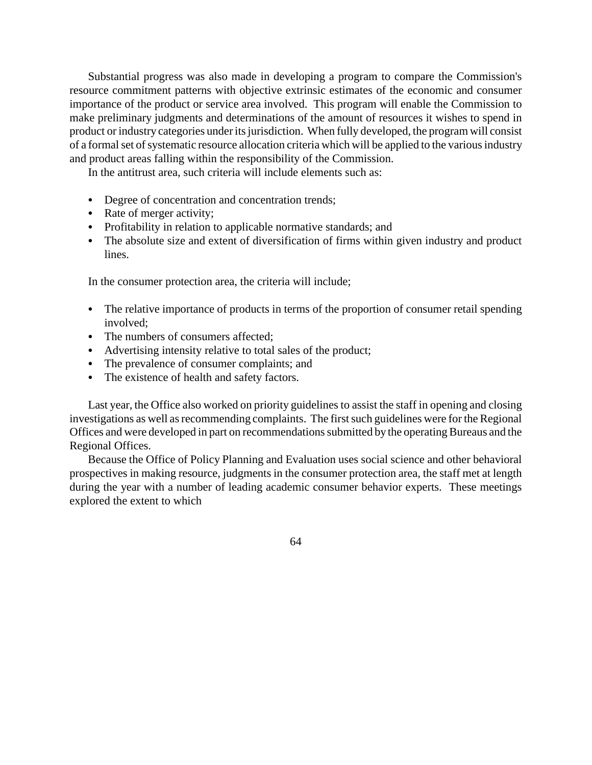Substantial progress was also made in developing a program to compare the Commission's resource commitment patterns with objective extrinsic estimates of the economic and consumer importance of the product or service area involved. This program will enable the Commission to make preliminary judgments and determinations of the amount of resources it wishes to spend in product or industry categories under its jurisdiction. When fully developed, the program will consist of a formal set of systematic resource allocation criteria which will be applied to the various industry and product areas falling within the responsibility of the Commission.

In the antitrust area, such criteria will include elements such as:

- Degree of concentration and concentration trends;
- Rate of merger activity;
- Profitability in relation to applicable normative standards; and
- The absolute size and extent of diversification of firms within given industry and product lines.

In the consumer protection area, the criteria will include;

- The relative importance of products in terms of the proportion of consumer retail spending involved;
- The numbers of consumers affected;
- Advertising intensity relative to total sales of the product;
- The prevalence of consumer complaints; and
- The existence of health and safety factors.

Last year, the Office also worked on priority guidelines to assist the staff in opening and closing investigations as well as recommending complaints. The first such guidelines were for the Regional Offices and were developed in part on recommendations submitted by the operating Bureaus and the Regional Offices.

Because the Office of Policy Planning and Evaluation uses social science and other behavioral prospectives in making resource, judgments in the consumer protection area, the staff met at length during the year with a number of leading academic consumer behavior experts. These meetings explored the extent to which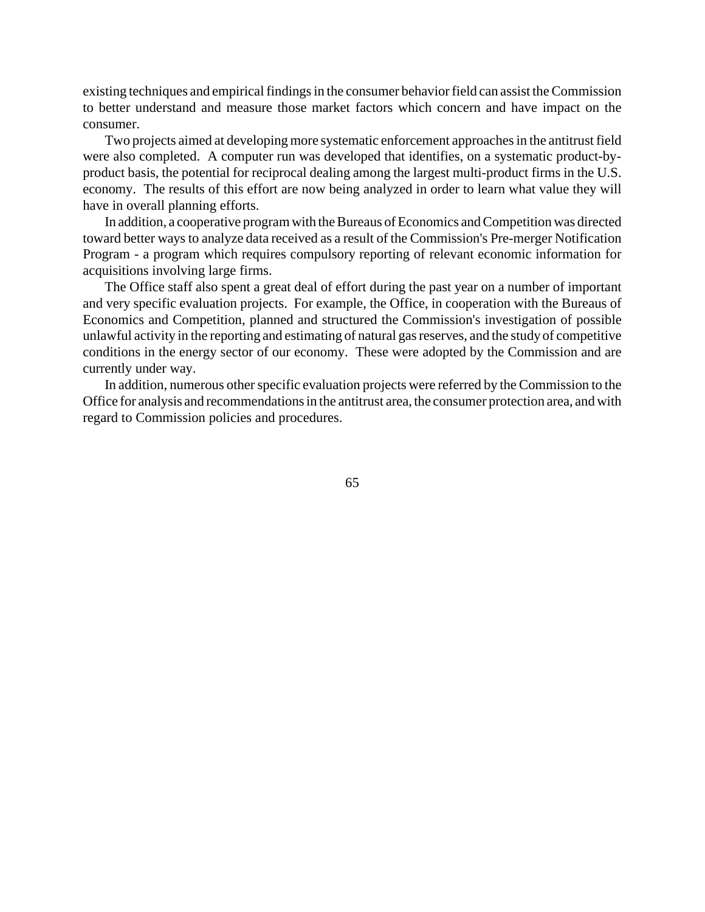existing techniques and empirical findings in the consumer behavior field can assist the Commission to better understand and measure those market factors which concern and have impact on the consumer.

Two projects aimed at developing more systematic enforcement approaches in the antitrust field were also completed. A computer run was developed that identifies, on a systematic product-by-product basis, the potential for reciprocal dealing among the largest multi-product firms in the U.S. economy. The results of this effort are now being analyzed in order to learn what value they will have in overall planning efforts.

In addition, a cooperative program with the Bureaus of Economics and Competition was directed toward better ways to analyze data received as a result of the Commission's Pre-merger Notification Program - a program which requires compulsory reporting of relevant economic information for acquisitions involving large firms.

The Office staff also spent a great deal of effort during the past year on a number of important and very specific evaluation projects. For example, the Office, in cooperation with the Bureaus of Economics and Competition, planned and structured the Commission's investigation of possible unlawful activity in the reporting and estimating of natural gas reserves, and the study of competitive conditions in the energy sector of our economy. These were adopted by the Commission and are currently under way.

In addition, numerous other specific evaluation projects were referred by the Commission to the Office for analysis and recommendations in the antitrust area, the consumer protection area, and with regard to Commission policies and procedures.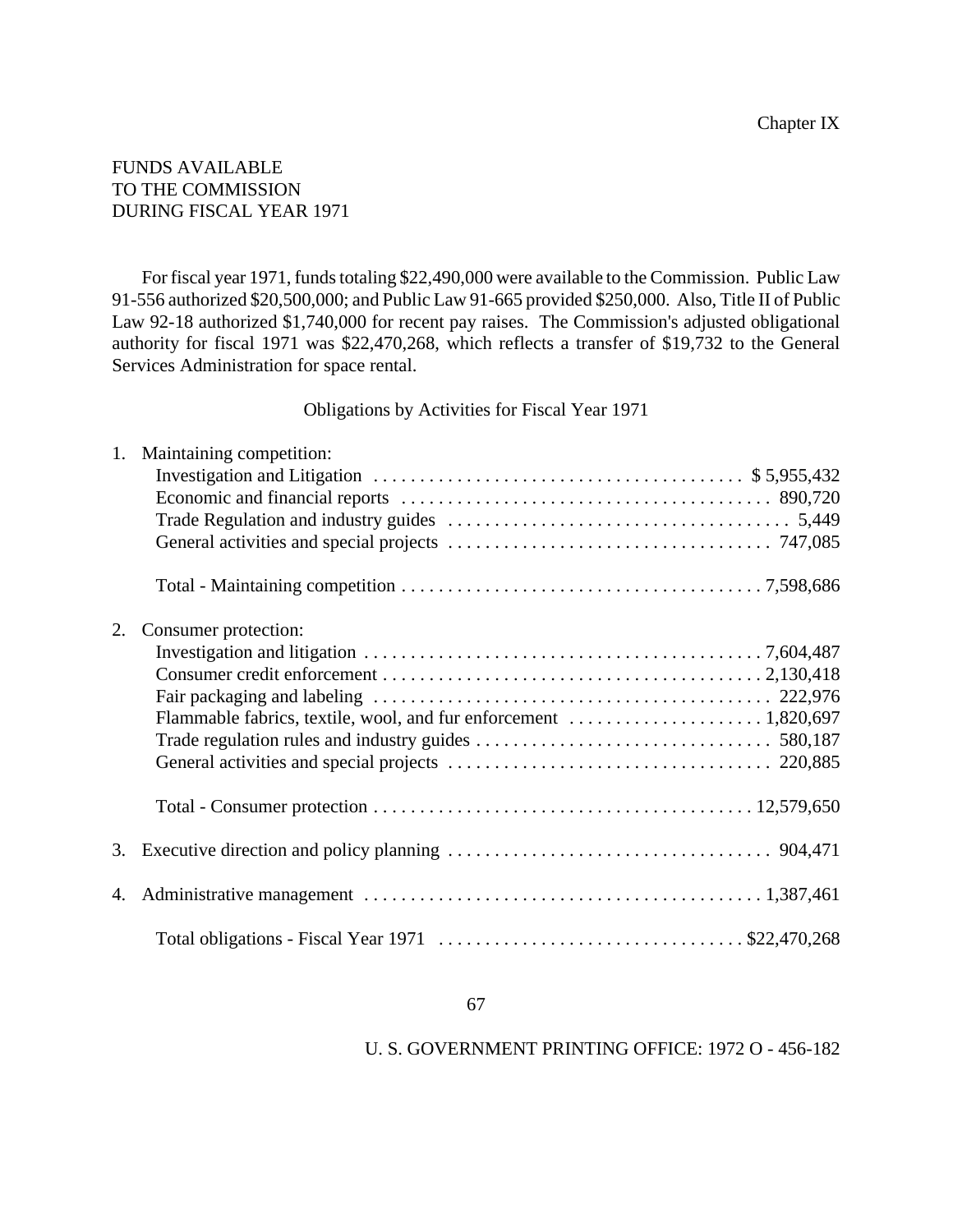Chapter IX

## FUNDS AVAILABLE TO THE COMMISSION DURING FISCAL YEAR 1971

For fiscal year 1971, funds totaling $22,490,000 were available to the Commission. Public Law 91-556 authorized $20,500,000; and Public Law 91-665 provided $250,000. Also, Title II of Public Law 92-18 authorized $1,740,000 for recent pay raises. The Commission's adjusted obligational authority for fiscal 1971 was $22,470,268, which reflects a transfer of $19,732 to the General Services Administration for space rental.

### Obligations by Activities for Fiscal Year 1971

| | |
|---|---|
| 1. Maintaining competition: | |
| Investigation and Litigation | $ 5,955,432 |
| Economic and financial reports | 890,720 |
| Trade Regulation and industry guides | 5,449 |
| General activities and special projects | 747,085 |
| Total - Maintaining competition | 7,598,686 |
| 2. Consumer protection: | |
| Investigation and litigation | 7,604,487 |
| Consumer credit enforcement | 2,130,418 |
| Fair packaging and labeling | 222,976 |
| Flammable fabrics, textile, wool, and fur enforcement | 1,820,697 |
| Trade regulation rules and industry guides | 580,187 |
| General activities and special projects | 220,885 |
| Total - Consumer protection | 12,579,650 |
| 3. Executive direction and policy planning | 904,471 |
| 4. Administrative management | 1,387,461 |
| Total obligations - Fiscal Year 1971 | $22,470,268 |

U. S. GOVERNMENT PRINTING OFFICE: 1972 O - 456-182